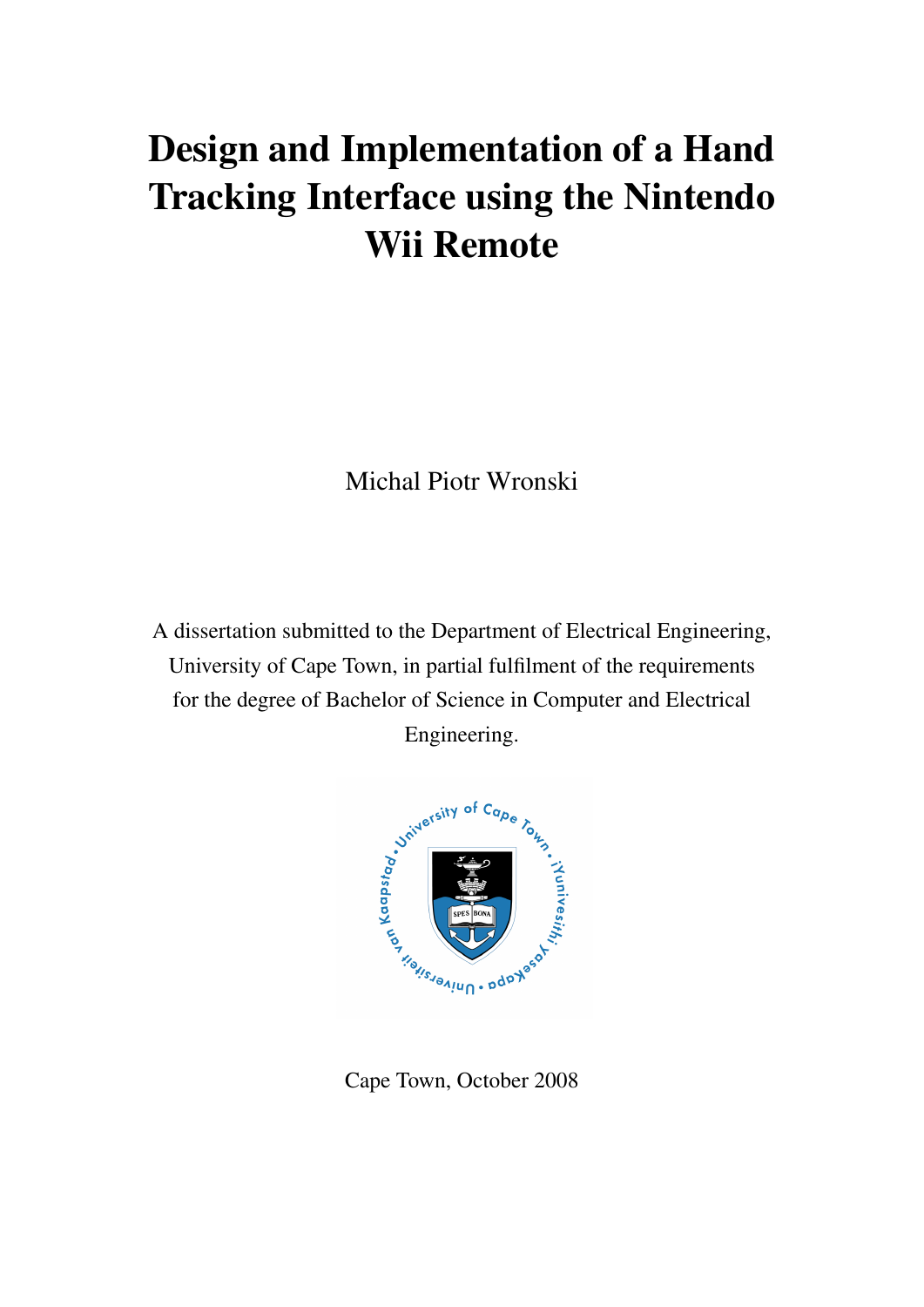# Design and Implementation of a Hand Tracking Interface using the Nintendo Wii Remote

Michal Piotr Wronski

A dissertation submitted to the Department of Electrical Engineering, University of Cape Town, in partial fulfilment of the requirements for the degree of Bachelor of Science in Computer and Electrical Engineering.

Cape Town, October 2008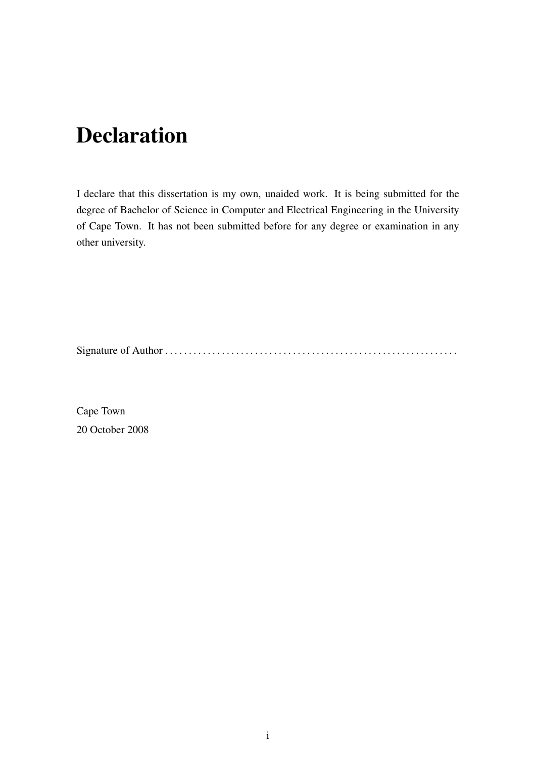# Declaration

I declare that this dissertation is my own, unaided work. It is being submitted for the degree of Bachelor of Science in Computer and Electrical Engineering in the University of Cape Town. It has not been submitted before for any degree or examination in any other university.

Signature of Author . . . . . . . . . . . . . . . . . . . . . . . . . . . . . . . . . . . . . . . . . . . . . . . . . . . . . . . . . . . . .

Cape Town
20 October 2008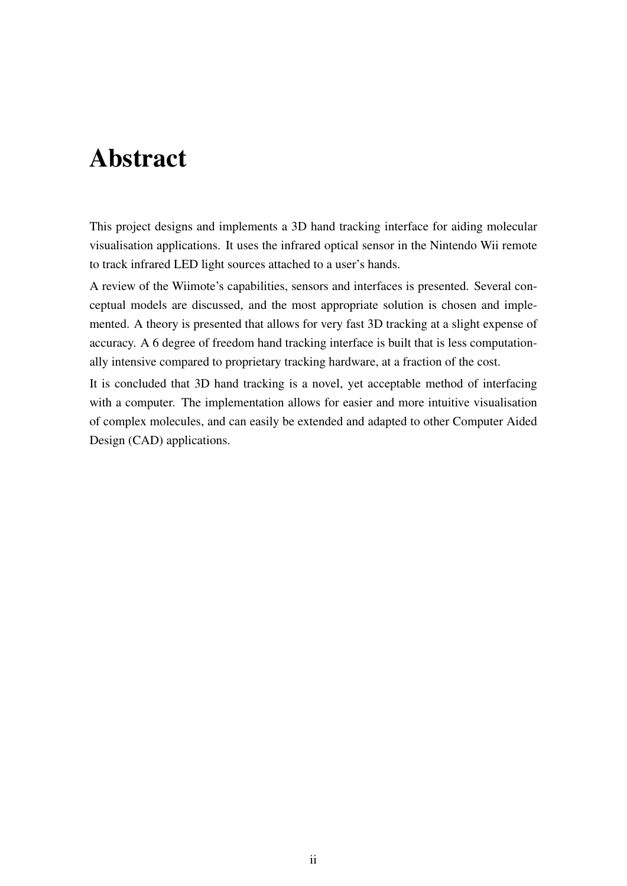# Abstract

This project designs and implements a 3D hand tracking interface for aiding molecular visualisation applications. It uses the infrared optical sensor in the Nintendo Wii remote to track infrared LED light sources attached to a user's hands.

A review of the Wiimote's capabilities, sensors and interfaces is presented. Several conceptual models are discussed, and the most appropriate solution is chosen and implemented. A theory is presented that allows for very fast 3D tracking at a slight expense of accuracy. A 6 degree of freedom hand tracking interface is built that is less computationally intensive compared to proprietary tracking hardware, at a fraction of the cost.

It is concluded that 3D hand tracking is a novel, yet acceptable method of interfacing with a computer. The implementation allows for easier and more intuitive visualisation of complex molecules, and can easily be extended and adapted to other Computer Aided Design (CAD) applications.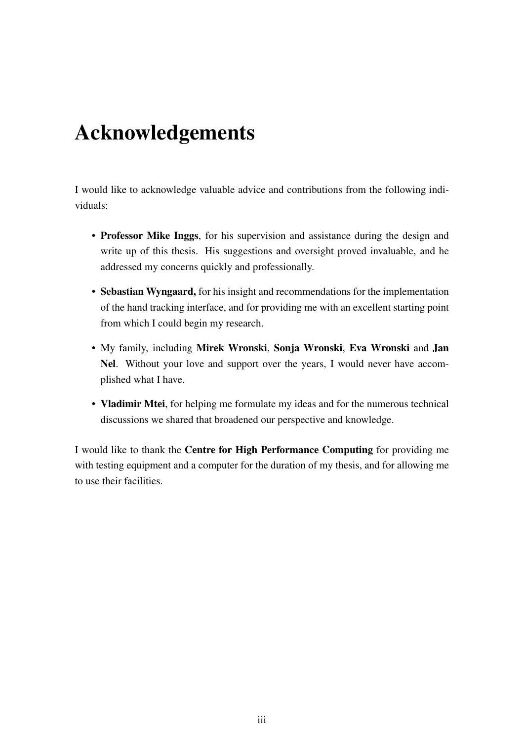# Acknowledgements

I would like to acknowledge valuable advice and contributions from the following individuals:

- **Professor Mike Inggs**, for his supervision and assistance during the design and write up of this thesis. His suggestions and oversight proved invaluable, and he addressed my concerns quickly and professionally.
- **Sebastian Wyngaard,** for his insight and recommendations for the implementation of the hand tracking interface, and for providing me with an excellent starting point from which I could begin my research.
- My family, including **Mirek Wronski**, **Sonja Wronski**, **Eva Wronski** and **Jan Nel**. Without your love and support over the years, I would never have accomplished what I have.
- **Vladimir Mtei**, for helping me formulate my ideas and for the numerous technical discussions we shared that broadened our perspective and knowledge.

I would like to thank the **Centre for High Performance Computing** for providing me with testing equipment and a computer for the duration of my thesis, and for allowing me to use their facilities.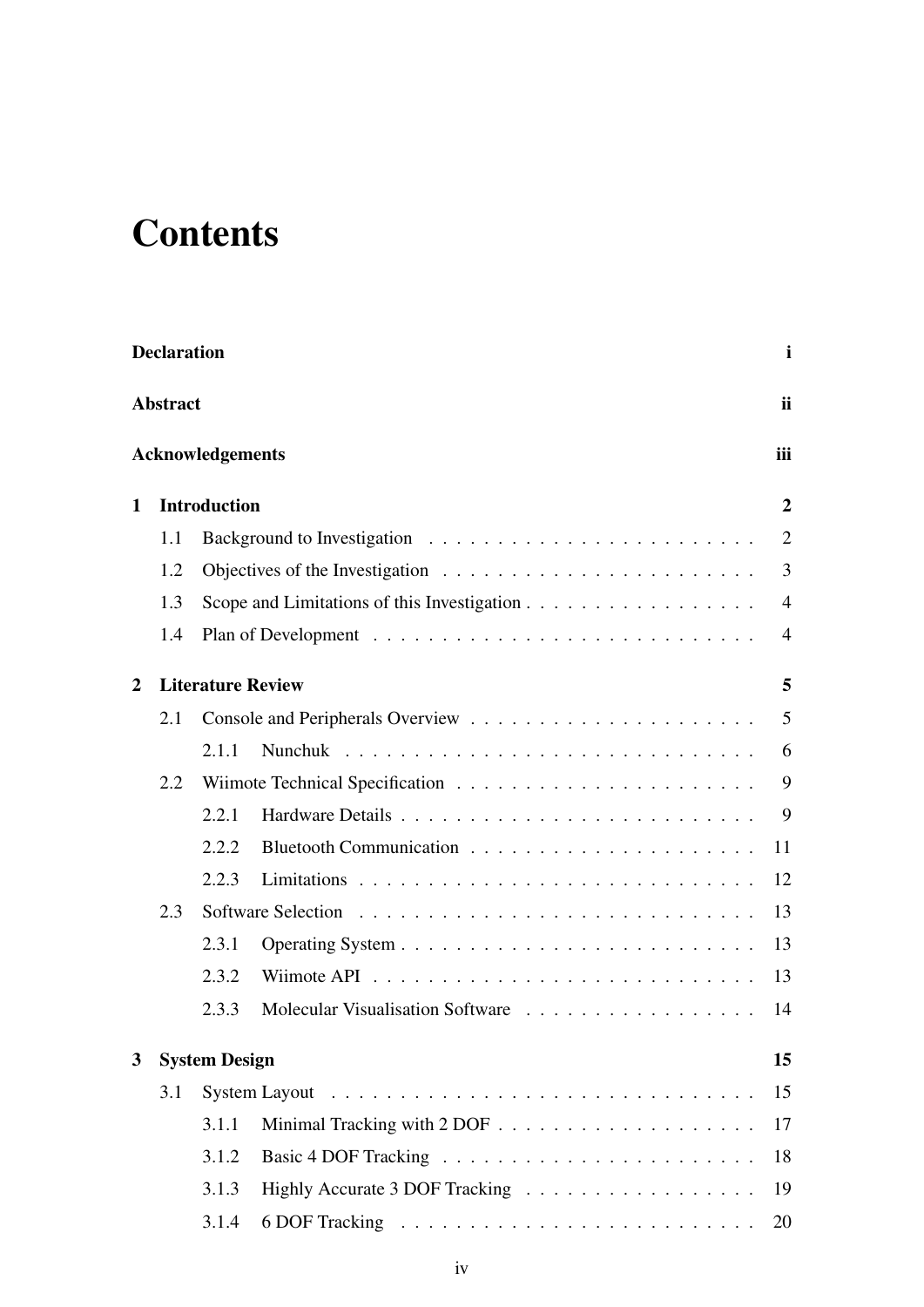# Contents

**Declaration** i

**Abstract** ii

**Acknowledgements** iii

**1 Introduction** 2

- 1.1 Background to Investigation . . . 2
- 1.2 Objectives of the Investigation . . . 3
- 1.3 Scope and Limitations of this Investigation . . . 4
- 1.4 Plan of Development . . . 4

**2 Literature Review** 5

- 2.1 Console and Peripherals Overview . . . 5
  - 2.1.1 Nunchuk . . . 6
- 2.2 Wiimote Technical Specification . . . 9
  - 2.2.1 Hardware Details . . . 9
  - 2.2.2 Bluetooth Communication . . . 11
  - 2.2.3 Limitations . . . 12
- 2.3 Software Selection . . . 13
  - 2.3.1 Operating System . . . 13
  - 2.3.2 Wiimote API . . . 13
  - 2.3.3 Molecular Visualisation Software . . . 14

**3 System Design** 15

- 3.1 System Layout . . . 15
  - 3.1.1 Minimal Tracking with 2 DOF . . . 17
  - 3.1.2 Basic 4 DOF Tracking . . . 18
  - 3.1.3 Highly Accurate 3 DOF Tracking . . . 19
  - 3.1.4 6 DOF Tracking . . . 20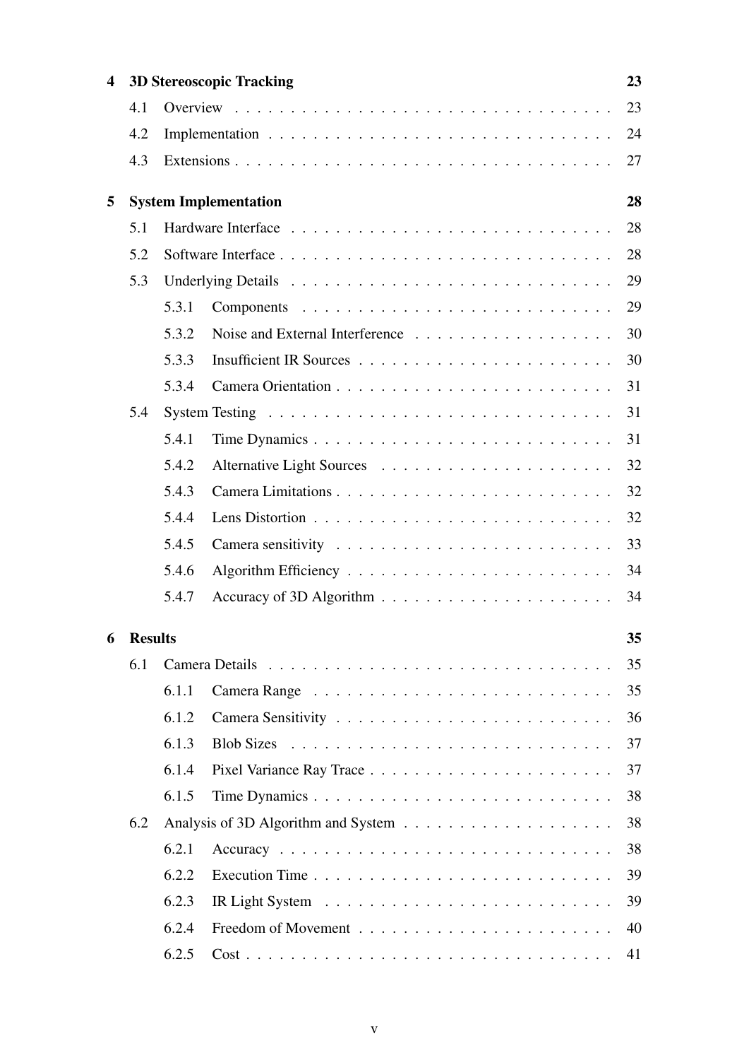**4 3D Stereoscopic Tracking** 23

- 4.1 Overview 23
- 4.2 Implementation 24
- 4.3 Extensions 27

**5 System Implementation** 28

- 5.1 Hardware Interface 28
- 5.2 Software Interface 28
- 5.3 Underlying Details 29
  - 5.3.1 Components 29
  - 5.3.2 Noise and External Interference 30
  - 5.3.3 Insufficient IR Sources 30
  - 5.3.4 Camera Orientation 31
- 5.4 System Testing 31
  - 5.4.1 Time Dynamics 31
  - 5.4.2 Alternative Light Sources 32
  - 5.4.3 Camera Limitations 32
  - 5.4.4 Lens Distortion 32
  - 5.4.5 Camera sensitivity 33
  - 5.4.6 Algorithm Efficiency 34
  - 5.4.7 Accuracy of 3D Algorithm 34

**6 Results** 35

- 6.1 Camera Details 35
  - 6.1.1 Camera Range 35
  - 6.1.2 Camera Sensitivity 36
  - 6.1.3 Blob Sizes 37
  - 6.1.4 Pixel Variance Ray Trace 37
  - 6.1.5 Time Dynamics 38
- 6.2 Analysis of 3D Algorithm and System 38
  - 6.2.1 Accuracy 38
  - 6.2.2 Execution Time 39
  - 6.2.3 IR Light System 39
  - 6.2.4 Freedom of Movement 40
  - 6.2.5 Cost 41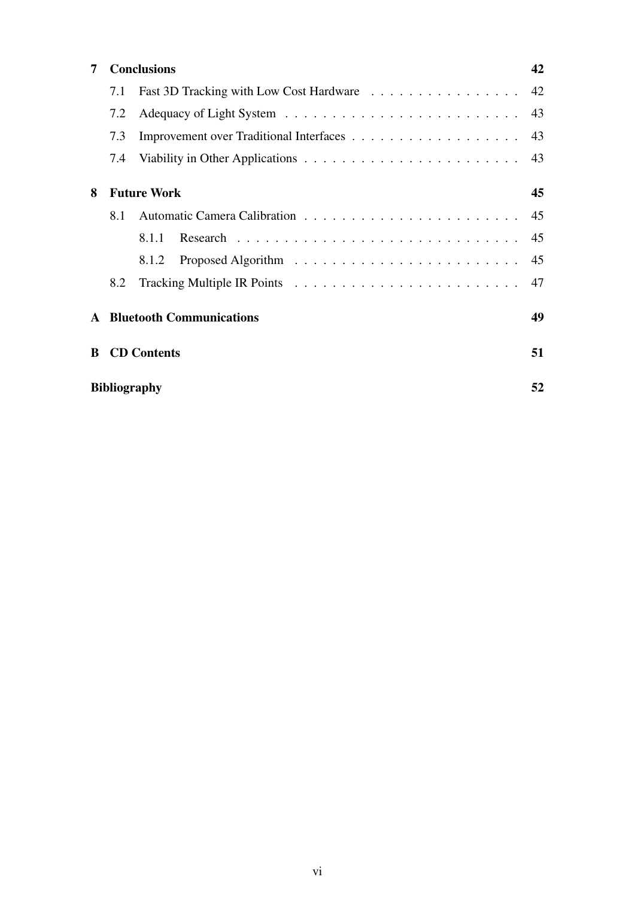**7 Conclusions** 42

- 7.1 Fast 3D Tracking with Low Cost Hardware . . . . . . . . . . . . . . . . 42
- 7.2 Adequacy of Light System . . . . . . . . . . . . . . . . . . . . . . . . . 43
- 7.3 Improvement over Traditional Interfaces . . . . . . . . . . . . . . . . . . 43
- 7.4 Viability in Other Applications . . . . . . . . . . . . . . . . . . . . . . . 43

**8 Future Work** 45

- 8.1 Automatic Camera Calibration . . . . . . . . . . . . . . . . . . . . . . . 45
  - 8.1.1 Research . . . . . . . . . . . . . . . . . . . . . . . . . . . . . . 45
  - 8.1.2 Proposed Algorithm . . . . . . . . . . . . . . . . . . . . . . . . 45
- 8.2 Tracking Multiple IR Points . . . . . . . . . . . . . . . . . . . . . . . . 47

**A Bluetooth Communications** 49

**B CD Contents** 51

**Bibliography** 52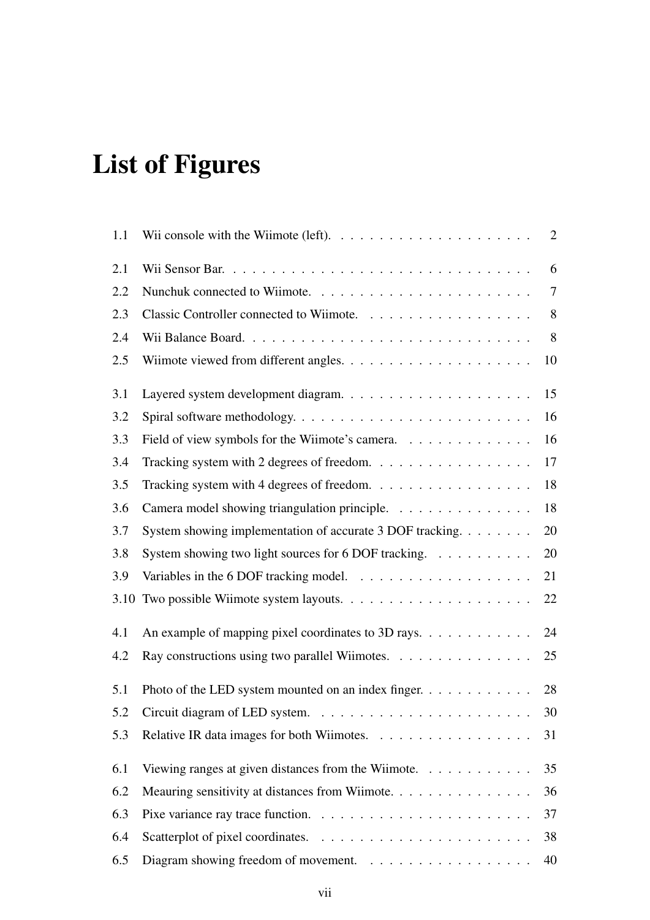# List of Figures

| | | |
|---|---|---|
| 1.1 | Wii console with the Wiimote (left). | 2 |
| 2.1 | Wii Sensor Bar. | 6 |
| 2.2 | Nunchuk connected to Wiimote. | 7 |
| 2.3 | Classic Controller connected to Wiimote. | 8 |
| 2.4 | Wii Balance Board. | 8 |
| 2.5 | Wiimote viewed from different angles. | 10 |
| 3.1 | Layered system development diagram. | 15 |
| 3.2 | Spiral software methodology. | 16 |
| 3.3 | Field of view symbols for the Wiimote's camera. | 16 |
| 3.4 | Tracking system with 2 degrees of freedom. | 17 |
| 3.5 | Tracking system with 4 degrees of freedom. | 18 |
| 3.6 | Camera model showing triangulation principle. | 18 |
| 3.7 | System showing implementation of accurate 3 DOF tracking. | 20 |
| 3.8 | System showing two light sources for 6 DOF tracking. | 20 |
| 3.9 | Variables in the 6 DOF tracking model. | 21 |
| 3.10 | Two possible Wiimote system layouts. | 22 |
| 4.1 | An example of mapping pixel coordinates to 3D rays. | 24 |
| 4.2 | Ray constructions using two parallel Wiimotes. | 25 |
| 5.1 | Photo of the LED system mounted on an index finger. | 28 |
| 5.2 | Circuit diagram of LED system. | 30 |
| 5.3 | Relative IR data images for both Wiimotes. | 31 |
| 6.1 | Viewing ranges at given distances from the Wiimote. | 35 |
| 6.2 | Meauring sensitivity at distances from Wiimote. | 36 |
| 6.3 | Pixe variance ray trace function. | 37 |
| 6.4 | Scatterplot of pixel coordinates. | 38 |
| 6.5 | Diagram showing freedom of movement. | 40 |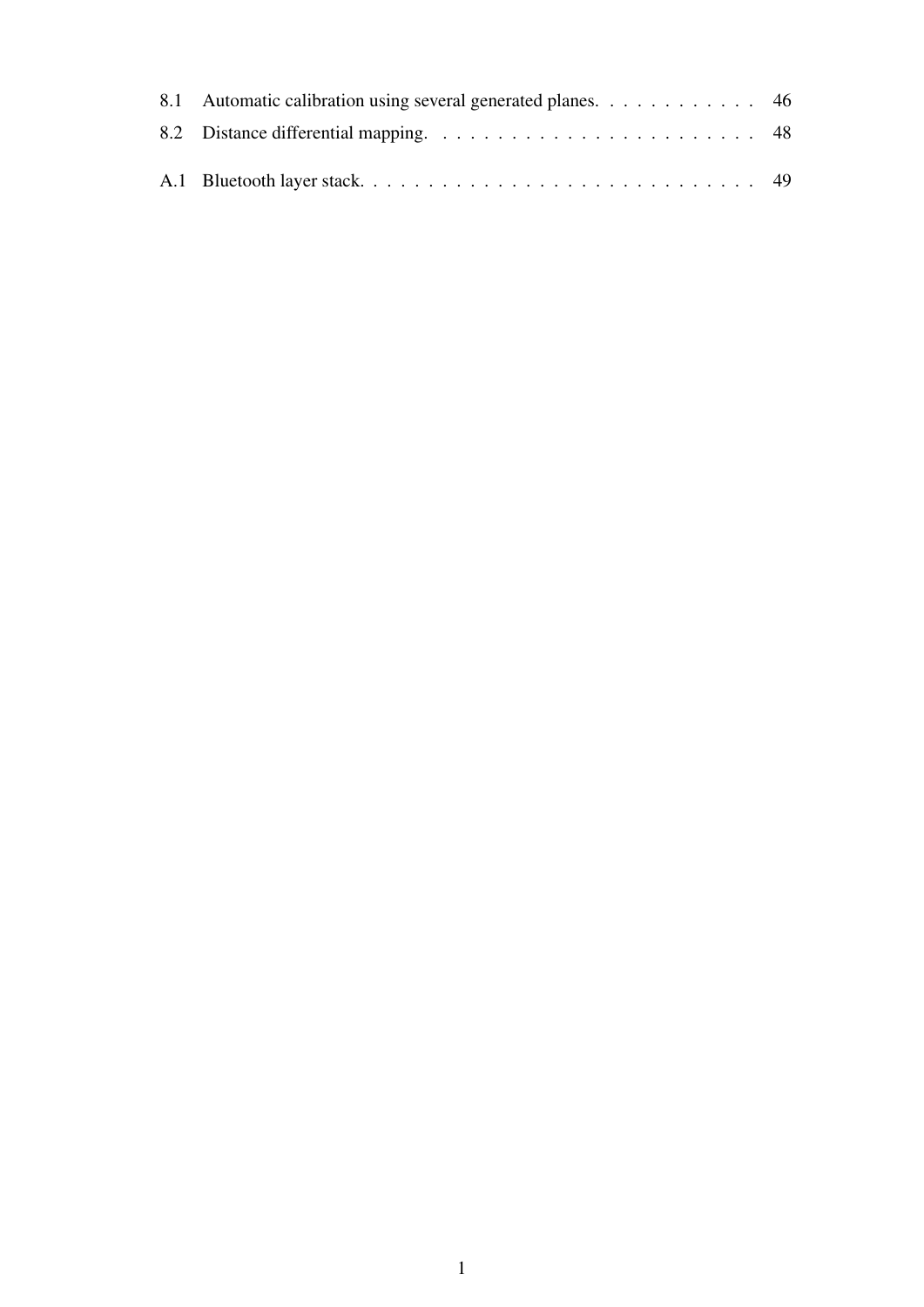8.1 Automatic calibration using several generated planes. . . . . . . . . . . . 46
8.2 Distance differential mapping. . . . . . . . . . . . . . . . . . . . . . . . 48

A.1 Bluetooth layer stack. . . . . . . . . . . . . . . . . . . . . . . . . . . . . 49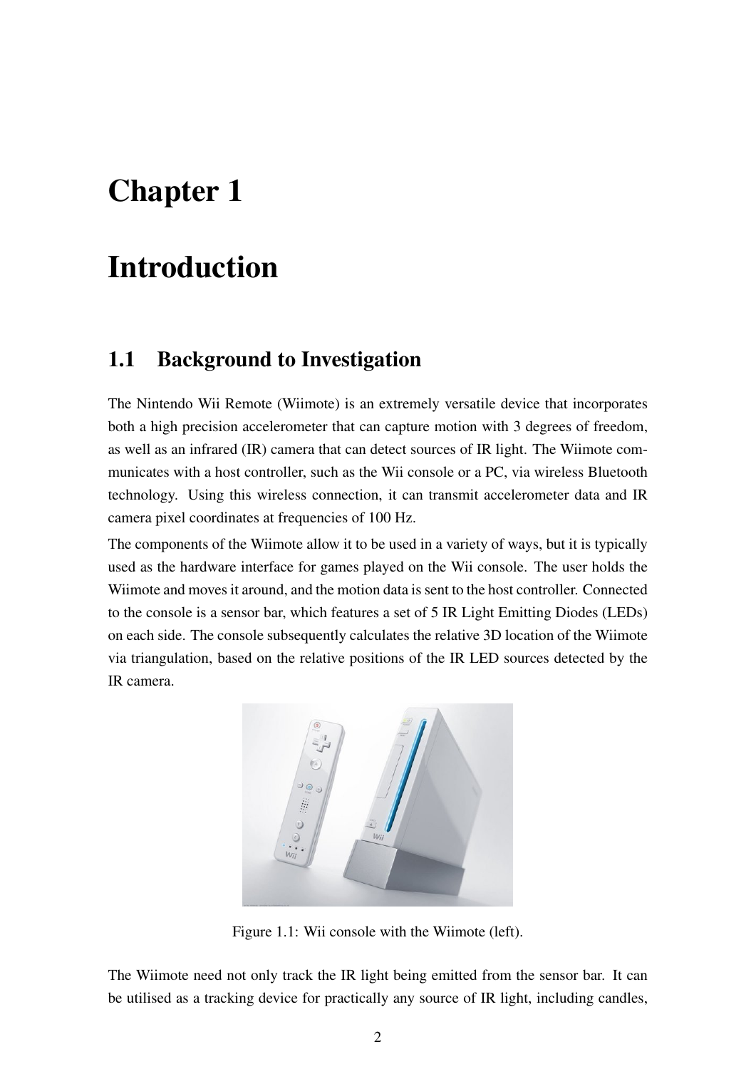# Chapter 1

# Introduction

## 1.1 Background to Investigation

The Nintendo Wii Remote (Wiimote) is an extremely versatile device that incorporates both a high precision accelerometer that can capture motion with 3 degrees of freedom, as well as an infrared (IR) camera that can detect sources of IR light. The Wiimote communicates with a host controller, such as the Wii console or a PC, via wireless Bluetooth technology. Using this wireless connection, it can transmit accelerometer data and IR camera pixel coordinates at frequencies of 100 Hz.

The components of the Wiimote allow it to be used in a variety of ways, but it is typically used as the hardware interface for games played on the Wii console. The user holds the Wiimote and moves it around, and the motion data is sent to the host controller. Connected to the console is a sensor bar, which features a set of 5 IR Light Emitting Diodes (LEDs) on each side. The console subsequently calculates the relative 3D location of the Wiimote via triangulation, based on the relative positions of the IR LED sources detected by the IR camera.

Figure 1.1: Wii console with the Wiimote (left).

The Wiimote need not only track the IR light being emitted from the sensor bar. It can be utilised as a tracking device for practically any source of IR light, including candles,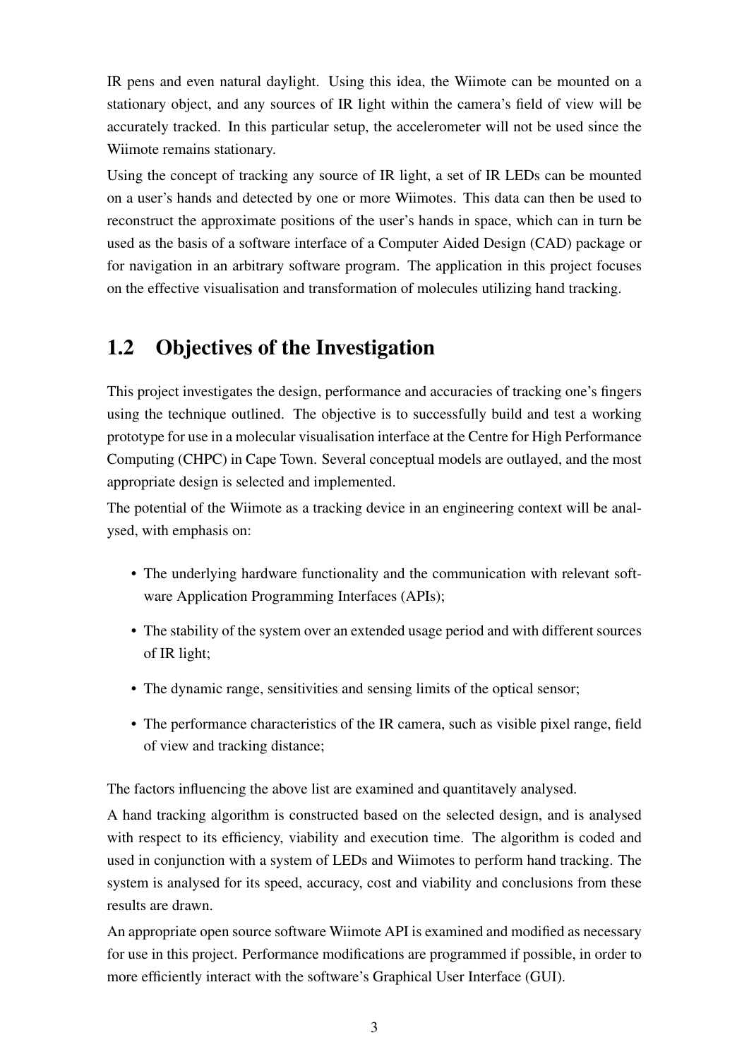IR pens and even natural daylight. Using this idea, the Wiimote can be mounted on a stationary object, and any sources of IR light within the camera's field of view will be accurately tracked. In this particular setup, the accelerometer will not be used since the Wiimote remains stationary.

Using the concept of tracking any source of IR light, a set of IR LEDs can be mounted on a user's hands and detected by one or more Wiimotes. This data can then be used to reconstruct the approximate positions of the user's hands in space, which can in turn be used as the basis of a software interface of a Computer Aided Design (CAD) package or for navigation in an arbitrary software program. The application in this project focuses on the effective visualisation and transformation of molecules utilizing hand tracking.

## 1.2 Objectives of the Investigation

This project investigates the design, performance and accuracies of tracking one's fingers using the technique outlined. The objective is to successfully build and test a working prototype for use in a molecular visualisation interface at the Centre for High Performance Computing (CHPC) in Cape Town. Several conceptual models are outlayed, and the most appropriate design is selected and implemented.

The potential of the Wiimote as a tracking device in an engineering context will be analysed, with emphasis on:

- The underlying hardware functionality and the communication with relevant software Application Programming Interfaces (APIs);
- The stability of the system over an extended usage period and with different sources of IR light;
- The dynamic range, sensitivities and sensing limits of the optical sensor;
- The performance characteristics of the IR camera, such as visible pixel range, field of view and tracking distance;

The factors influencing the above list are examined and quantitavely analysed.

A hand tracking algorithm is constructed based on the selected design, and is analysed with respect to its efficiency, viability and execution time. The algorithm is coded and used in conjunction with a system of LEDs and Wiimotes to perform hand tracking. The system is analysed for its speed, accuracy, cost and viability and conclusions from these results are drawn.

An appropriate open source software Wiimote API is examined and modified as necessary for use in this project. Performance modifications are programmed if possible, in order to more efficiently interact with the software's Graphical User Interface (GUI).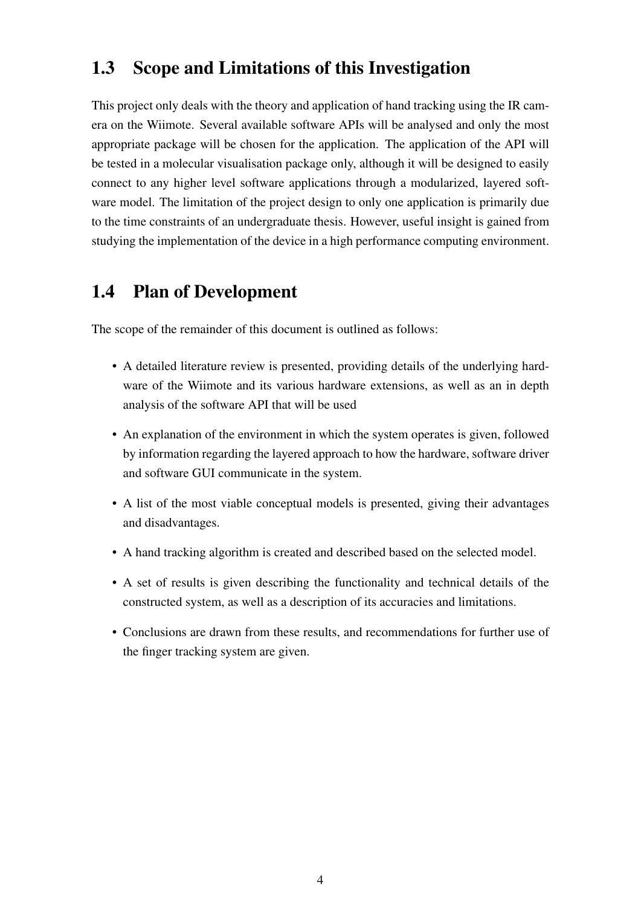## 1.3 Scope and Limitations of this Investigation

This project only deals with the theory and application of hand tracking using the IR camera on the Wiimote. Several available software APIs will be analysed and only the most appropriate package will be chosen for the application. The application of the API will be tested in a molecular visualisation package only, although it will be designed to easily connect to any higher level software applications through a modularized, layered software model. The limitation of the project design to only one application is primarily due to the time constraints of an undergraduate thesis. However, useful insight is gained from studying the implementation of the device in a high performance computing environment.

## 1.4 Plan of Development

The scope of the remainder of this document is outlined as follows:

- A detailed literature review is presented, providing details of the underlying hardware of the Wiimote and its various hardware extensions, as well as an in depth analysis of the software API that will be used
- An explanation of the environment in which the system operates is given, followed by information regarding the layered approach to how the hardware, software driver and software GUI communicate in the system.
- A list of the most viable conceptual models is presented, giving their advantages and disadvantages.
- A hand tracking algorithm is created and described based on the selected model.
- A set of results is given describing the functionality and technical details of the constructed system, as well as a description of its accuracies and limitations.
- Conclusions are drawn from these results, and recommendations for further use of the finger tracking system are given.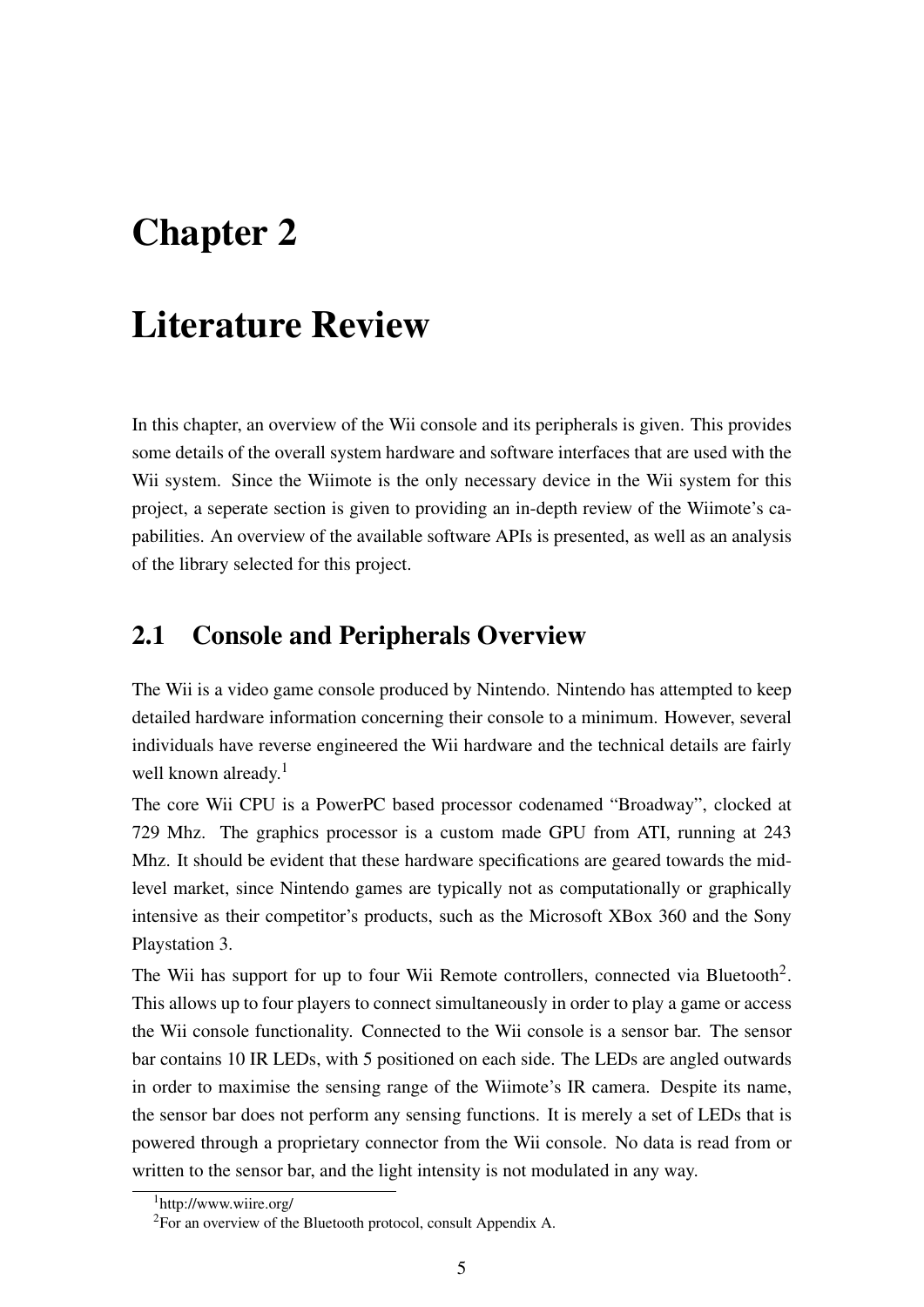# Chapter 2

# Literature Review

In this chapter, an overview of the Wii console and its peripherals is given. This provides some details of the overall system hardware and software interfaces that are used with the Wii system. Since the Wiimote is the only necessary device in the Wii system for this project, a seperate section is given to providing an in-depth review of the Wiimote's capabilities. An overview of the available software APIs is presented, as well as an analysis of the library selected for this project.

## 2.1 Console and Peripherals Overview

The Wii is a video game console produced by Nintendo. Nintendo has attempted to keep detailed hardware information concerning their console to a minimum. However, several individuals have reverse engineered the Wii hardware and the technical details are fairly well known already.[1]

The core Wii CPU is a PowerPC based processor codenamed "Broadway", clocked at 729 Mhz. The graphics processor is a custom made GPU from ATI, running at 243 Mhz. It should be evident that these hardware specifications are geared towards the mid-level market, since Nintendo games are typically not as computationally or graphically intensive as their competitor's products, such as the Microsoft XBox 360 and the Sony Playstation 3.

The Wii has support for up to four Wii Remote controllers, connected via Bluetooth[2]. This allows up to four players to connect simultaneously in order to play a game or access the Wii console functionality. Connected to the Wii console is a sensor bar. The sensor bar contains 10 IR LEDs, with 5 positioned on each side. The LEDs are angled outwards in order to maximise the sensing range of the Wiimote's IR camera. Despite its name, the sensor bar does not perform any sensing functions. It is merely a set of LEDs that is powered through a proprietary connector from the Wii console. No data is read from or written to the sensor bar, and the light intensity is not modulated in any way.

[1] http://www.wiire.org/

[2] For an overview of the Bluetooth protocol, consult Appendix A.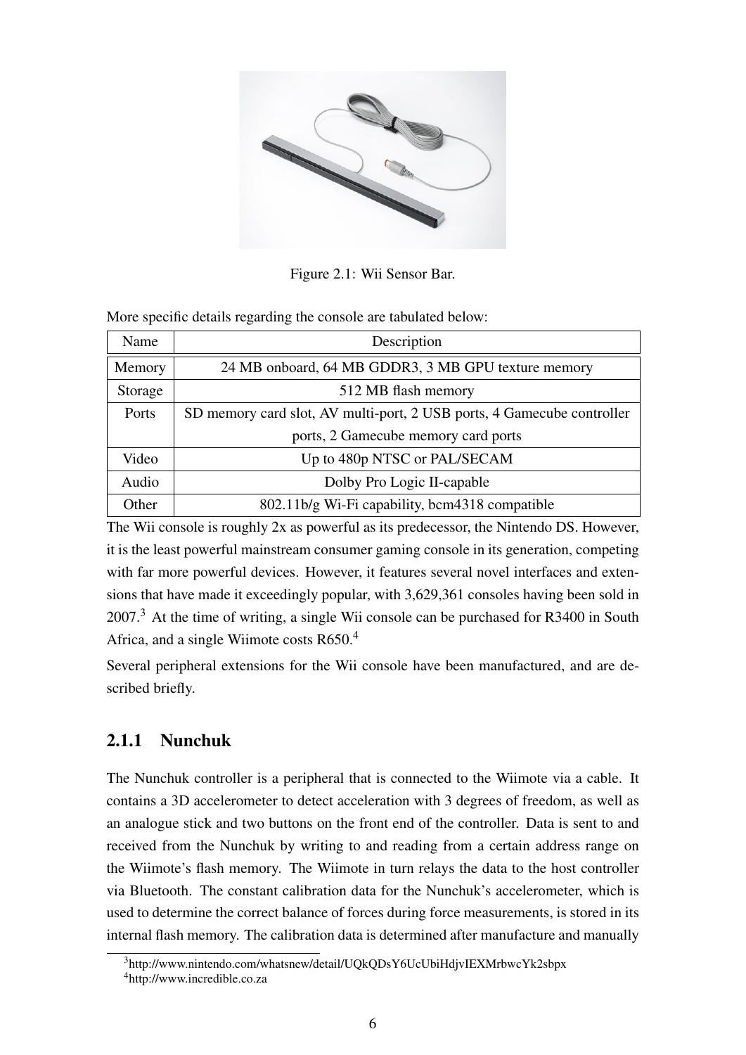Figure 2.1: Wii Sensor Bar.

More specific details regarding the console are tabulated below:

| Name | Description |
|---|---|
| Memory | 24 MB onboard, 64 MB GDDR3, 3 MB GPU texture memory |
| Storage | 512 MB flash memory |
| Ports | SD memory card slot, AV multi-port, 2 USB ports, 4 Gamecube controller ports, 2 Gamecube memory card ports |
| Video | Up to 480p NTSC or PAL/SECAM |
| Audio | Dolby Pro Logic II-capable |
| Other | 802.11b/g Wi-Fi capability, bcm4318 compatible |

The Wii console is roughly 2x as powerful as its predecessor, the Nintendo DS. However, it is the least powerful mainstream consumer gaming console in its generation, competing with far more powerful devices. However, it features several novel interfaces and extensions that have made it exceedingly popular, with 3,629,361 consoles having been sold in 2007.[3] At the time of writing, a single Wii console can be purchased for R3400 in South Africa, and a single Wiimote costs R650.[4]

Several peripheral extensions for the Wii console have been manufactured, and are described briefly.

### 2.1.1 Nunchuk

The Nunchuk controller is a peripheral that is connected to the Wiimote via a cable. It contains a 3D accelerometer to detect acceleration with 3 degrees of freedom, as well as an analogue stick and two buttons on the front end of the controller. Data is sent to and received from the Nunchuk by writing to and reading from a certain address range on the Wiimote's flash memory. The Wiimote in turn relays the data to the host controller via Bluetooth. The constant calibration data for the Nunchuk's accelerometer, which is used to determine the correct balance of forces during force measurements, is stored in its internal flash memory. The calibration data is determined after manufacture and manually

[3] http://www.nintendo.com/whatsnew/detail/UQkQDsY6UcUbiHdjvIEXMrbwcYk2sbpx

[4] http://www.incredible.co.za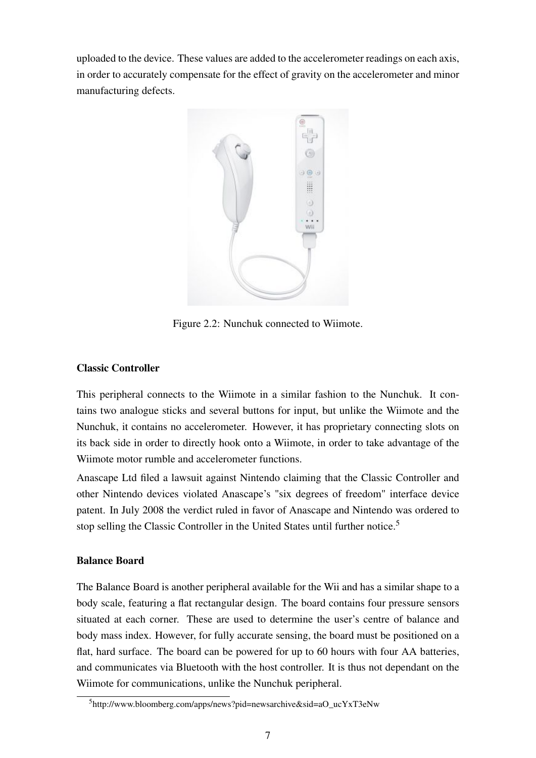uploaded to the device. These values are added to the accelerometer readings on each axis, in order to accurately compensate for the effect of gravity on the accelerometer and minor manufacturing defects.

Figure 2.2: Nunchuk connected to Wiimote.

#### Classic Controller

This peripheral connects to the Wiimote in a similar fashion to the Nunchuk. It contains two analogue sticks and several buttons for input, but unlike the Wiimote and the Nunchuk, it contains no accelerometer. However, it has proprietary connecting slots on its back side in order to directly hook onto a Wiimote, in order to take advantage of the Wiimote motor rumble and accelerometer functions.

Anascape Ltd filed a lawsuit against Nintendo claiming that the Classic Controller and other Nintendo devices violated Anascape's "six degrees of freedom" interface device patent. In July 2008 the verdict ruled in favor of Anascape and Nintendo was ordered to stop selling the Classic Controller in the United States until further notice.[5]

#### Balance Board

The Balance Board is another peripheral available for the Wii and has a similar shape to a body scale, featuring a flat rectangular design. The board contains four pressure sensors situated at each corner. These are used to determine the user's centre of balance and body mass index. However, for fully accurate sensing, the board must be positioned on a flat, hard surface. The board can be powered for up to 60 hours with four AA batteries, and communicates via Bluetooth with the host controller. It is thus not dependant on the Wiimote for communications, unlike the Nunchuk peripheral.

[5] http://www.bloomberg.com/apps/news?pid=newsarchive&sid=aO_ucYxT3eNw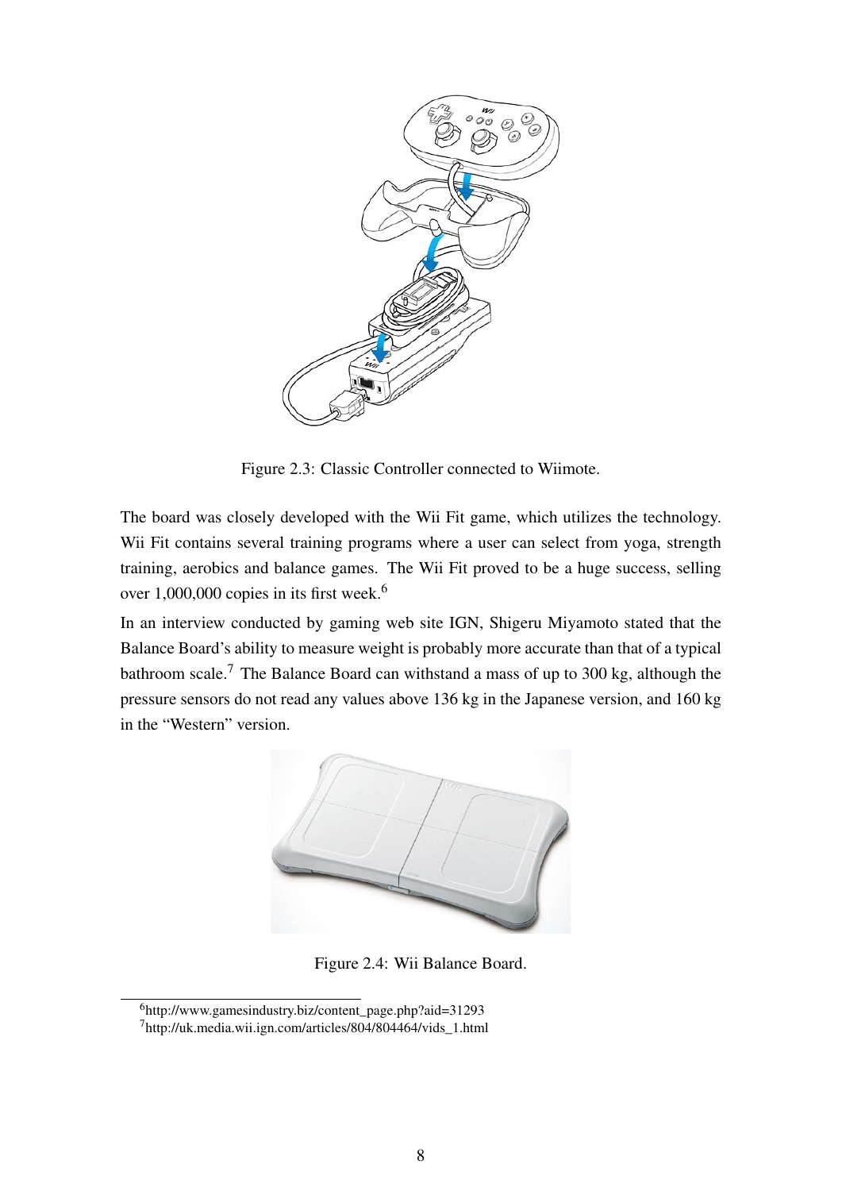Figure 2.3: Classic Controller connected to Wiimote.

The board was closely developed with the Wii Fit game, which utilizes the technology. Wii Fit contains several training programs where a user can select from yoga, strength training, aerobics and balance games. The Wii Fit proved to be a huge success, selling over 1,000,000 copies in its first week.[6]

In an interview conducted by gaming web site IGN, Shigeru Miyamoto stated that the Balance Board's ability to measure weight is probably more accurate than that of a typical bathroom scale.[7] The Balance Board can withstand a mass of up to 300 kg, although the pressure sensors do not read any values above 136 kg in the Japanese version, and 160 kg in the "Western" version.

Figure 2.4: Wii Balance Board.

[6] http://www.gamesindustry.biz/content_page.php?aid=31293

[7] http://uk.media.wii.ign.com/articles/804/804464/vids_1.html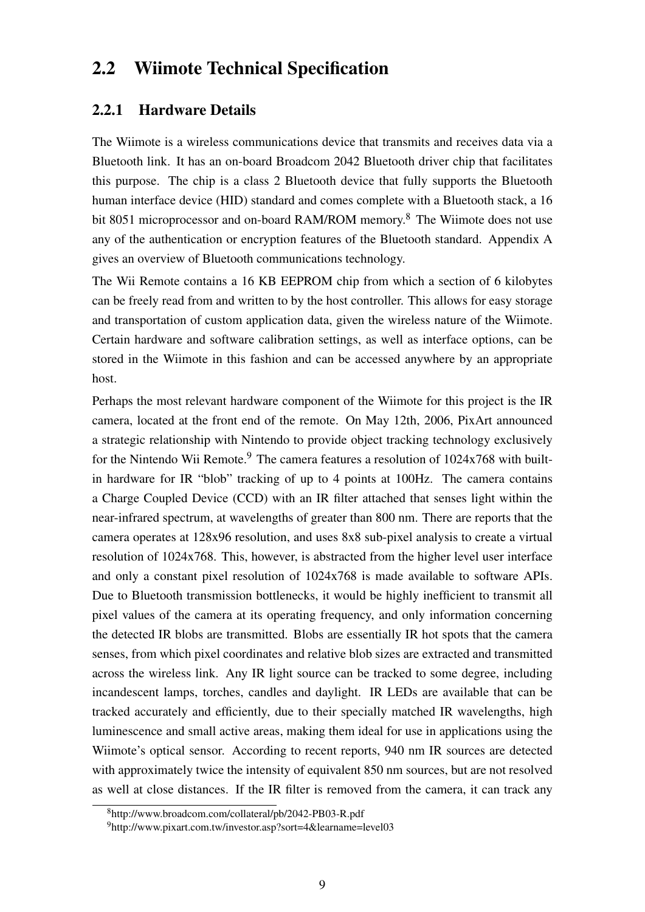## 2.2 Wiimote Technical Specification

### 2.2.1 Hardware Details

The Wiimote is a wireless communications device that transmits and receives data via a Bluetooth link. It has an on-board Broadcom 2042 Bluetooth driver chip that facilitates this purpose. The chip is a class 2 Bluetooth device that fully supports the Bluetooth human interface device (HID) standard and comes complete with a Bluetooth stack, a 16 bit 8051 microprocessor and on-board RAM/ROM memory.[8] The Wiimote does not use any of the authentication or encryption features of the Bluetooth standard. Appendix A gives an overview of Bluetooth communications technology.

The Wii Remote contains a 16 KB EEPROM chip from which a section of 6 kilobytes can be freely read from and written to by the host controller. This allows for easy storage and transportation of custom application data, given the wireless nature of the Wiimote. Certain hardware and software calibration settings, as well as interface options, can be stored in the Wiimote in this fashion and can be accessed anywhere by an appropriate host.

Perhaps the most relevant hardware component of the Wiimote for this project is the IR camera, located at the front end of the remote. On May 12th, 2006, PixArt announced a strategic relationship with Nintendo to provide object tracking technology exclusively for the Nintendo Wii Remote.[9] The camera features a resolution of 1024x768 with built-in hardware for IR "blob" tracking of up to 4 points at 100Hz. The camera contains a Charge Coupled Device (CCD) with an IR filter attached that senses light within the near-infrared spectrum, at wavelengths of greater than 800 nm. There are reports that the camera operates at 128x96 resolution, and uses 8x8 sub-pixel analysis to create a virtual resolution of 1024x768. This, however, is abstracted from the higher level user interface and only a constant pixel resolution of 1024x768 is made available to software APIs. Due to Bluetooth transmission bottlenecks, it would be highly inefficient to transmit all pixel values of the camera at its operating frequency, and only information concerning the detected IR blobs are transmitted. Blobs are essentially IR hot spots that the camera senses, from which pixel coordinates and relative blob sizes are extracted and transmitted across the wireless link. Any IR light source can be tracked to some degree, including incandescent lamps, torches, candles and daylight. IR LEDs are available that can be tracked accurately and efficiently, due to their specially matched IR wavelengths, high luminescence and small active areas, making them ideal for use in applications using the Wiimote's optical sensor. According to recent reports, 940 nm IR sources are detected with approximately twice the intensity of equivalent 850 nm sources, but are not resolved as well at close distances. If the IR filter is removed from the camera, it can track any

[8] http://www.broadcom.com/collateral/pb/2042-PB03-R.pdf

[9] http://www.pixart.com.tw/investor.asp?sort=4&learname=level03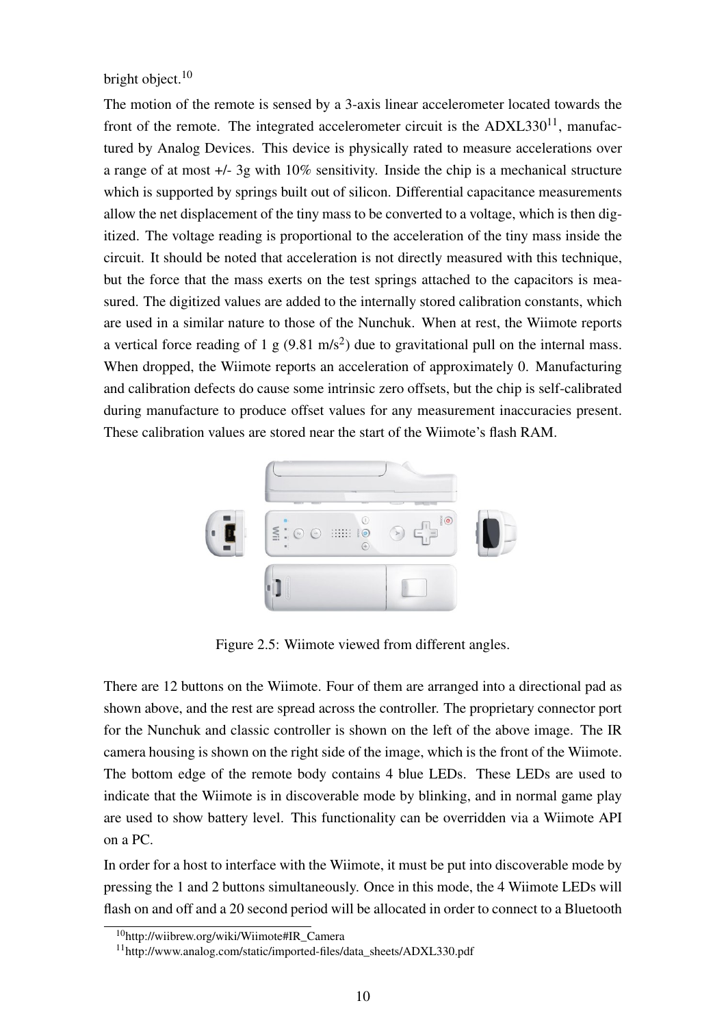bright object.[10]

The motion of the remote is sensed by a 3-axis linear accelerometer located towards the front of the remote. The integrated accelerometer circuit is the ADXL330[11], manufactured by Analog Devices. This device is physically rated to measure accelerations over a range of at most +/- 3g with 10% sensitivity. Inside the chip is a mechanical structure which is supported by springs built out of silicon. Differential capacitance measurements allow the net displacement of the tiny mass to be converted to a voltage, which is then digitized. The voltage reading is proportional to the acceleration of the tiny mass inside the circuit. It should be noted that acceleration is not directly measured with this technique, but the force that the mass exerts on the test springs attached to the capacitors is measured. The digitized values are added to the internally stored calibration constants, which are used in a similar nature to those of the Nunchuk. When at rest, the Wiimote reports a vertical force reading of 1 g (9.81 m/s$^2$) due to gravitational pull on the internal mass. When dropped, the Wiimote reports an acceleration of approximately 0. Manufacturing and calibration defects do cause some intrinsic zero offsets, but the chip is self-calibrated during manufacture to produce offset values for any measurement inaccuracies present. These calibration values are stored near the start of the Wiimote's flash RAM.

Figure 2.5: Wiimote viewed from different angles.

There are 12 buttons on the Wiimote. Four of them are arranged into a directional pad as shown above, and the rest are spread across the controller. The proprietary connector port for the Nunchuk and classic controller is shown on the left of the above image. The IR camera housing is shown on the right side of the image, which is the front of the Wiimote. The bottom edge of the remote body contains 4 blue LEDs. These LEDs are used to indicate that the Wiimote is in discoverable mode by blinking, and in normal game play are used to show battery level. This functionality can be overridden via a Wiimote API on a PC.

In order for a host to interface with the Wiimote, it must be put into discoverable mode by pressing the 1 and 2 buttons simultaneously. Once in this mode, the 4 Wiimote LEDs will flash on and off and a 20 second period will be allocated in order to connect to a Bluetooth

[10] http://wiibrew.org/wiki/Wiimote#IR_Camera

[11] http://www.analog.com/static/imported-files/data_sheets/ADXL330.pdf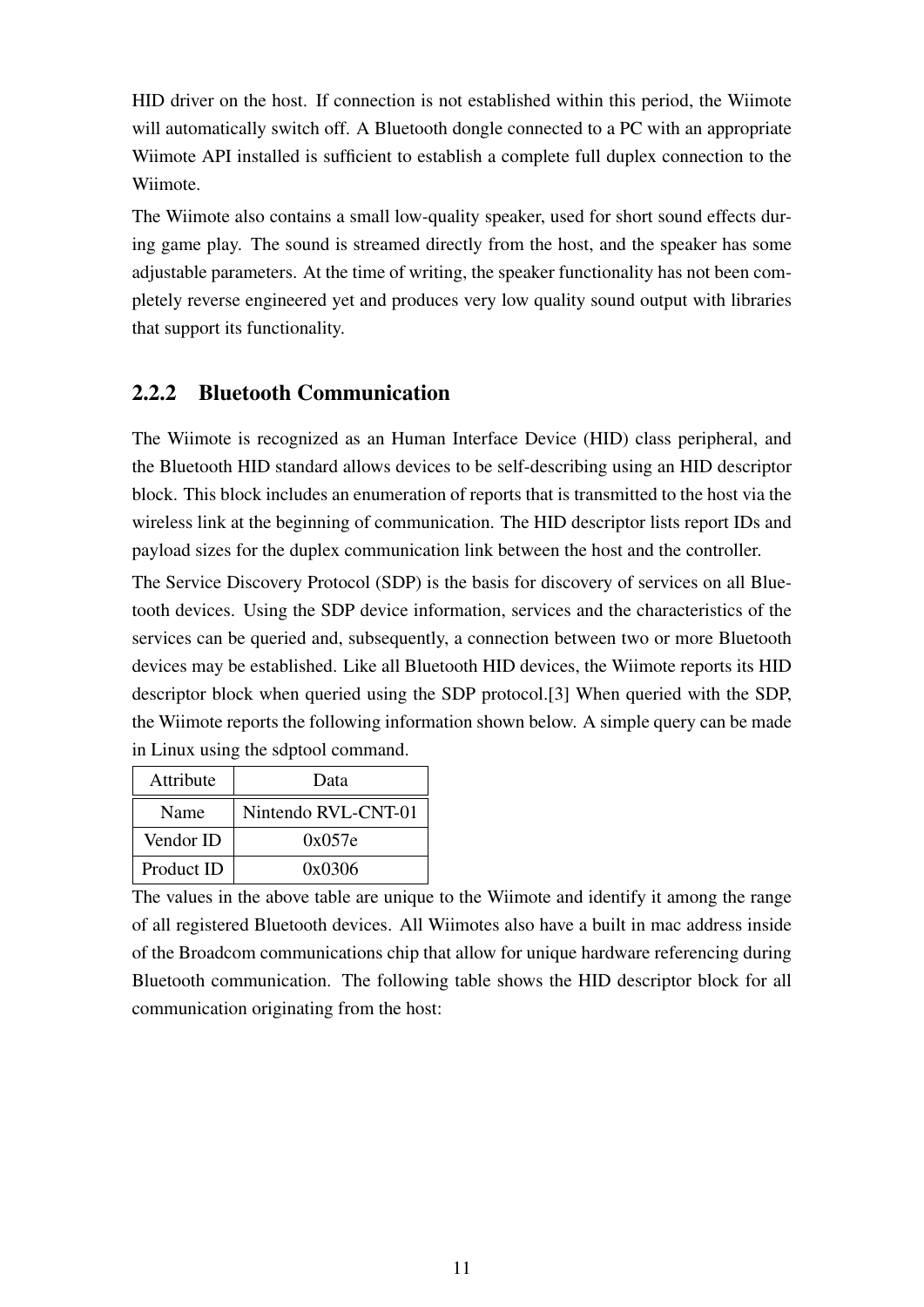HID driver on the host. If connection is not established within this period, the Wiimote will automatically switch off. A Bluetooth dongle connected to a PC with an appropriate Wiimote API installed is sufficient to establish a complete full duplex connection to the Wiimote.

The Wiimote also contains a small low-quality speaker, used for short sound effects during game play. The sound is streamed directly from the host, and the speaker has some adjustable parameters. At the time of writing, the speaker functionality has not been completely reverse engineered yet and produces very low quality sound output with libraries that support its functionality.

### 2.2.2 Bluetooth Communication

The Wiimote is recognized as an Human Interface Device (HID) class peripheral, and the Bluetooth HID standard allows devices to be self-describing using an HID descriptor block. This block includes an enumeration of reports that is transmitted to the host via the wireless link at the beginning of communication. The HID descriptor lists report IDs and payload sizes for the duplex communication link between the host and the controller.

The Service Discovery Protocol (SDP) is the basis for discovery of services on all Bluetooth devices. Using the SDP device information, services and the characteristics of the services can be queried and, subsequently, a connection between two or more Bluetooth devices may be established. Like all Bluetooth HID devices, the Wiimote reports its HID descriptor block when queried using the SDP protocol.[3] When queried with the SDP, the Wiimote reports the following information shown below. A simple query can be made in Linux using the sdptool command.

| Attribute | Data |
| --- | --- |
| Name | Nintendo RVL-CNT-01 |
| Vendor ID | 0x057e |
| Product ID | 0x0306 |

The values in the above table are unique to the Wiimote and identify it among the range of all registered Bluetooth devices. All Wiimotes also have a built in mac address inside of the Broadcom communications chip that allow for unique hardware referencing during Bluetooth communication. The following table shows the HID descriptor block for all communication originating from the host: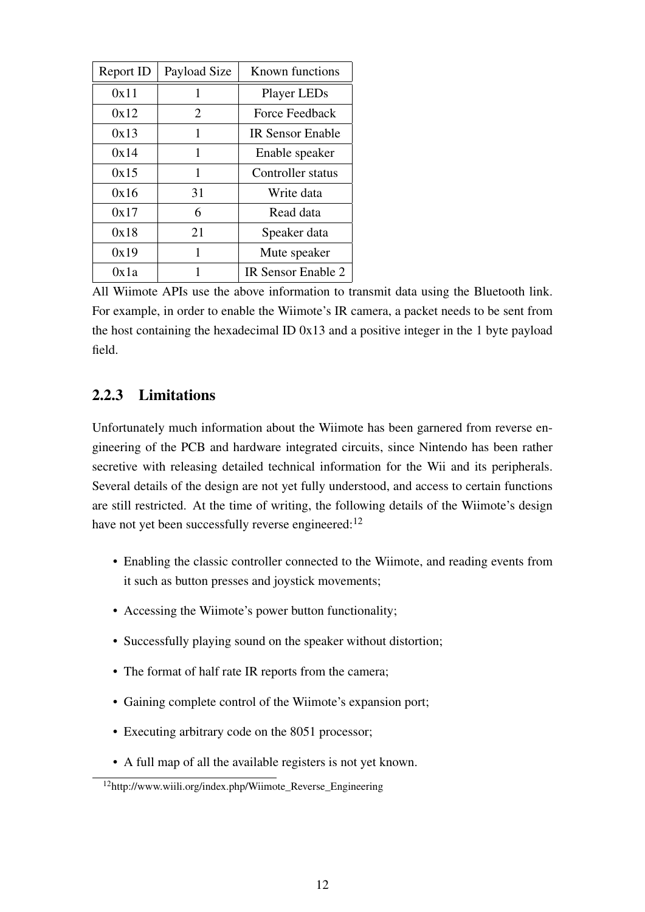| Report ID | Payload Size | Known functions |
| --- | --- | --- |
| 0x11 | 1 | Player LEDs |
| 0x12 | 2 | Force Feedback |
| 0x13 | 1 | IR Sensor Enable |
| 0x14 | 1 | Enable speaker |
| 0x15 | 1 | Controller status |
| 0x16 | 31 | Write data |
| 0x17 | 6 | Read data |
| 0x18 | 21 | Speaker data |
| 0x19 | 1 | Mute speaker |
| 0x1a | 1 | IR Sensor Enable 2 |

All Wiimote APIs use the above information to transmit data using the Bluetooth link. For example, in order to enable the Wiimote's IR camera, a packet needs to be sent from the host containing the hexadecimal ID 0x13 and a positive integer in the 1 byte payload field.

### 2.2.3 Limitations

Unfortunately much information about the Wiimote has been garnered from reverse engineering of the PCB and hardware integrated circuits, since Nintendo has been rather secretive with releasing detailed technical information for the Wii and its peripherals. Several details of the design are not yet fully understood, and access to certain functions are still restricted. At the time of writing, the following details of the Wiimote's design have not yet been successfully reverse engineered:[12]

- Enabling the classic controller connected to the Wiimote, and reading events from it such as button presses and joystick movements;
- Accessing the Wiimote's power button functionality;
- Successfully playing sound on the speaker without distortion;
- The format of half rate IR reports from the camera;
- Gaining complete control of the Wiimote's expansion port;
- Executing arbitrary code on the 8051 processor;
- A full map of all the available registers is not yet known.

[12] http://www.wiili.org/index.php/Wiimote_Reverse_Engineering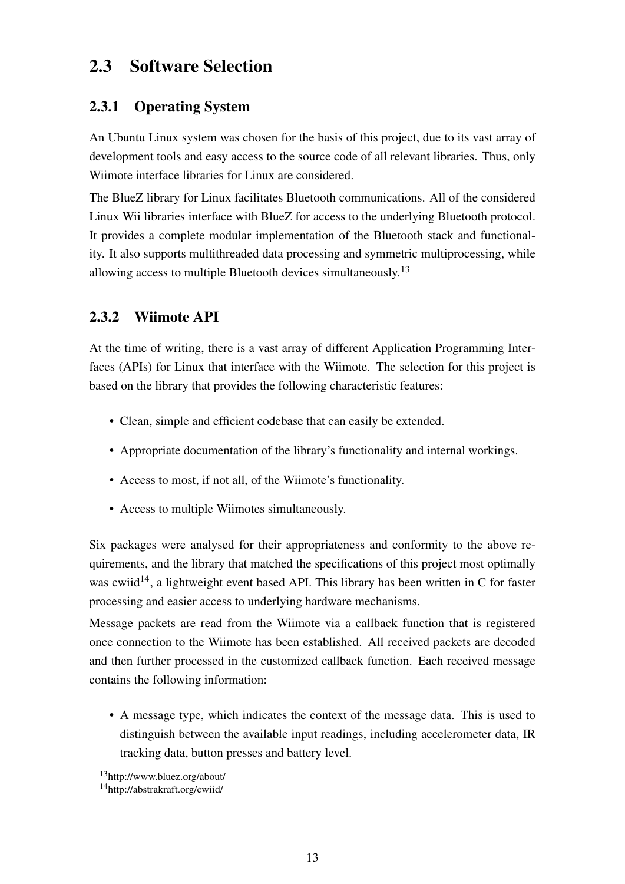## 2.3 Software Selection

### 2.3.1 Operating System

An Ubuntu Linux system was chosen for the basis of this project, due to its vast array of development tools and easy access to the source code of all relevant libraries. Thus, only Wiimote interface libraries for Linux are considered.

The BlueZ library for Linux facilitates Bluetooth communications. All of the considered Linux Wii libraries interface with BlueZ for access to the underlying Bluetooth protocol. It provides a complete modular implementation of the Bluetooth stack and functionality. It also supports multithreaded data processing and symmetric multiprocessing, while allowing access to multiple Bluetooth devices simultaneously.[13]

### 2.3.2 Wiimote API

At the time of writing, there is a vast array of different Application Programming Interfaces (APIs) for Linux that interface with the Wiimote. The selection for this project is based on the library that provides the following characteristic features:

- Clean, simple and efficient codebase that can easily be extended.
- Appropriate documentation of the library's functionality and internal workings.
- Access to most, if not all, of the Wiimote's functionality.
- Access to multiple Wiimotes simultaneously.

Six packages were analysed for their appropriateness and conformity to the above requirements, and the library that matched the specifications of this project most optimally was cwiid[14], a lightweight event based API. This library has been written in C for faster processing and easier access to underlying hardware mechanisms.

Message packets are read from the Wiimote via a callback function that is registered once connection to the Wiimote has been established. All received packets are decoded and then further processed in the customized callback function. Each received message contains the following information:

- A message type, which indicates the context of the message data. This is used to distinguish between the available input readings, including accelerometer data, IR tracking data, button presses and battery level.

[13]http://www.bluez.org/about/

[14]http://abstrakraft.org/cwiid/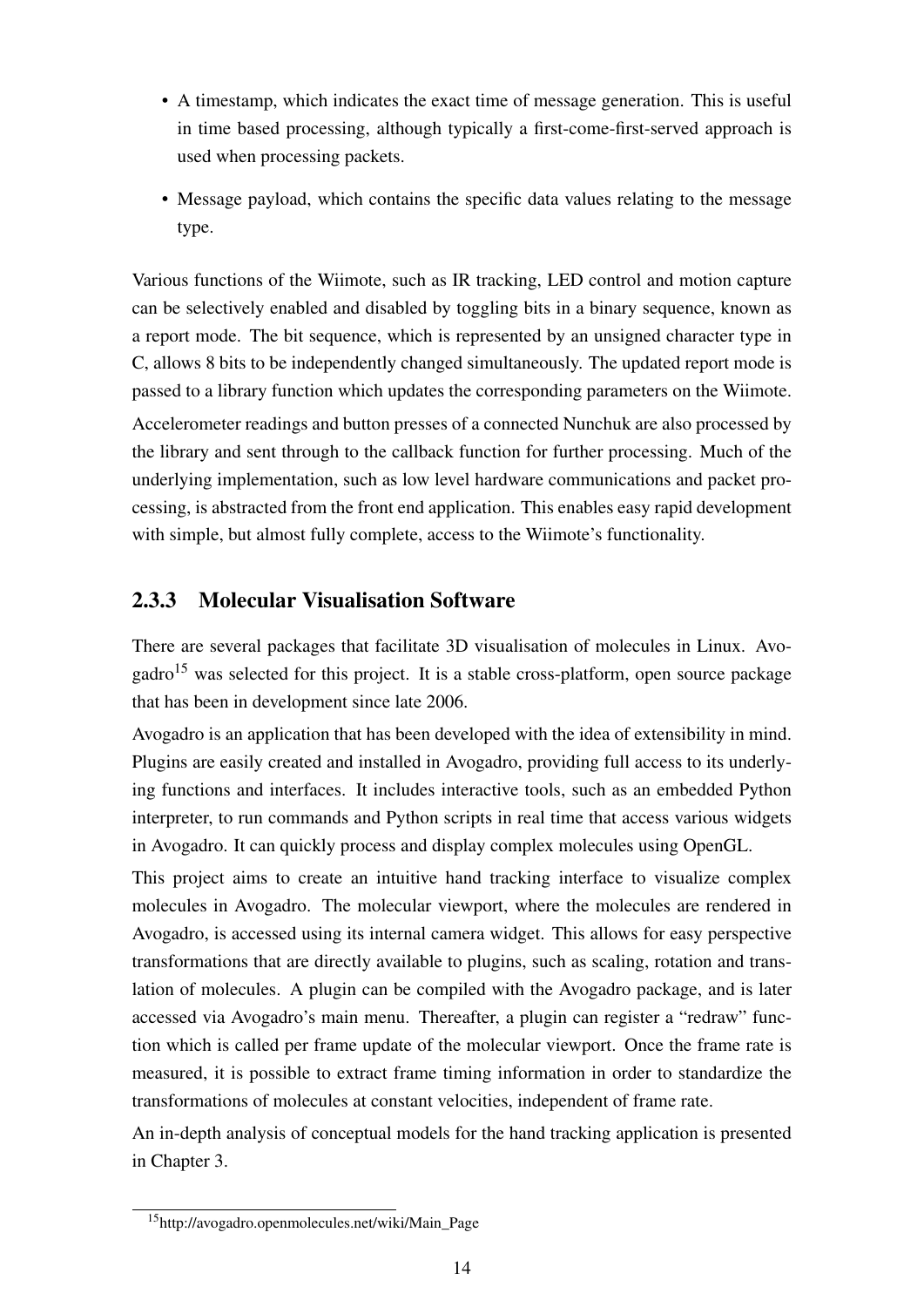- A timestamp, which indicates the exact time of message generation. This is useful in time based processing, although typically a first-come-first-served approach is used when processing packets.
- Message payload, which contains the specific data values relating to the message type.

Various functions of the Wiimote, such as IR tracking, LED control and motion capture can be selectively enabled and disabled by toggling bits in a binary sequence, known as a report mode. The bit sequence, which is represented by an unsigned character type in C, allows 8 bits to be independently changed simultaneously. The updated report mode is passed to a library function which updates the corresponding parameters on the Wiimote.

Accelerometer readings and button presses of a connected Nunchuk are also processed by the library and sent through to the callback function for further processing. Much of the underlying implementation, such as low level hardware communications and packet processing, is abstracted from the front end application. This enables easy rapid development with simple, but almost fully complete, access to the Wiimote's functionality.

### 2.3.3 Molecular Visualisation Software

There are several packages that facilitate 3D visualisation of molecules in Linux. Avogadro[15] was selected for this project. It is a stable cross-platform, open source package that has been in development since late 2006.

Avogadro is an application that has been developed with the idea of extensibility in mind. Plugins are easily created and installed in Avogadro, providing full access to its underlying functions and interfaces. It includes interactive tools, such as an embedded Python interpreter, to run commands and Python scripts in real time that access various widgets in Avogadro. It can quickly process and display complex molecules using OpenGL.

This project aims to create an intuitive hand tracking interface to visualize complex molecules in Avogadro. The molecular viewport, where the molecules are rendered in Avogadro, is accessed using its internal camera widget. This allows for easy perspective transformations that are directly available to plugins, such as scaling, rotation and translation of molecules. A plugin can be compiled with the Avogadro package, and is later accessed via Avogadro's main menu. Thereafter, a plugin can register a "redraw" function which is called per frame update of the molecular viewport. Once the frame rate is measured, it is possible to extract frame timing information in order to standardize the transformations of molecules at constant velocities, independent of frame rate.

An in-depth analysis of conceptual models for the hand tracking application is presented in Chapter 3.

[15] http://avogadro.openmolecules.net/wiki/Main_Page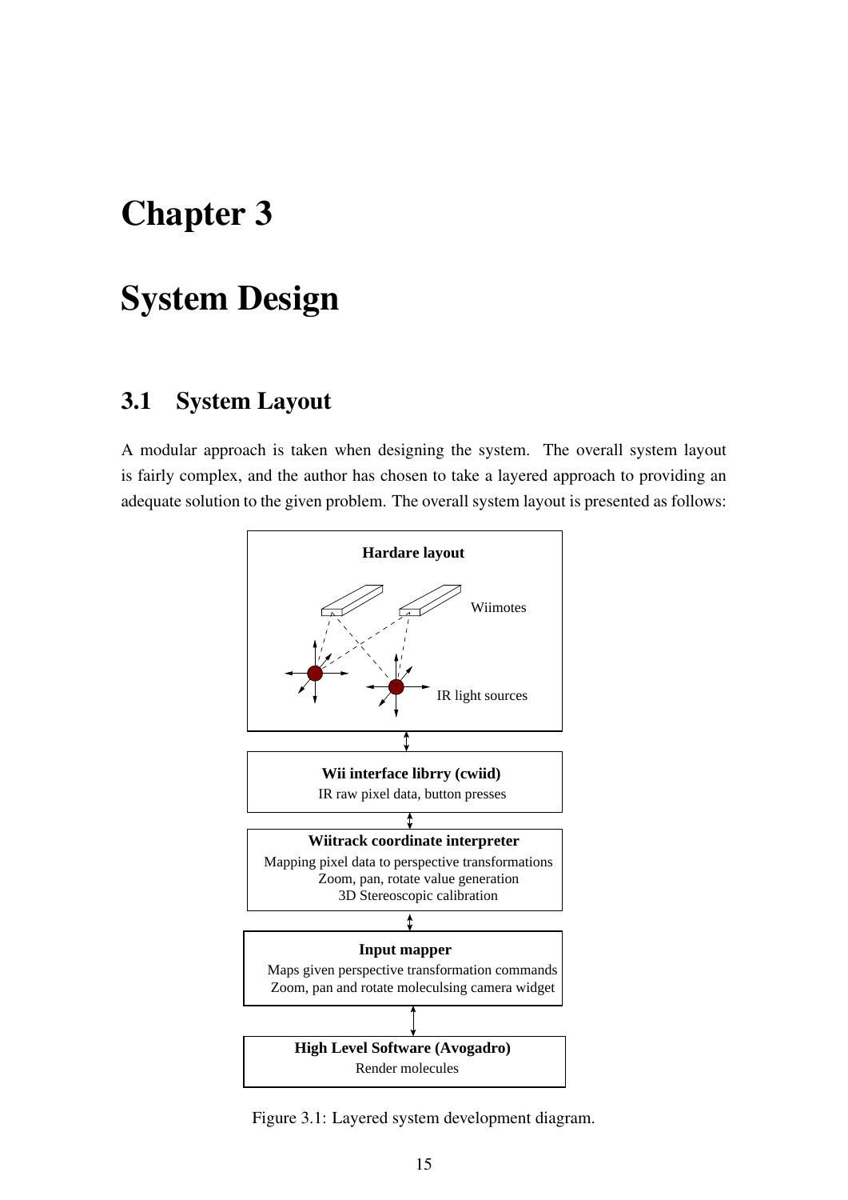# Chapter 3

# System Design

## 3.1 System Layout

A modular approach is taken when designing the system. The overall system layout is fairly complex, and the author has chosen to take a layered approach to providing an adequate solution to the given problem. The overall system layout is presented as follows:

**Hardare layout**

Wiimotes

IR light sources

**Wii interface librry (cwiid)**
IR raw pixel data, button presses

**Wiitrack coordinate interpreter**
Mapping pixel data to perspective transformations
Zoom, pan, rotate value generation
3D Stereoscopic calibration

**Input mapper**
Maps given perspective transformation commands
Zoom, pan and rotate moleculsing camera widget

**High Level Software (Avogadro)**
Render molecules

Figure 3.1: Layered system development diagram.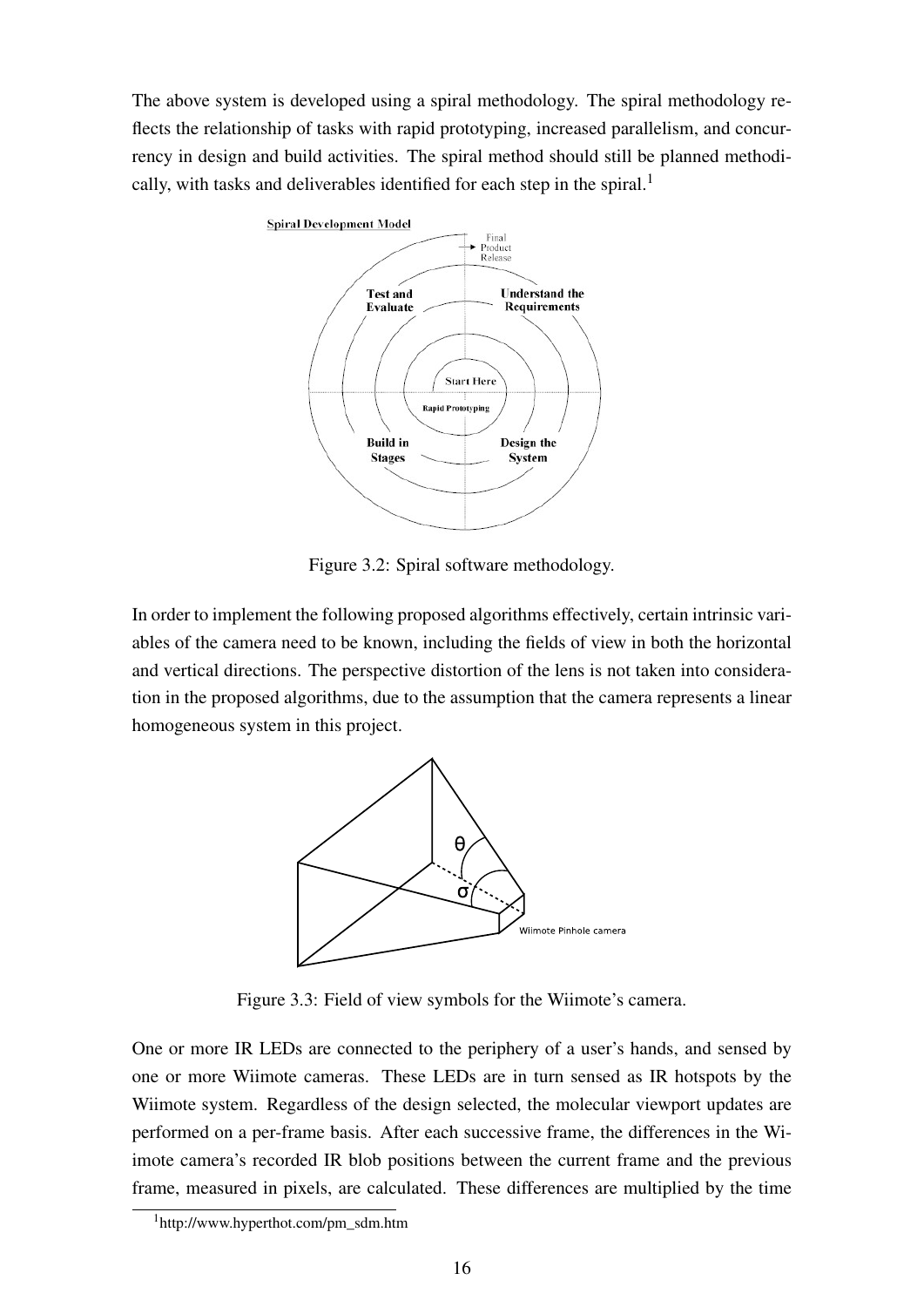The above system is developed using a spiral methodology. The spiral methodology reflects the relationship of tasks with rapid prototyping, increased parallelism, and concurrency in design and build activities. The spiral method should still be planned methodically, with tasks and deliverables identified for each step in the spiral.[1]

Figure 3.2: Spiral software methodology.

In order to implement the following proposed algorithms effectively, certain intrinsic variables of the camera need to be known, including the fields of view in both the horizontal and vertical directions. The perspective distortion of the lens is not taken into consideration in the proposed algorithms, due to the assumption that the camera represents a linear homogeneous system in this project.

Figure 3.3: Field of view symbols for the Wiimote's camera.

One or more IR LEDs are connected to the periphery of a user's hands, and sensed by one or more Wiimote cameras. These LEDs are in turn sensed as IR hotspots by the Wiimote system. Regardless of the design selected, the molecular viewport updates are performed on a per-frame basis. After each successive frame, the differences in the Wiimote camera's recorded IR blob positions between the current frame and the previous frame, measured in pixels, are calculated. These differences are multiplied by the time

[1] http://www.hyperthot.com/pm_sdm.htm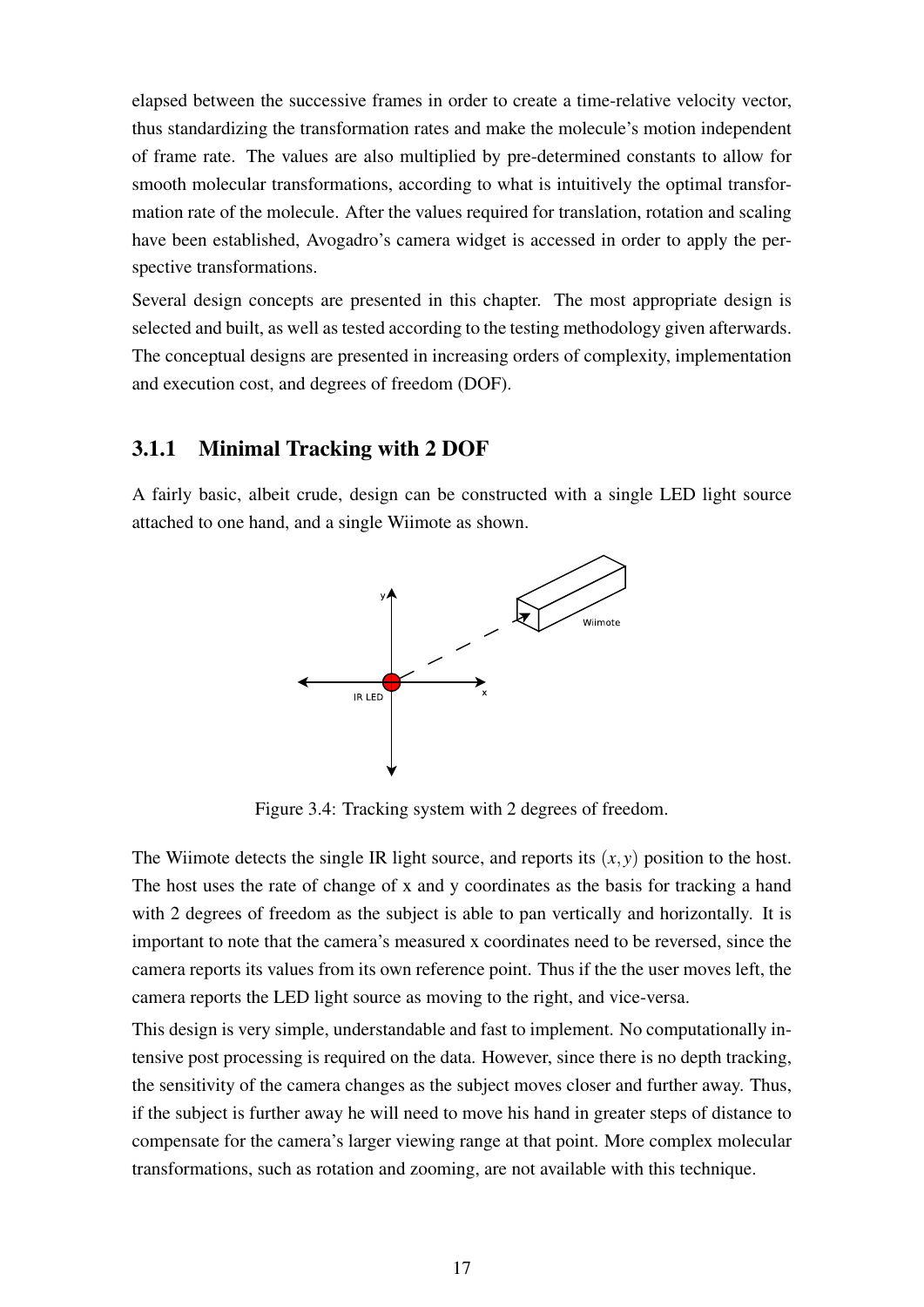elapsed between the successive frames in order to create a time-relative velocity vector, thus standardizing the transformation rates and make the molecule's motion independent of frame rate. The values are also multiplied by pre-determined constants to allow for smooth molecular transformations, according to what is intuitively the optimal transformation rate of the molecule. After the values required for translation, rotation and scaling have been established, Avogadro's camera widget is accessed in order to apply the perspective transformations.

Several design concepts are presented in this chapter. The most appropriate design is selected and built, as well as tested according to the testing methodology given afterwards. The conceptual designs are presented in increasing orders of complexity, implementation and execution cost, and degrees of freedom (DOF).

### 3.1.1 Minimal Tracking with 2 DOF

A fairly basic, albeit crude, design can be constructed with a single LED light source attached to one hand, and a single Wiimote as shown.

Figure 3.4: Tracking system with 2 degrees of freedom.

The Wiimote detects the single IR light source, and reports its $(x, y)$ position to the host. The host uses the rate of change of x and y coordinates as the basis for tracking a hand with 2 degrees of freedom as the subject is able to pan vertically and horizontally. It is important to note that the camera's measured x coordinates need to be reversed, since the camera reports its values from its own reference point. Thus if the the user moves left, the camera reports the LED light source as moving to the right, and vice-versa.

This design is very simple, understandable and fast to implement. No computationally intensive post processing is required on the data. However, since there is no depth tracking, the sensitivity of the camera changes as the subject moves closer and further away. Thus, if the subject is further away he will need to move his hand in greater steps of distance to compensate for the camera's larger viewing range at that point. More complex molecular transformations, such as rotation and zooming, are not available with this technique.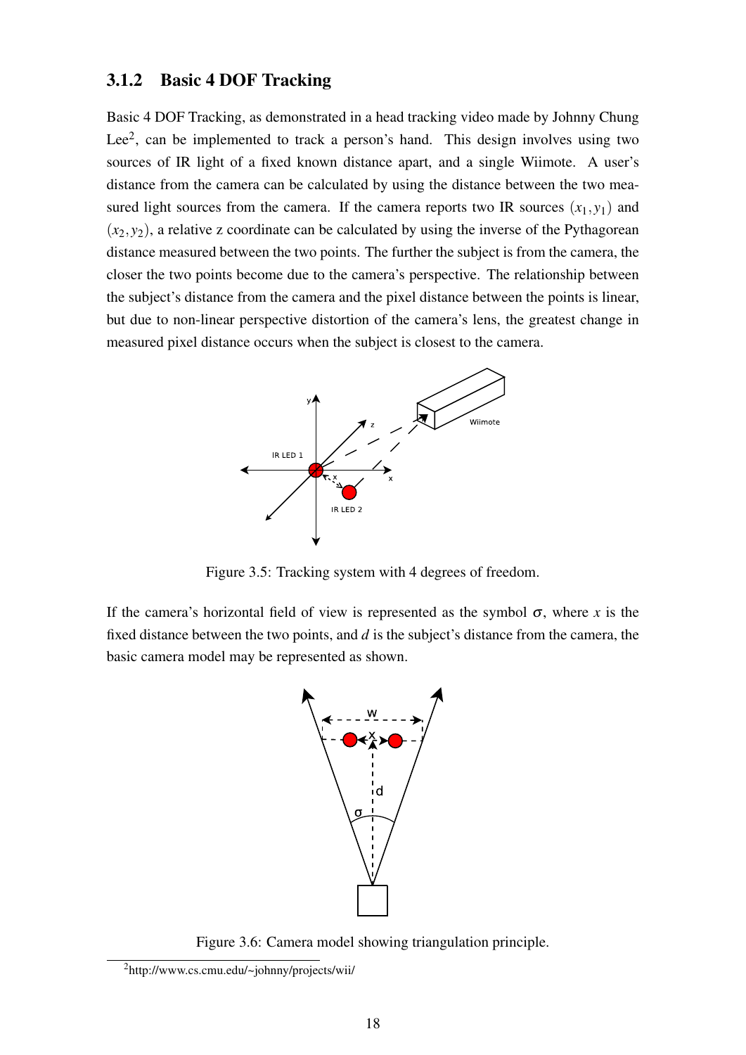### 3.1.2 Basic 4 DOF Tracking

Basic 4 DOF Tracking, as demonstrated in a head tracking video made by Johnny Chung Lee[2], can be implemented to track a person's hand. This design involves using two sources of IR light of a fixed known distance apart, and a single Wiimote. A user's distance from the camera can be calculated by using the distance between the two measured light sources from the camera. If the camera reports two IR sources $(x_1, y_1)$ and $(x_2, y_2)$, a relative z coordinate can be calculated by using the inverse of the Pythagorean distance measured between the two points. The further the subject is from the camera, the closer the two points become due to the camera's perspective. The relationship between the subject's distance from the camera and the pixel distance between the points is linear, but due to non-linear perspective distortion of the camera's lens, the greatest change in measured pixel distance occurs when the subject is closest to the camera.

Figure 3.5: Tracking system with 4 degrees of freedom.

If the camera's horizontal field of view is represented as the symbol $\sigma$, where $x$ is the fixed distance between the two points, and $d$ is the subject's distance from the camera, the basic camera model may be represented as shown.

Figure 3.6: Camera model showing triangulation principle.

[2] http://www.cs.cmu.edu/~johnny/projects/wii/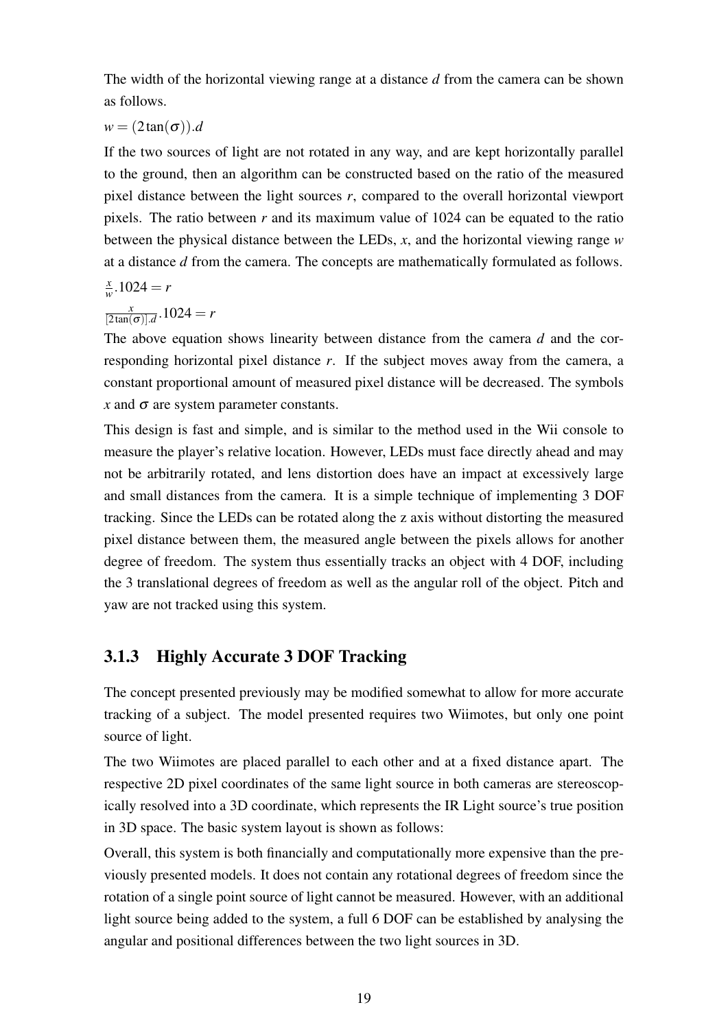The width of the horizontal viewing range at a distance $d$ from the camera can be shown as follows.

$w = (2\tan(\sigma)).d$

If the two sources of light are not rotated in any way, and are kept horizontally parallel to the ground, then an algorithm can be constructed based on the ratio of the measured pixel distance between the light sources $r$, compared to the overall horizontal viewport pixels. The ratio between $r$ and its maximum value of 1024 can be equated to the ratio between the physical distance between the LEDs, $x$, and the horizontal viewing range $w$ at a distance $d$ from the camera. The concepts are mathematically formulated as follows.

$\frac{x}{w}.1024 = r$

$\frac{x}{[2\tan(\sigma)].d}.1024 = r$

The above equation shows linearity between distance from the camera $d$ and the corresponding horizontal pixel distance $r$. If the subject moves away from the camera, a constant proportional amount of measured pixel distance will be decreased. The symbols $x$ and $\sigma$ are system parameter constants.

This design is fast and simple, and is similar to the method used in the Wii console to measure the player's relative location. However, LEDs must face directly ahead and may not be arbitrarily rotated, and lens distortion does have an impact at excessively large and small distances from the camera. It is a simple technique of implementing 3 DOF tracking. Since the LEDs can be rotated along the z axis without distorting the measured pixel distance between them, the measured angle between the pixels allows for another degree of freedom. The system thus essentially tracks an object with 4 DOF, including the 3 translational degrees of freedom as well as the angular roll of the object. Pitch and yaw are not tracked using this system.

### 3.1.3 Highly Accurate 3 DOF Tracking

The concept presented previously may be modified somewhat to allow for more accurate tracking of a subject. The model presented requires two Wiimotes, but only one point source of light.

The two Wiimotes are placed parallel to each other and at a fixed distance apart. The respective 2D pixel coordinates of the same light source in both cameras are stereoscopically resolved into a 3D coordinate, which represents the IR Light source's true position in 3D space. The basic system layout is shown as follows:

Overall, this system is both financially and computationally more expensive than the previously presented models. It does not contain any rotational degrees of freedom since the rotation of a single point source of light cannot be measured. However, with an additional light source being added to the system, a full 6 DOF can be established by analysing the angular and positional differences between the two light sources in 3D.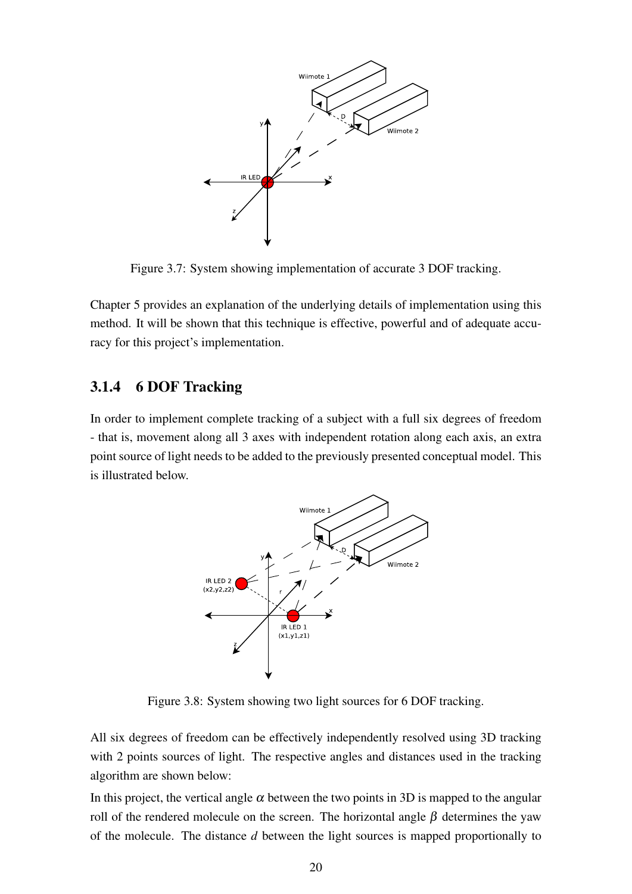Figure 3.7: System showing implementation of accurate 3 DOF tracking.

Chapter 5 provides an explanation of the underlying details of implementation using this method. It will be shown that this technique is effective, powerful and of adequate accuracy for this project's implementation.

### 3.1.4 6 DOF Tracking

In order to implement complete tracking of a subject with a full six degrees of freedom - that is, movement along all 3 axes with independent rotation along each axis, an extra point source of light needs to be added to the previously presented conceptual model. This is illustrated below.

Figure 3.8: System showing two light sources for 6 DOF tracking.

All six degrees of freedom can be effectively independently resolved using 3D tracking with 2 points sources of light. The respective angles and distances used in the tracking algorithm are shown below:

In this project, the vertical angle $\alpha$ between the two points in 3D is mapped to the angular roll of the rendered molecule on the screen. The horizontal angle $\beta$ determines the yaw of the molecule. The distance $d$ between the light sources is mapped proportionally to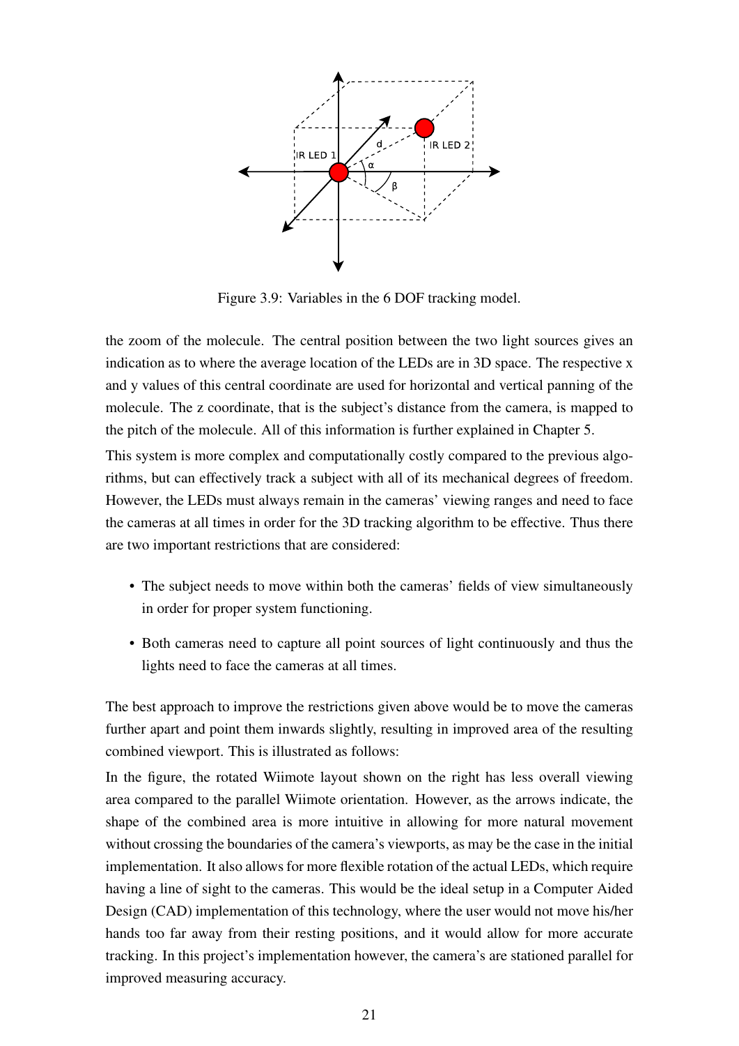Figure 3.9: Variables in the 6 DOF tracking model.

the zoom of the molecule. The central position between the two light sources gives an indication as to where the average location of the LEDs are in 3D space. The respective x and y values of this central coordinate are used for horizontal and vertical panning of the molecule. The z coordinate, that is the subject's distance from the camera, is mapped to the pitch of the molecule. All of this information is further explained in Chapter 5.

This system is more complex and computationally costly compared to the previous algorithms, but can effectively track a subject with all of its mechanical degrees of freedom. However, the LEDs must always remain in the cameras' viewing ranges and need to face the cameras at all times in order for the 3D tracking algorithm to be effective. Thus there are two important restrictions that are considered:

- The subject needs to move within both the cameras' fields of view simultaneously in order for proper system functioning.
- Both cameras need to capture all point sources of light continuously and thus the lights need to face the cameras at all times.

The best approach to improve the restrictions given above would be to move the cameras further apart and point them inwards slightly, resulting in improved area of the resulting combined viewport. This is illustrated as follows:

In the figure, the rotated Wiimote layout shown on the right has less overall viewing area compared to the parallel Wiimote orientation. However, as the arrows indicate, the shape of the combined area is more intuitive in allowing for more natural movement without crossing the boundaries of the camera's viewports, as may be the case in the initial implementation. It also allows for more flexible rotation of the actual LEDs, which require having a line of sight to the cameras. This would be the ideal setup in a Computer Aided Design (CAD) implementation of this technology, where the user would not move his/her hands too far away from their resting positions, and it would allow for more accurate tracking. In this project's implementation however, the camera's are stationed parallel for improved measuring accuracy.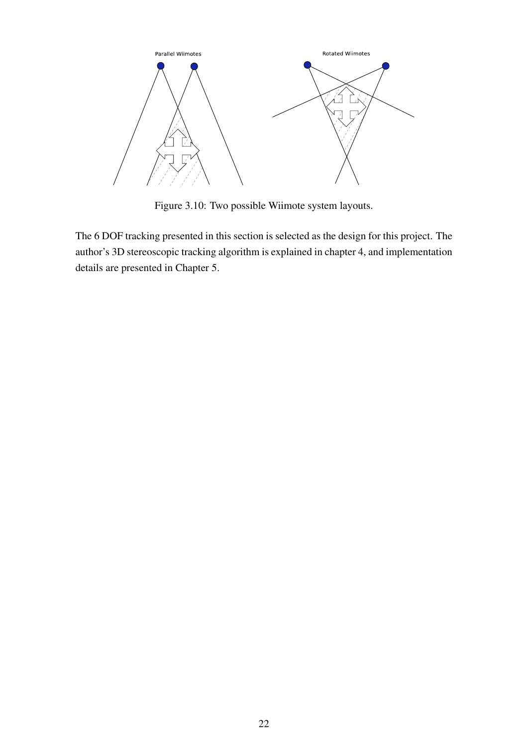Figure 3.10: Two possible Wiimote system layouts.

The 6 DOF tracking presented in this section is selected as the design for this project. The author's 3D stereoscopic tracking algorithm is explained in chapter 4, and implementation details are presented in Chapter 5.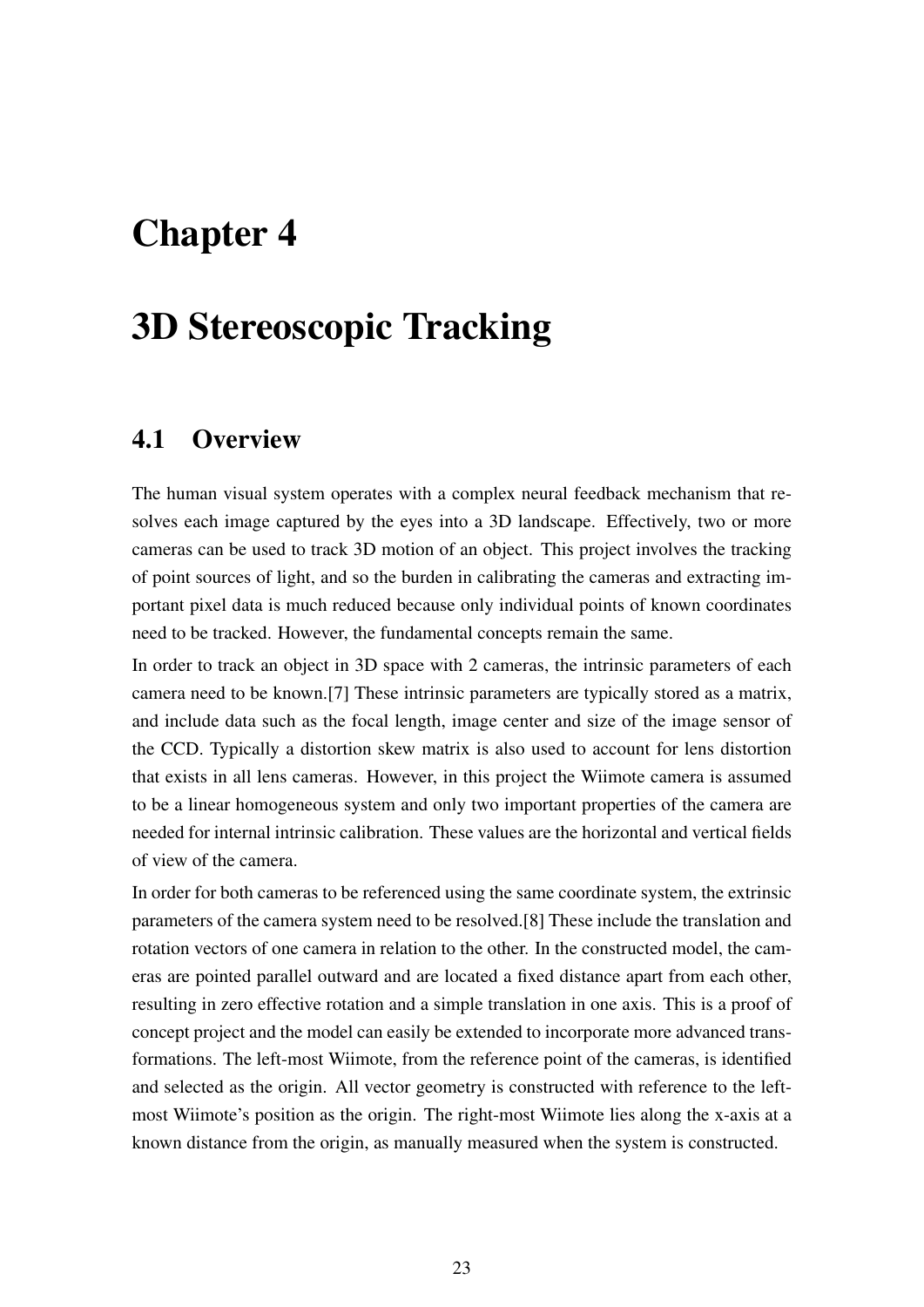# Chapter 4

# 3D Stereoscopic Tracking

## 4.1 Overview

The human visual system operates with a complex neural feedback mechanism that resolves each image captured by the eyes into a 3D landscape. Effectively, two or more cameras can be used to track 3D motion of an object. This project involves the tracking of point sources of light, and so the burden in calibrating the cameras and extracting important pixel data is much reduced because only individual points of known coordinates need to be tracked. However, the fundamental concepts remain the same.

In order to track an object in 3D space with 2 cameras, the intrinsic parameters of each camera need to be known.[7] These intrinsic parameters are typically stored as a matrix, and include data such as the focal length, image center and size of the image sensor of the CCD. Typically a distortion skew matrix is also used to account for lens distortion that exists in all lens cameras. However, in this project the Wiimote camera is assumed to be a linear homogeneous system and only two important properties of the camera are needed for internal intrinsic calibration. These values are the horizontal and vertical fields of view of the camera.

In order for both cameras to be referenced using the same coordinate system, the extrinsic parameters of the camera system need to be resolved.[8] These include the translation and rotation vectors of one camera in relation to the other. In the constructed model, the cameras are pointed parallel outward and are located a fixed distance apart from each other, resulting in zero effective rotation and a simple translation in one axis. This is a proof of concept project and the model can easily be extended to incorporate more advanced transformations. The left-most Wiimote, from the reference point of the cameras, is identified and selected as the origin. All vector geometry is constructed with reference to the left-most Wiimote's position as the origin. The right-most Wiimote lies along the x-axis at a known distance from the origin, as manually measured when the system is constructed.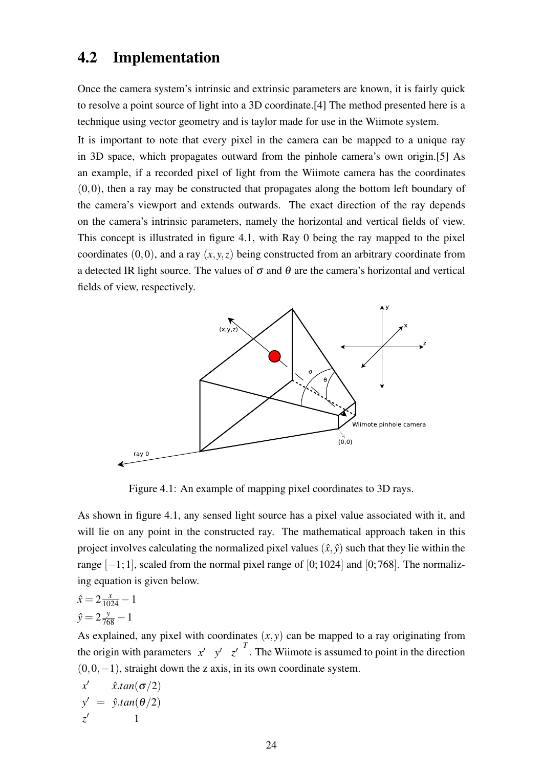## 4.2 Implementation

Once the camera system's intrinsic and extrinsic parameters are known, it is fairly quick to resolve a point source of light into a 3D coordinate.[4] The method presented here is a technique using vector geometry and is taylor made for use in the Wiimote system.

It is important to note that every pixel in the camera can be mapped to a unique ray in 3D space, which propagates outward from the pinhole camera's own origin.[5] As an example, if a recorded pixel of light from the Wiimote camera has the coordinates $(0,0)$, then a ray may be constructed that propagates along the bottom left boundary of the camera's viewport and extends outwards. The exact direction of the ray depends on the camera's intrinsic parameters, namely the horizontal and vertical fields of view. This concept is illustrated in figure 4.1, with Ray 0 being the ray mapped to the pixel coordinates $(0,0)$, and a ray $(x,y,z)$ being constructed from an arbitrary coordinate from a detected IR light source. The values of $\sigma$ and $\theta$ are the camera's horizontal and vertical fields of view, respectively.

Figure 4.1: An example of mapping pixel coordinates to 3D rays.

As shown in figure 4.1, any sensed light source has a pixel value associated with it, and will lie on any point in the constructed ray. The mathematical approach taken in this project involves calculating the normalized pixel values $(\hat{x},\hat{y})$ such that they lie within the range $[-1;1]$, scaled from the normal pixel range of $[0;1024]$ and $[0;768]$. The normalizing equation is given below.

$$\hat{x} = 2\frac{x}{1024} - 1$$
$$\hat{y} = 2\frac{y}{768} - 1$$

As explained, any pixel with coordinates $(x,y)$ can be mapped to a ray originating from the origin with parameters $\begin{bmatrix} x' & y' & z' \end{bmatrix}^T$. The Wiimote is assumed to point in the direction $(0,0,-1)$, straight down the z axis, in its own coordinate system.

$$\begin{bmatrix} x' \\ y' \\ z' \end{bmatrix} = \begin{bmatrix} \hat{x}.tan(\sigma/2) \\ \hat{y}.tan(\theta/2) \\ 1 \end{bmatrix}$$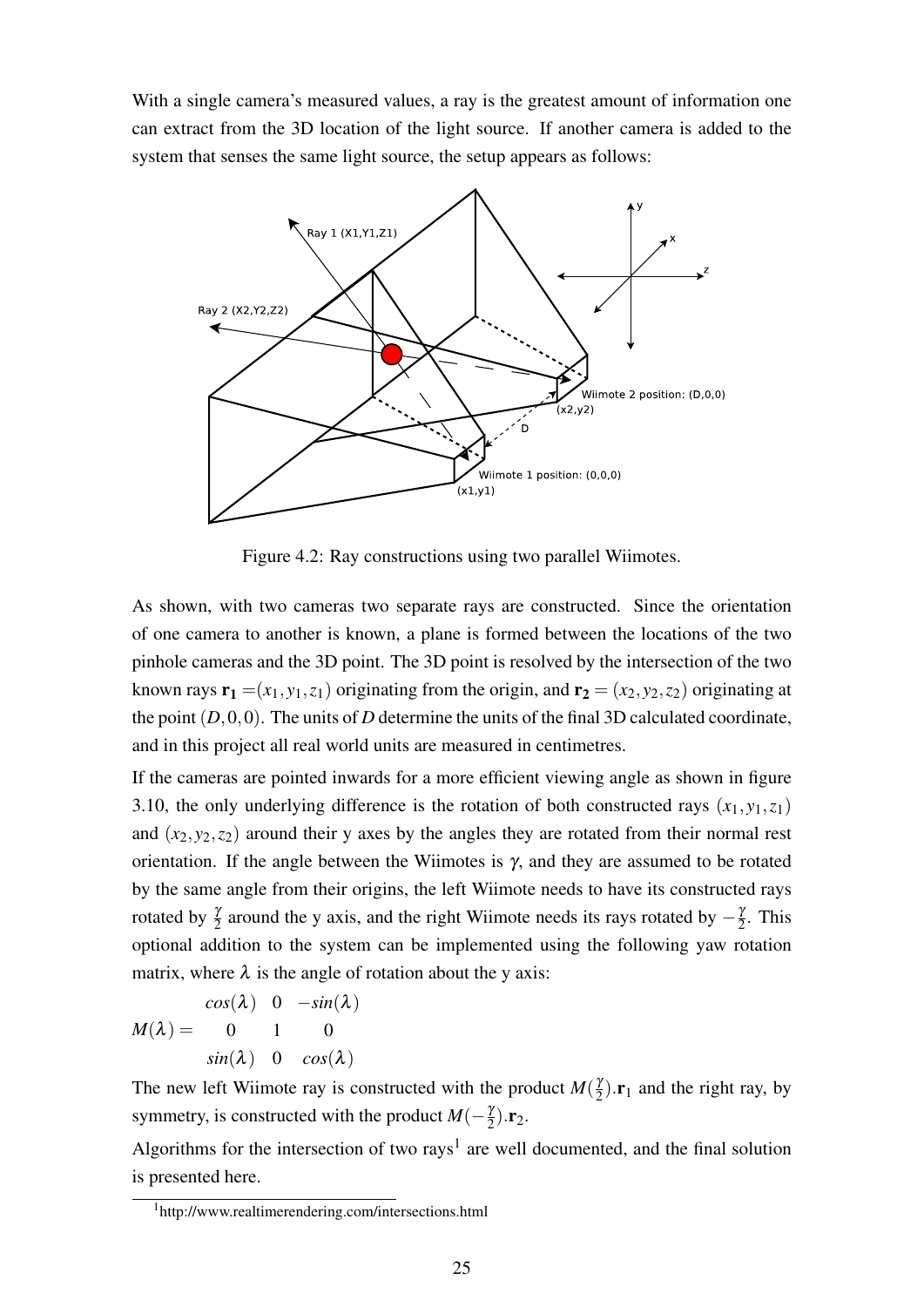With a single camera's measured values, a ray is the greatest amount of information one can extract from the 3D location of the light source. If another camera is added to the system that senses the same light source, the setup appears as follows:

Figure 4.2: Ray constructions using two parallel Wiimotes.

As shown, with two cameras two separate rays are constructed. Since the orientation of one camera to another is known, a plane is formed between the locations of the two pinhole cameras and the 3D point. The 3D point is resolved by the intersection of the two known rays $\mathbf{r_1} = (x_1, y_1, z_1)$ originating from the origin, and $\mathbf{r_2} = (x_2, y_2, z_2)$ originating at the point $(D, 0, 0)$. The units of $D$ determine the units of the final 3D calculated coordinate, and in this project all real world units are measured in centimetres.

If the cameras are pointed inwards for a more efficient viewing angle as shown in figure 3.10, the only underlying difference is the rotation of both constructed rays $(x_1, y_1, z_1)$ and $(x_2, y_2, z_2)$ around their y axes by the angles they are rotated from their normal rest orientation. If the angle between the Wiimotes is $\gamma$, and they are assumed to be rotated by the same angle from their origins, the left Wiimote needs to have its constructed rays rotated by $\frac{\gamma}{2}$ around the y axis, and the right Wiimote needs its rays rotated by $-\frac{\gamma}{2}$. This optional addition to the system can be implemented using the following yaw rotation matrix, where $\lambda$ is the angle of rotation about the y axis:

$$M(\lambda) = \begin{matrix} cos(\lambda) & 0 & -sin(\lambda) \\ 0 & 1 & 0 \\ sin(\lambda) & 0 & cos(\lambda) \end{matrix}$$

The new left Wiimote ray is constructed with the product $M(\frac{\gamma}{2}).\mathbf{r}_1$ and the right ray, by symmetry, is constructed with the product $M(-\frac{\gamma}{2}).\mathbf{r}_2$.

Algorithms for the intersection of two rays[1] are well documented, and the final solution is presented here.

[1] http://www.realtimerendering.com/intersections.html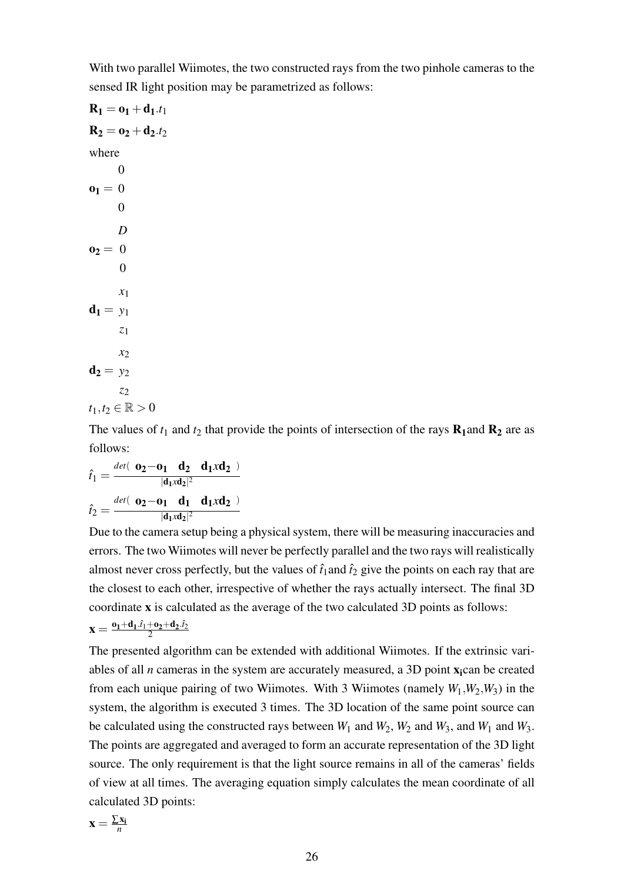With two parallel Wiimotes, the two constructed rays from the two pinhole cameras to the sensed IR light position may be parametrized as follows:

$$\mathbf{R_1} = \mathbf{o_1} + \mathbf{d_1}.t_1$$

$$\mathbf{R_2} = \mathbf{o_2} + \mathbf{d_2}.t_2$$

where

$$\mathbf{o_1} = \begin{matrix} 0 \\ 0 \\ 0 \end{matrix}$$

$$\mathbf{o_2} = \begin{matrix} D \\ 0 \\ 0 \end{matrix}$$

$$\mathbf{d_1} = \begin{matrix} x_1 \\ y_1 \\ z_1 \end{matrix}$$

$$\mathbf{d_2} = \begin{matrix} x_2 \\ y_2 \\ z_2 \end{matrix}$$

$$t_1, t_2 \in \mathbb{R} > 0$$

The values of $t_1$ and $t_2$ that provide the points of intersection of the rays $\mathbf{R_1}$and $\mathbf{R_2}$ are as follows:

$$\hat{t}_1 = \frac{det(\ \mathbf{o_2}-\mathbf{o_1} \quad \mathbf{d_2} \quad \mathbf{d_1} x \mathbf{d_2}\ )}{|\mathbf{d_1} x \mathbf{d_2}|^2}$$

$$\hat{t}_2 = \frac{det(\ \mathbf{o_2}-\mathbf{o_1} \quad \mathbf{d_1} \quad \mathbf{d_1} x \mathbf{d_2}\ )}{|\mathbf{d_1} x \mathbf{d_2}|^2}$$

Due to the camera setup being a physical system, there will be measuring inaccuracies and errors. The two Wiimotes will never be perfectly parallel and the two rays will realistically almost never cross perfectly, but the values of $\hat{t}_1$and $\hat{t}_2$ give the points on each ray that are the closest to each other, irrespective of whether the rays actually intersect. The final 3D coordinate $\mathbf{x}$ is calculated as the average of the two calculated 3D points as follows:

$$\mathbf{x} = \frac{\mathbf{o_1}+\mathbf{d_1}.\hat{t}_1+\mathbf{o_2}+\mathbf{d_2}.\hat{t}_2}{2}$$

The presented algorithm can be extended with additional Wiimotes. If the extrinsic variables of all $n$ cameras in the system are accurately measured, a 3D point $\mathbf{x_i}$can be created from each unique pairing of two Wiimotes. With 3 Wiimotes (namely $W_1$,$W_2$,$W_3$) in the system, the algorithm is executed 3 times. The 3D location of the same point source can be calculated using the constructed rays between $W_1$ and $W_2$, $W_2$ and $W_3$, and $W_1$ and $W_3$. The points are aggregated and averaged to form an accurate representation of the 3D light source. The only requirement is that the light source remains in all of the cameras' fields of view at all times. The averaging equation simply calculates the mean coordinate of all calculated 3D points:

$$\mathbf{x} = \frac{\sum \mathbf{x_i}}{n}$$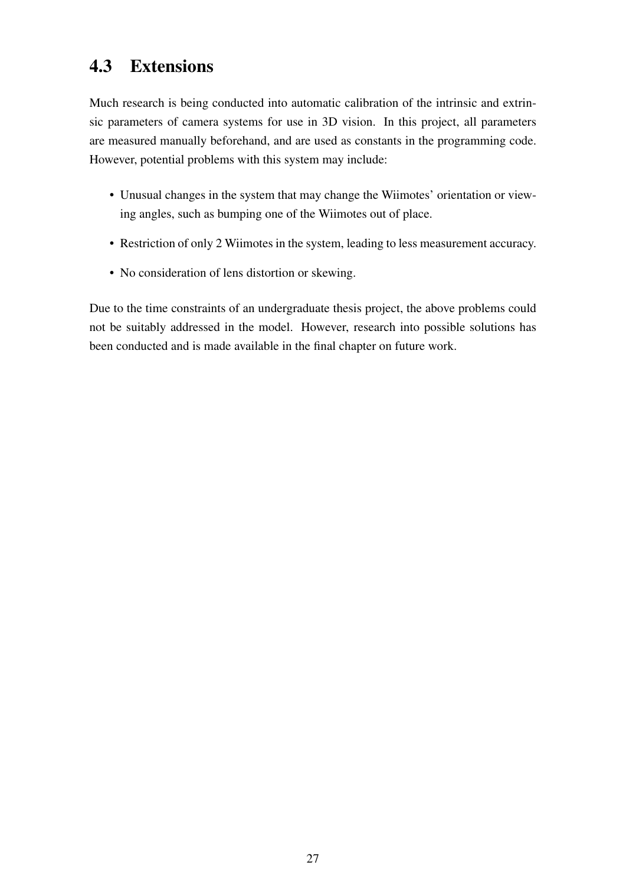## 4.3 Extensions

Much research is being conducted into automatic calibration of the intrinsic and extrinsic parameters of camera systems for use in 3D vision. In this project, all parameters are measured manually beforehand, and are used as constants in the programming code. However, potential problems with this system may include:

- Unusual changes in the system that may change the Wiimotes' orientation or viewing angles, such as bumping one of the Wiimotes out of place.
- Restriction of only 2 Wiimotes in the system, leading to less measurement accuracy.
- No consideration of lens distortion or skewing.

Due to the time constraints of an undergraduate thesis project, the above problems could not be suitably addressed in the model. However, research into possible solutions has been conducted and is made available in the final chapter on future work.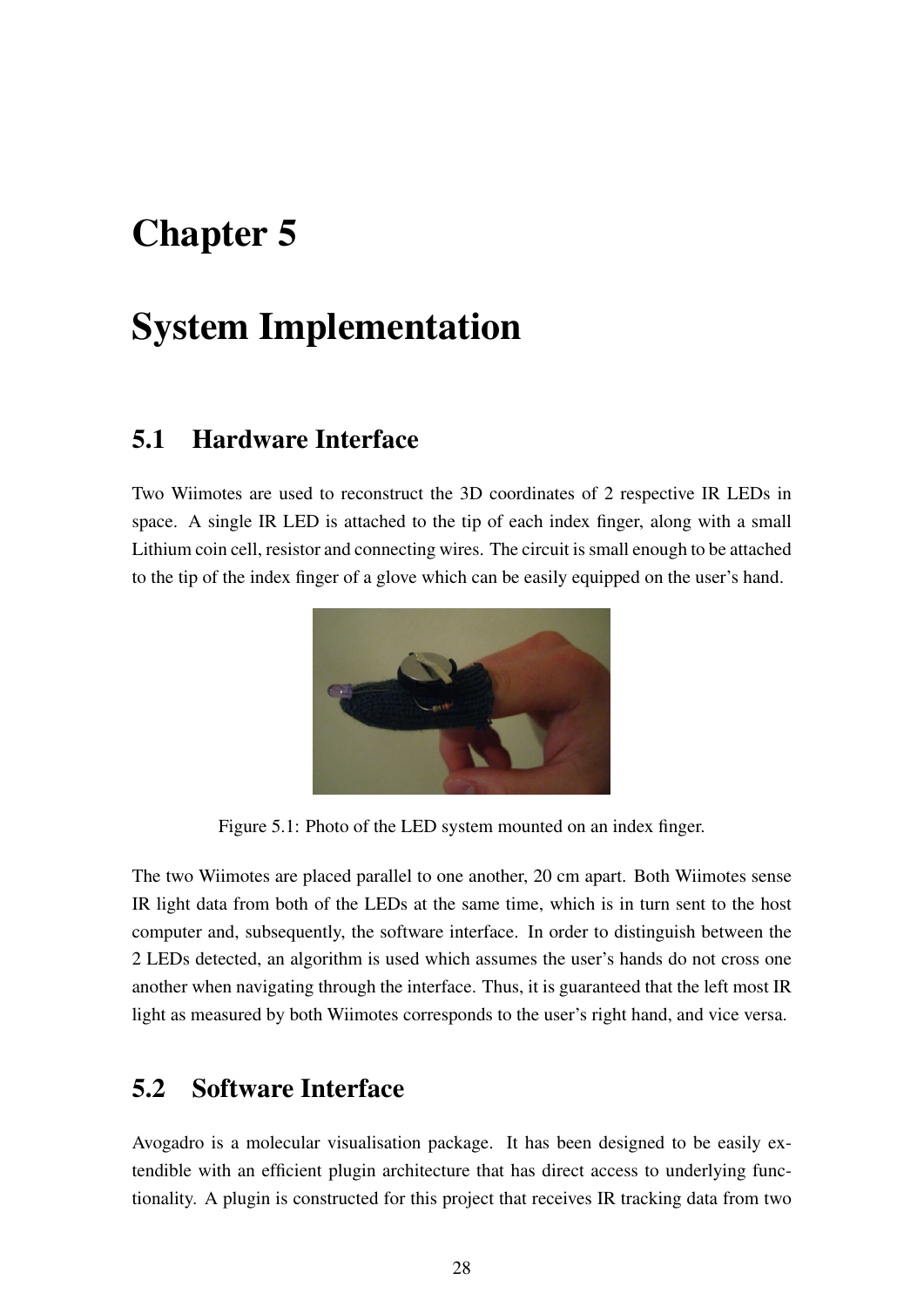# Chapter 5

# System Implementation

## 5.1 Hardware Interface

Two Wiimotes are used to reconstruct the 3D coordinates of 2 respective IR LEDs in space. A single IR LED is attached to the tip of each index finger, along with a small Lithium coin cell, resistor and connecting wires. The circuit is small enough to be attached to the tip of the index finger of a glove which can be easily equipped on the user's hand.

Figure 5.1: Photo of the LED system mounted on an index finger.

The two Wiimotes are placed parallel to one another, 20 cm apart. Both Wiimotes sense IR light data from both of the LEDs at the same time, which is in turn sent to the host computer and, subsequently, the software interface. In order to distinguish between the 2 LEDs detected, an algorithm is used which assumes the user's hands do not cross one another when navigating through the interface. Thus, it is guaranteed that the left most IR light as measured by both Wiimotes corresponds to the user's right hand, and vice versa.

## 5.2 Software Interface

Avogadro is a molecular visualisation package. It has been designed to be easily extendible with an efficient plugin architecture that has direct access to underlying functionality. A plugin is constructed for this project that receives IR tracking data from two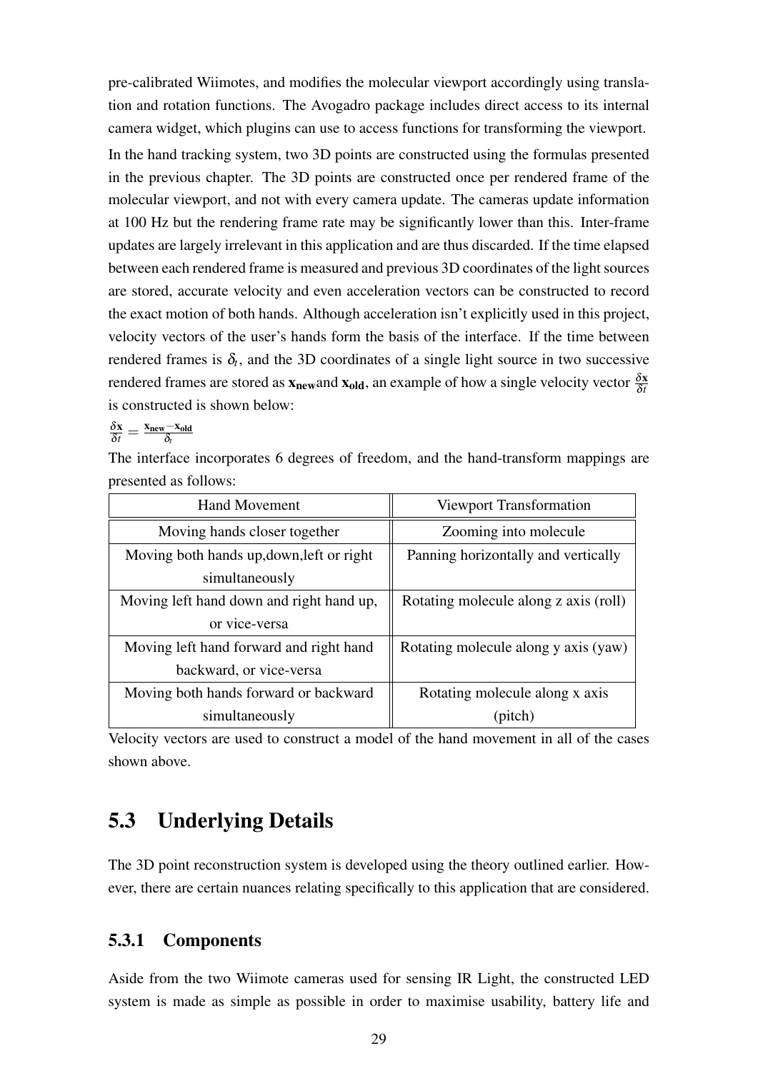pre-calibrated Wiimotes, and modifies the molecular viewport accordingly using translation and rotation functions. The Avogadro package includes direct access to its internal camera widget, which plugins can use to access functions for transforming the viewport.

In the hand tracking system, two 3D points are constructed using the formulas presented in the previous chapter. The 3D points are constructed once per rendered frame of the molecular viewport, and not with every camera update. The cameras update information at 100 Hz but the rendering frame rate may be significantly lower than this. Inter-frame updates are largely irrelevant in this application and are thus discarded. If the time elapsed between each rendered frame is measured and previous 3D coordinates of the light sources are stored, accurate velocity and even acceleration vectors can be constructed to record the exact motion of both hands. Although acceleration isn't explicitly used in this project, velocity vectors of the user's hands form the basis of the interface. If the time between rendered frames is $\delta_t$, and the 3D coordinates of a single light source in two successive rendered frames are stored as $\mathbf{x_{new}}$and $\mathbf{x_{old}}$, an example of how a single velocity vector $\frac{\delta \mathbf{x}}{\delta t}$ is constructed is shown below:

$$\frac{\delta \mathbf{x}}{\delta t} = \frac{\mathbf{x_{new}} - \mathbf{x_{old}}}{\delta_t}$$

The interface incorporates 6 degrees of freedom, and the hand-transform mappings are presented as follows:

| Hand Movement | Viewport Transformation |
|---|---|
| Moving hands closer together | Zooming into molecule |
| Moving both hands up,down,left or right simultaneously | Panning horizontally and vertically |
| Moving left hand down and right hand up, or vice-versa | Rotating molecule along z axis (roll) |
| Moving left hand forward and right hand backward, or vice-versa | Rotating molecule along y axis (yaw) |
| Moving both hands forward or backward simultaneously | Rotating molecule along x axis (pitch) |

Velocity vectors are used to construct a model of the hand movement in all of the cases shown above.

## 5.3 Underlying Details

The 3D point reconstruction system is developed using the theory outlined earlier. However, there are certain nuances relating specifically to this application that are considered.

### 5.3.1 Components

Aside from the two Wiimote cameras used for sensing IR Light, the constructed LED system is made as simple as possible in order to maximise usability, battery life and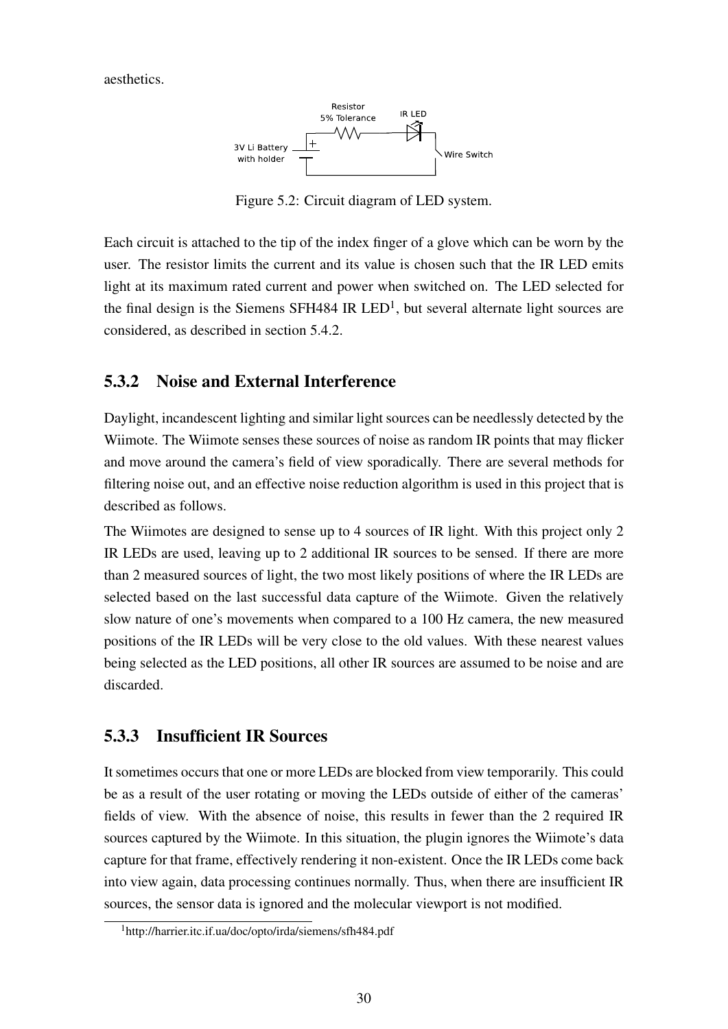aesthetics.

Figure 5.2: Circuit diagram of LED system.

Each circuit is attached to the tip of the index finger of a glove which can be worn by the user. The resistor limits the current and its value is chosen such that the IR LED emits light at its maximum rated current and power when switched on. The LED selected for the final design is the Siemens SFH484 IR LED[1], but several alternate light sources are considered, as described in section 5.4.2.

### 5.3.2 Noise and External Interference

Daylight, incandescent lighting and similar light sources can be needlessly detected by the Wiimote. The Wiimote senses these sources of noise as random IR points that may flicker and move around the camera's field of view sporadically. There are several methods for filtering noise out, and an effective noise reduction algorithm is used in this project that is described as follows.

The Wiimotes are designed to sense up to 4 sources of IR light. With this project only 2 IR LEDs are used, leaving up to 2 additional IR sources to be sensed. If there are more than 2 measured sources of light, the two most likely positions of where the IR LEDs are selected based on the last successful data capture of the Wiimote. Given the relatively slow nature of one's movements when compared to a 100 Hz camera, the new measured positions of the IR LEDs will be very close to the old values. With these nearest values being selected as the LED positions, all other IR sources are assumed to be noise and are discarded.

### 5.3.3 Insufficient IR Sources

It sometimes occurs that one or more LEDs are blocked from view temporarily. This could be as a result of the user rotating or moving the LEDs outside of either of the cameras' fields of view. With the absence of noise, this results in fewer than the 2 required IR sources captured by the Wiimote. In this situation, the plugin ignores the Wiimote's data capture for that frame, effectively rendering it non-existent. Once the IR LEDs come back into view again, data processing continues normally. Thus, when there are insufficient IR sources, the sensor data is ignored and the molecular viewport is not modified.

[1] http://harrier.itc.if.ua/doc/opto/irda/siemens/sfh484.pdf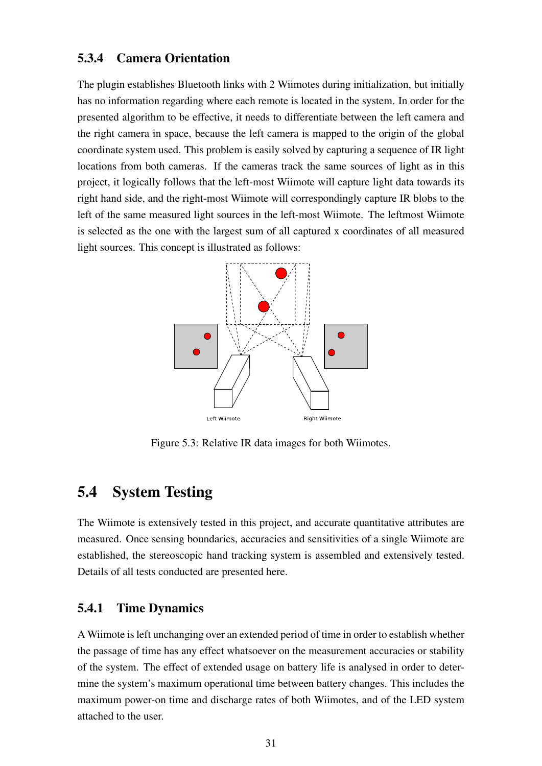### 5.3.4 Camera Orientation

The plugin establishes Bluetooth links with 2 Wiimotes during initialization, but initially has no information regarding where each remote is located in the system. In order for the presented algorithm to be effective, it needs to differentiate between the left camera and the right camera in space, because the left camera is mapped to the origin of the global coordinate system used. This problem is easily solved by capturing a sequence of IR light locations from both cameras. If the cameras track the same sources of light as in this project, it logically follows that the left-most Wiimote will capture light data towards its right hand side, and the right-most Wiimote will correspondingly capture IR blobs to the left of the same measured light sources in the left-most Wiimote. The leftmost Wiimote is selected as the one with the largest sum of all captured x coordinates of all measured light sources. This concept is illustrated as follows:

Left Wiimote

Right Wiimote

Figure 5.3: Relative IR data images for both Wiimotes.

## 5.4 System Testing

The Wiimote is extensively tested in this project, and accurate quantitative attributes are measured. Once sensing boundaries, accuracies and sensitivities of a single Wiimote are established, the stereoscopic hand tracking system is assembled and extensively tested. Details of all tests conducted are presented here.

### 5.4.1 Time Dynamics

A Wiimote is left unchanging over an extended period of time in order to establish whether the passage of time has any effect whatsoever on the measurement accuracies or stability of the system. The effect of extended usage on battery life is analysed in order to determine the system's maximum operational time between battery changes. This includes the maximum power-on time and discharge rates of both Wiimotes, and of the LED system attached to the user.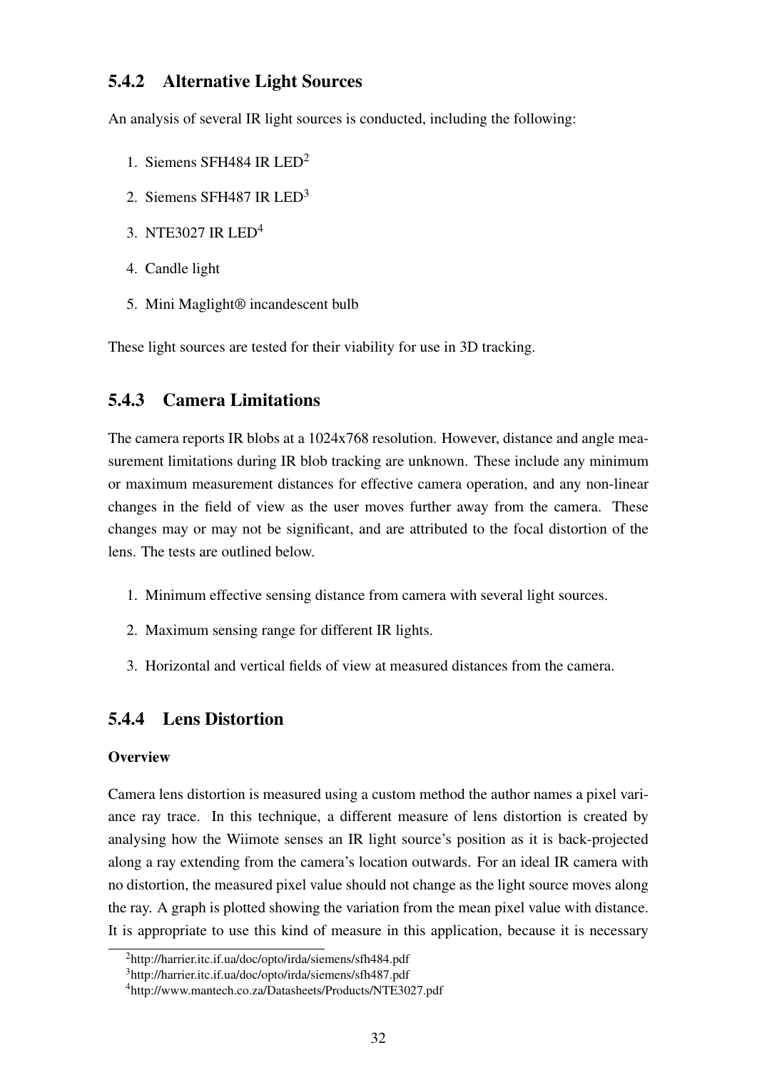### 5.4.2 Alternative Light Sources

An analysis of several IR light sources is conducted, including the following:

1. Siemens SFH484 IR LED[2]
2. Siemens SFH487 IR LED[3]
3. NTE3027 IR LED[4]
4. Candle light
5. Mini Maglight® incandescent bulb

These light sources are tested for their viability for use in 3D tracking.

### 5.4.3 Camera Limitations

The camera reports IR blobs at a 1024x768 resolution. However, distance and angle measurement limitations during IR blob tracking are unknown. These include any minimum or maximum measurement distances for effective camera operation, and any non-linear changes in the field of view as the user moves further away from the camera. These changes may or may not be significant, and are attributed to the focal distortion of the lens. The tests are outlined below.

1. Minimum effective sensing distance from camera with several light sources.
2. Maximum sensing range for different IR lights.
3. Horizontal and vertical fields of view at measured distances from the camera.

### 5.4.4 Lens Distortion

**Overview**

Camera lens distortion is measured using a custom method the author names a pixel variance ray trace. In this technique, a different measure of lens distortion is created by analysing how the Wiimote senses an IR light source's position as it is back-projected along a ray extending from the camera's location outwards. For an ideal IR camera with no distortion, the measured pixel value should not change as the light source moves along the ray. A graph is plotted showing the variation from the mean pixel value with distance. It is appropriate to use this kind of measure in this application, because it is necessary

[2] http://harrier.itc.if.ua/doc/opto/irda/siemens/sfh484.pdf

[3] http://harrier.itc.if.ua/doc/opto/irda/siemens/sfh487.pdf

[4] http://www.mantech.co.za/Datasheets/Products/NTE3027.pdf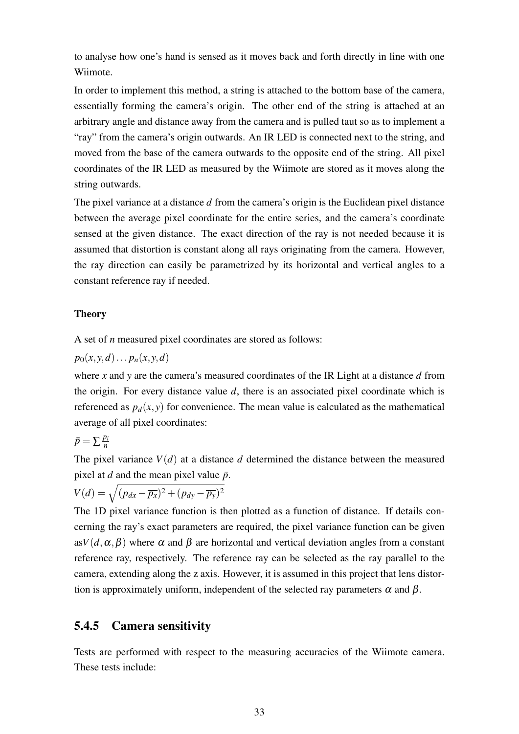to analyse how one's hand is sensed as it moves back and forth directly in line with one Wiimote.

In order to implement this method, a string is attached to the bottom base of the camera, essentially forming the camera's origin. The other end of the string is attached at an arbitrary angle and distance away from the camera and is pulled taut so as to implement a "ray" from the camera's origin outwards. An IR LED is connected next to the string, and moved from the base of the camera outwards to the opposite end of the string. All pixel coordinates of the IR LED as measured by the Wiimote are stored as it moves along the string outwards.

The pixel variance at a distance $d$ from the camera's origin is the Euclidean pixel distance between the average pixel coordinate for the entire series, and the camera's coordinate sensed at the given distance. The exact direction of the ray is not needed because it is assumed that distortion is constant along all rays originating from the camera. However, the ray direction can easily be parametrized by its horizontal and vertical angles to a constant reference ray if needed.

**Theory**

A set of $n$ measured pixel coordinates are stored as follows:

$p_0(x,y,d)\dots p_n(x,y,d)$

where $x$ and $y$ are the camera's measured coordinates of the IR Light at a distance $d$ from the origin. For every distance value $d$, there is an associated pixel coordinate which is referenced as $p_d(x,y)$ for convenience. The mean value is calculated as the mathematical average of all pixel coordinates:

$\bar{p} = \sum \frac{p_i}{n}$

The pixel variance $V(d)$ at a distance $d$ determined the distance between the measured pixel at $d$ and the mean pixel value $\bar{p}$.

$V(d) = \sqrt{(p_{dx} - \overline{p_x})^2 + (p_{dy} - \overline{p_y})^2}$

The 1D pixel variance function is then plotted as a function of distance. If details concerning the ray's exact parameters are required, the pixel variance function can be given as$V(d,\alpha,\beta)$ where $\alpha$ and $\beta$ are horizontal and vertical deviation angles from a constant reference ray, respectively. The reference ray can be selected as the ray parallel to the camera, extending along the z axis. However, it is assumed in this project that lens distortion is approximately uniform, independent of the selected ray parameters $\alpha$ and $\beta$.

### 5.4.5 Camera sensitivity

Tests are performed with respect to the measuring accuracies of the Wiimote camera. These tests include: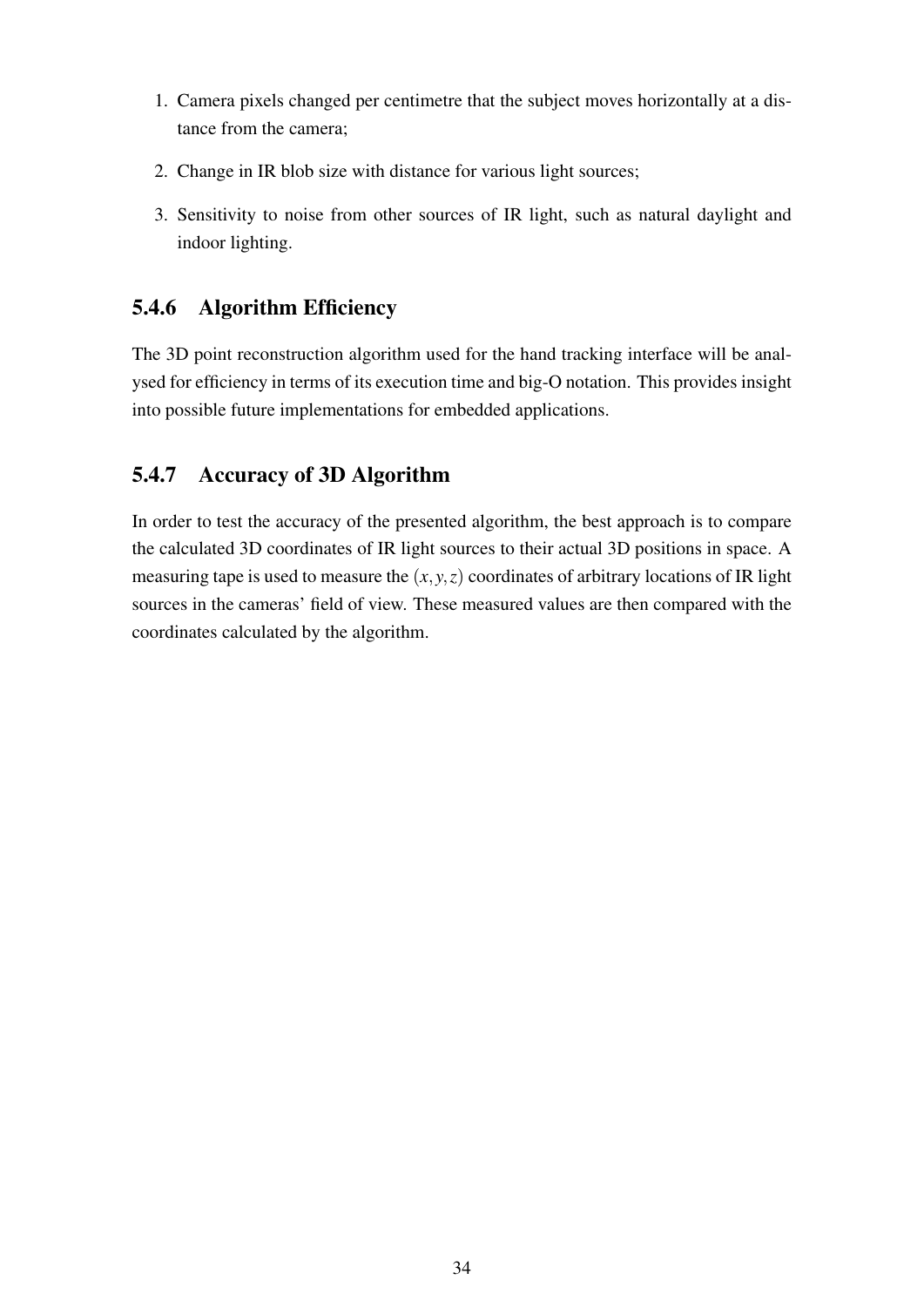1. Camera pixels changed per centimetre that the subject moves horizontally at a distance from the camera;
2. Change in IR blob size with distance for various light sources;
3. Sensitivity to noise from other sources of IR light, such as natural daylight and indoor lighting.

### 5.4.6 Algorithm Efficiency

The 3D point reconstruction algorithm used for the hand tracking interface will be analysed for efficiency in terms of its execution time and big-O notation. This provides insight into possible future implementations for embedded applications.

### 5.4.7 Accuracy of 3D Algorithm

In order to test the accuracy of the presented algorithm, the best approach is to compare the calculated 3D coordinates of IR light sources to their actual 3D positions in space. A measuring tape is used to measure the $(x, y, z)$ coordinates of arbitrary locations of IR light sources in the cameras' field of view. These measured values are then compared with the coordinates calculated by the algorithm.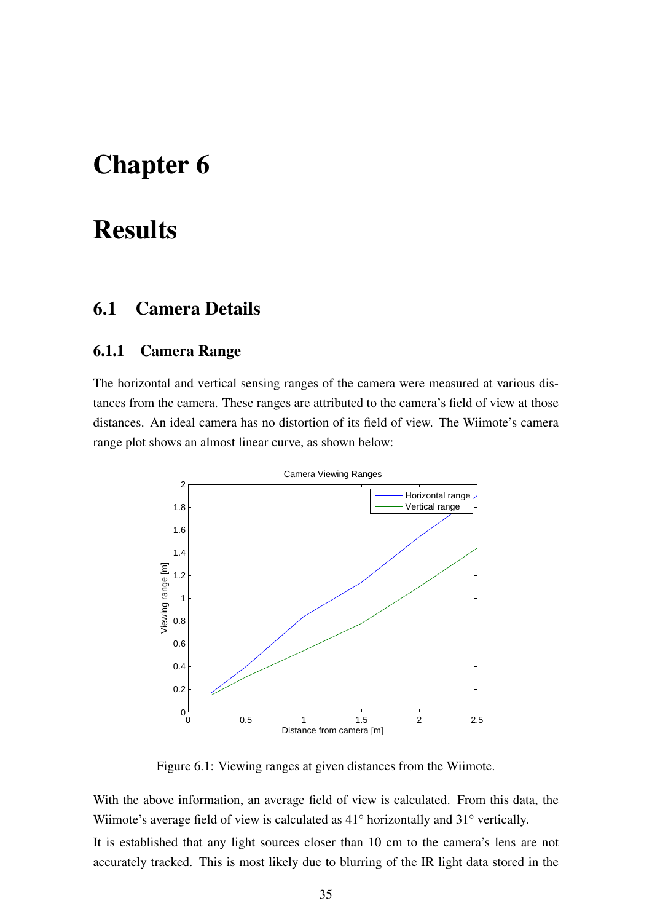# Chapter 6

# Results

## 6.1 Camera Details

### 6.1.1 Camera Range

The horizontal and vertical sensing ranges of the camera were measured at various distances from the camera. These ranges are attributed to the camera's field of view at those distances. An ideal camera has no distortion of its field of view. The Wiimote's camera range plot shows an almost linear curve, as shown below:

Figure 6.1: Viewing ranges at given distances from the Wiimote.

With the above information, an average field of view is calculated. From this data, the Wiimote's average field of view is calculated as 41° horizontally and 31° vertically.

It is established that any light sources closer than 10 cm to the camera's lens are not accurately tracked. This is most likely due to blurring of the IR light data stored in the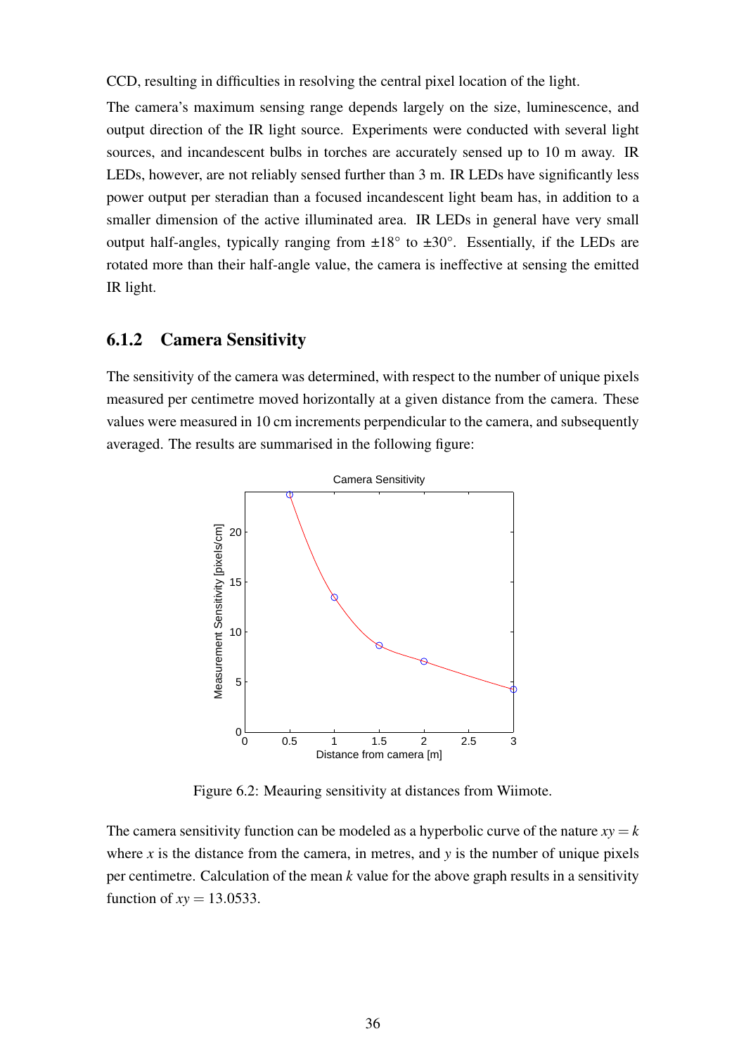CCD, resulting in difficulties in resolving the central pixel location of the light.

The camera's maximum sensing range depends largely on the size, luminescence, and output direction of the IR light source. Experiments were conducted with several light sources, and incandescent bulbs in torches are accurately sensed up to 10 m away. IR LEDs, however, are not reliably sensed further than 3 m. IR LEDs have significantly less power output per steradian than a focused incandescent light beam has, in addition to a smaller dimension of the active illuminated area. IR LEDs in general have very small output half-angles, typically ranging from $\pm 18°$ to $\pm 30°$. Essentially, if the LEDs are rotated more than their half-angle value, the camera is ineffective at sensing the emitted IR light.

### 6.1.2 Camera Sensitivity

The sensitivity of the camera was determined, with respect to the number of unique pixels measured per centimetre moved horizontally at a given distance from the camera. These values were measured in 10 cm increments perpendicular to the camera, and subsequently averaged. The results are summarised in the following figure:

Figure 6.2: Meauring sensitivity at distances from Wiimote.

The camera sensitivity function can be modeled as a hyperbolic curve of the nature $xy = k$ where $x$ is the distance from the camera, in metres, and $y$ is the number of unique pixels per centimetre. Calculation of the mean $k$ value for the above graph results in a sensitivity function of $xy = 13.0533$.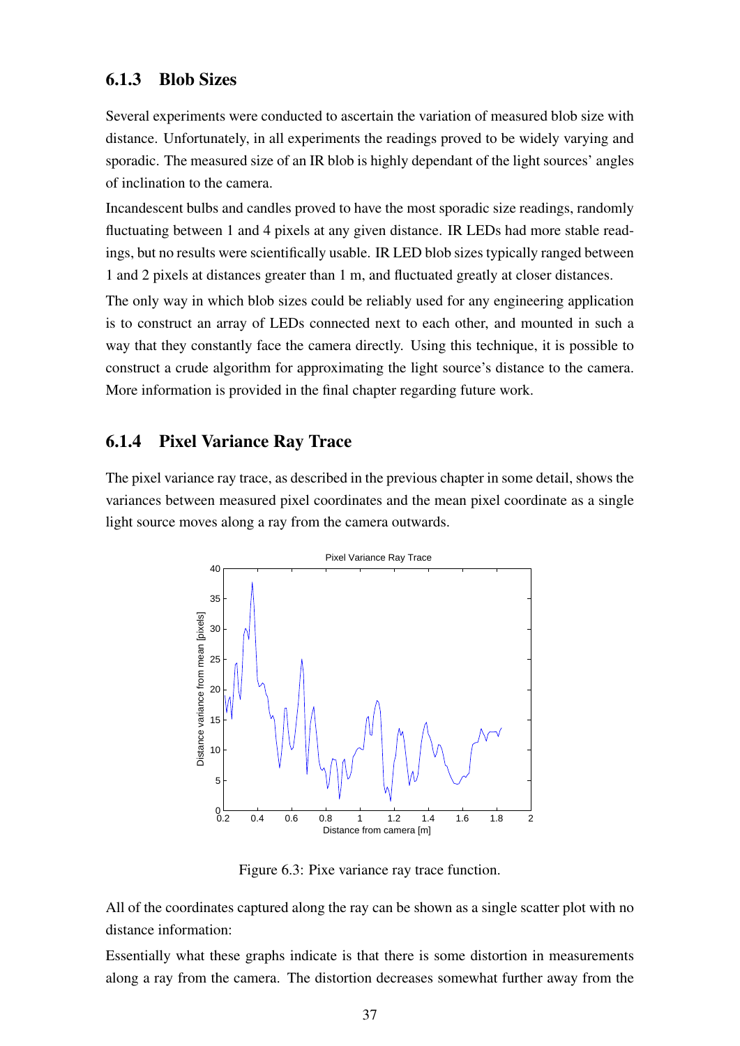### 6.1.3 Blob Sizes

Several experiments were conducted to ascertain the variation of measured blob size with distance. Unfortunately, in all experiments the readings proved to be widely varying and sporadic. The measured size of an IR blob is highly dependant of the light sources' angles of inclination to the camera.

Incandescent bulbs and candles proved to have the most sporadic size readings, randomly fluctuating between 1 and 4 pixels at any given distance. IR LEDs had more stable readings, but no results were scientifically usable. IR LED blob sizes typically ranged between 1 and 2 pixels at distances greater than 1 m, and fluctuated greatly at closer distances.

The only way in which blob sizes could be reliably used for any engineering application is to construct an array of LEDs connected next to each other, and mounted in such a way that they constantly face the camera directly. Using this technique, it is possible to construct a crude algorithm for approximating the light source's distance to the camera. More information is provided in the final chapter regarding future work.

### 6.1.4 Pixel Variance Ray Trace

The pixel variance ray trace, as described in the previous chapter in some detail, shows the variances between measured pixel coordinates and the mean pixel coordinate as a single light source moves along a ray from the camera outwards.

Figure 6.3: Pixe variance ray trace function.

All of the coordinates captured along the ray can be shown as a single scatter plot with no distance information:

Essentially what these graphs indicate is that there is some distortion in measurements along a ray from the camera. The distortion decreases somewhat further away from the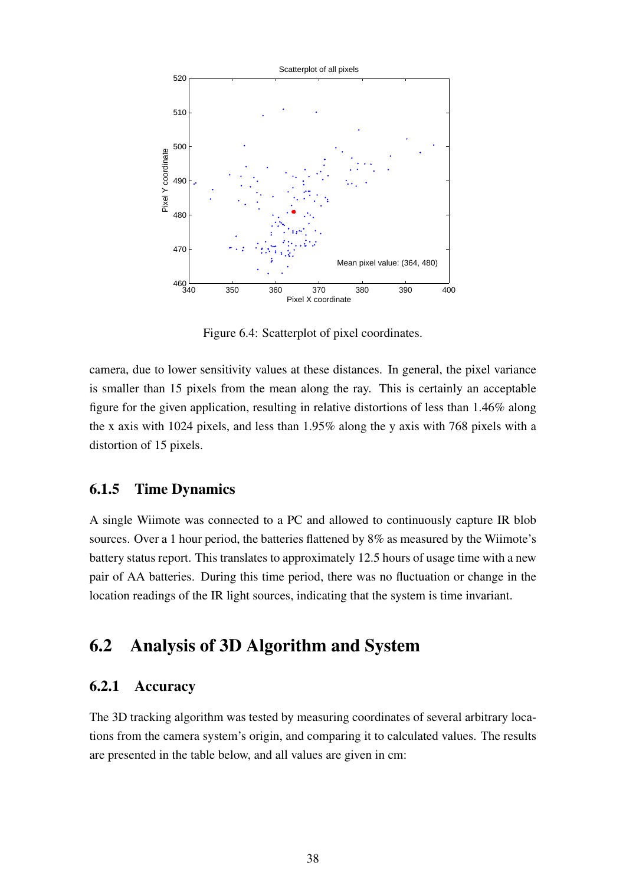Figure 6.4: Scatterplot of pixel coordinates.

camera, due to lower sensitivity values at these distances. In general, the pixel variance is smaller than 15 pixels from the mean along the ray. This is certainly an acceptable figure for the given application, resulting in relative distortions of less than 1.46% along the x axis with 1024 pixels, and less than 1.95% along the y axis with 768 pixels with a distortion of 15 pixels.

### 6.1.5 Time Dynamics

A single Wiimote was connected to a PC and allowed to continuously capture IR blob sources. Over a 1 hour period, the batteries flattened by 8% as measured by the Wiimote's battery status report. This translates to approximately 12.5 hours of usage time with a new pair of AA batteries. During this time period, there was no fluctuation or change in the location readings of the IR light sources, indicating that the system is time invariant.

## 6.2 Analysis of 3D Algorithm and System

### 6.2.1 Accuracy

The 3D tracking algorithm was tested by measuring coordinates of several arbitrary locations from the camera system's origin, and comparing it to calculated values. The results are presented in the table below, and all values are given in cm: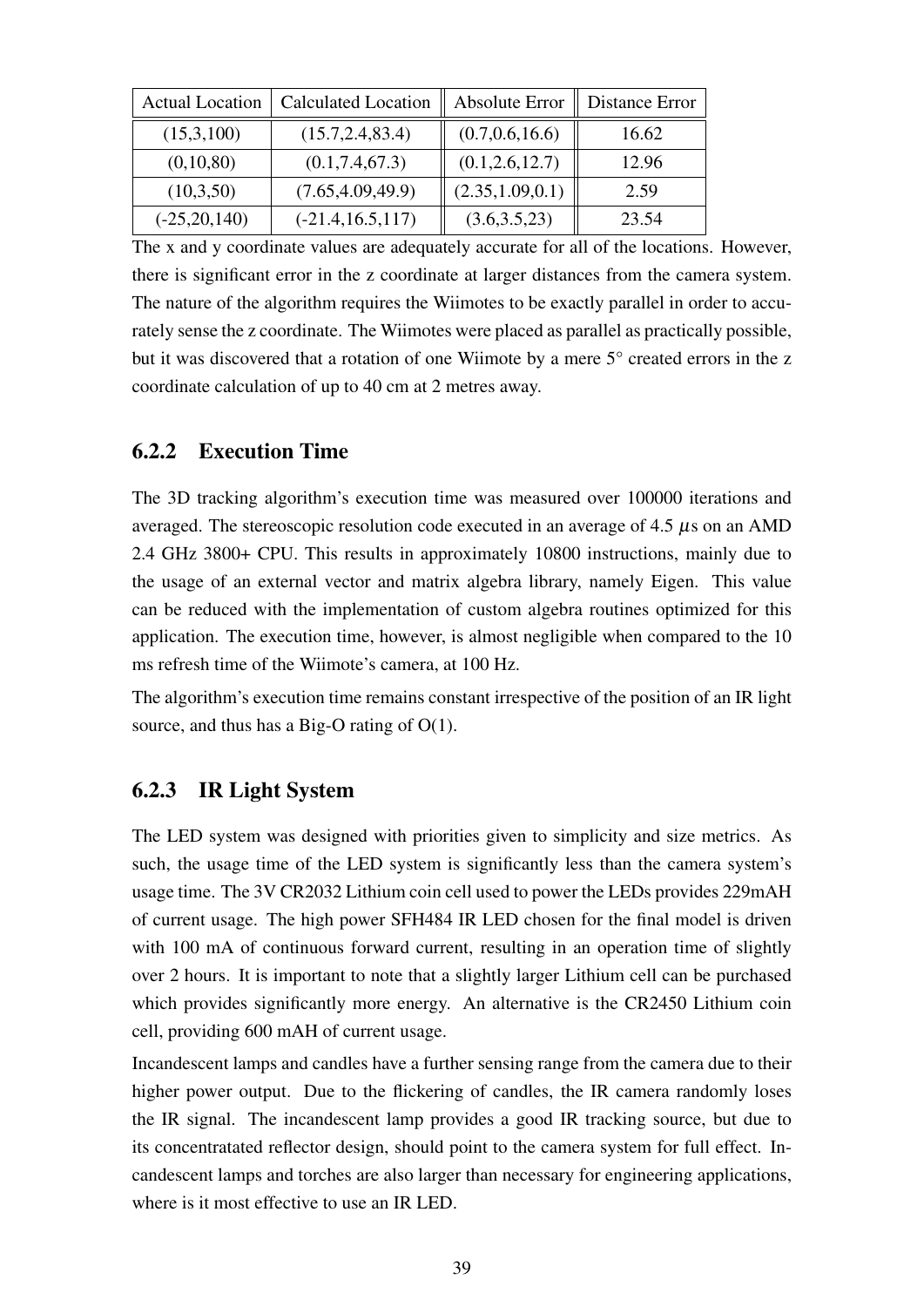| Actual Location | Calculated Location | Absolute Error | Distance Error |
| --- | --- | --- | --- |
| (15,3,100) | (15.7,2.4,83.4) | (0.7,0.6,16.6) | 16.62 |
| (0,10,80) | (0.1,7.4,67.3) | (0.1,2.6,12.7) | 12.96 |
| (10,3,50) | (7.65,4.09,49.9) | (2.35,1.09,0.1) | 2.59 |
| (-25,20,140) | (-21.4,16.5,117) | (3.6,3.5,23) | 23.54 |

The x and y coordinate values are adequately accurate for all of the locations. However, there is significant error in the z coordinate at larger distances from the camera system. The nature of the algorithm requires the Wiimotes to be exactly parallel in order to accurately sense the z coordinate. The Wiimotes were placed as parallel as practically possible, but it was discovered that a rotation of one Wiimote by a mere 5° created errors in the z coordinate calculation of up to 40 cm at 2 metres away.

### 6.2.2 Execution Time

The 3D tracking algorithm's execution time was measured over 100000 iterations and averaged. The stereoscopic resolution code executed in an average of 4.5 $\mu$s on an AMD 2.4 GHz 3800+ CPU. This results in approximately 10800 instructions, mainly due to the usage of an external vector and matrix algebra library, namely Eigen. This value can be reduced with the implementation of custom algebra routines optimized for this application. The execution time, however, is almost negligible when compared to the 10 ms refresh time of the Wiimote's camera, at 100 Hz.

The algorithm's execution time remains constant irrespective of the position of an IR light source, and thus has a Big-O rating of O(1).

### 6.2.3 IR Light System

The LED system was designed with priorities given to simplicity and size metrics. As such, the usage time of the LED system is significantly less than the camera system's usage time. The 3V CR2032 Lithium coin cell used to power the LEDs provides 229mAH of current usage. The high power SFH484 IR LED chosen for the final model is driven with 100 mA of continuous forward current, resulting in an operation time of slightly over 2 hours. It is important to note that a slightly larger Lithium cell can be purchased which provides significantly more energy. An alternative is the CR2450 Lithium coin cell, providing 600 mAH of current usage.

Incandescent lamps and candles have a further sensing range from the camera due to their higher power output. Due to the flickering of candles, the IR camera randomly loses the IR signal. The incandescent lamp provides a good IR tracking source, but due to its concentratated reflector design, should point to the camera system for full effect. Incandescent lamps and torches are also larger than necessary for engineering applications, where is it most effective to use an IR LED.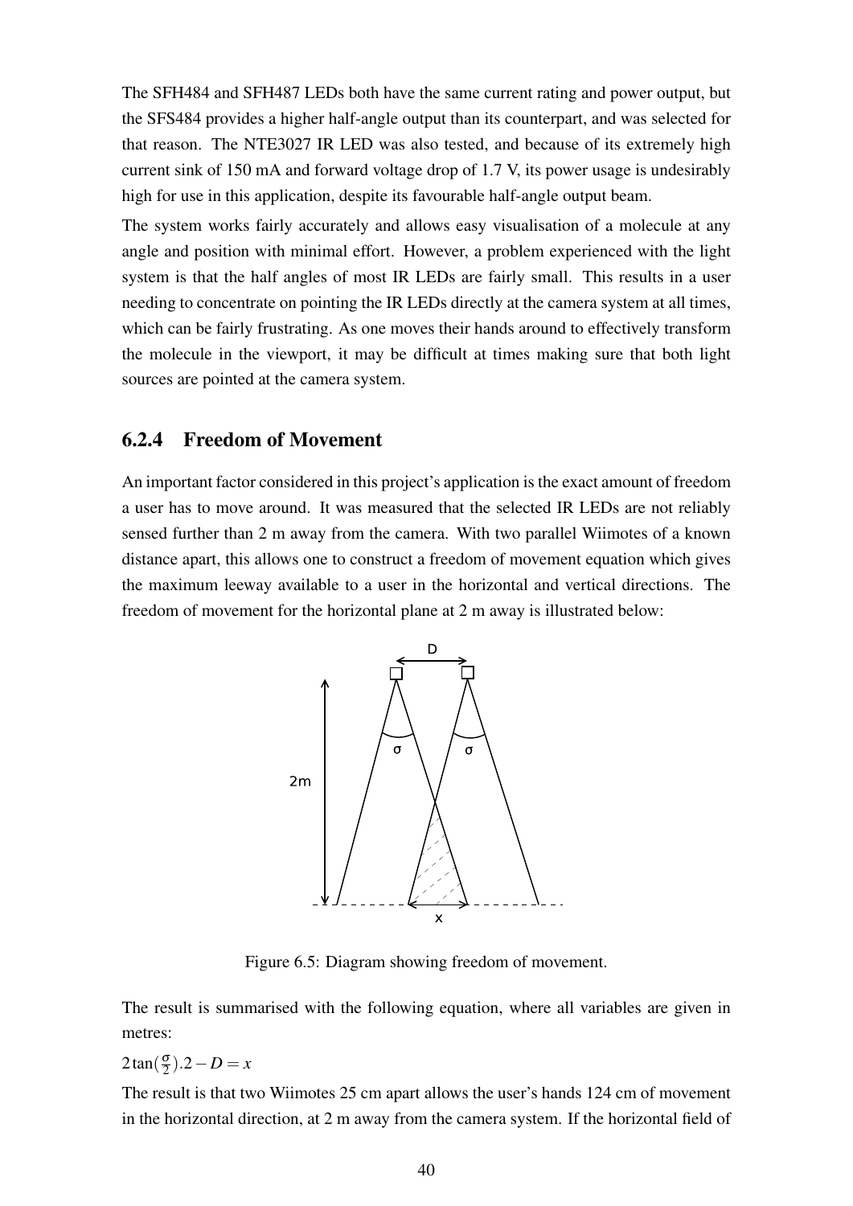The SFH484 and SFH487 LEDs both have the same current rating and power output, but the SFS484 provides a higher half-angle output than its counterpart, and was selected for that reason. The NTE3027 IR LED was also tested, and because of its extremely high current sink of 150 mA and forward voltage drop of 1.7 V, its power usage is undesirably high for use in this application, despite its favourable half-angle output beam.

The system works fairly accurately and allows easy visualisation of a molecule at any angle and position with minimal effort. However, a problem experienced with the light system is that the half angles of most IR LEDs are fairly small. This results in a user needing to concentrate on pointing the IR LEDs directly at the camera system at all times, which can be fairly frustrating. As one moves their hands around to effectively transform the molecule in the viewport, it may be difficult at times making sure that both light sources are pointed at the camera system.

### 6.2.4 Freedom of Movement

An important factor considered in this project's application is the exact amount of freedom a user has to move around. It was measured that the selected IR LEDs are not reliably sensed further than 2 m away from the camera. With two parallel Wiimotes of a known distance apart, this allows one to construct a freedom of movement equation which gives the maximum leeway available to a user in the horizontal and vertical directions. The freedom of movement for the horizontal plane at 2 m away is illustrated below:

Figure 6.5: Diagram showing freedom of movement.

The result is summarised with the following equation, where all variables are given in metres:

$2\tan(\frac{\sigma}{2}).2 - D = x$

The result is that two Wiimotes 25 cm apart allows the user's hands 124 cm of movement in the horizontal direction, at 2 m away from the camera system. If the horizontal field of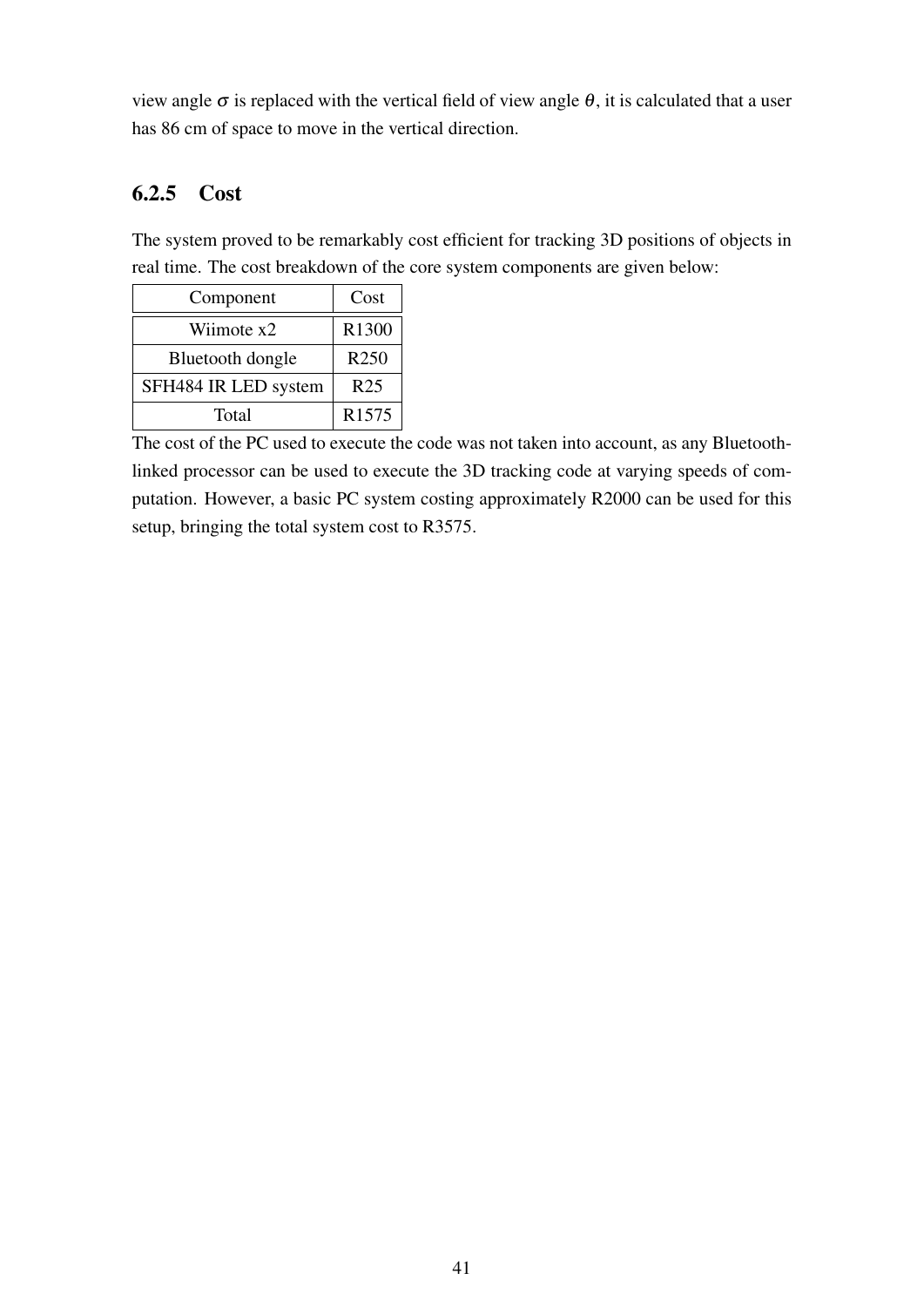view angle $\sigma$ is replaced with the vertical field of view angle $\theta$, it is calculated that a user has 86 cm of space to move in the vertical direction.

### 6.2.5 Cost

The system proved to be remarkably cost efficient for tracking 3D positions of objects in real time. The cost breakdown of the core system components are given below:

| Component | Cost |
| --- | --- |
| Wiimote x2 | R1300 |
| Bluetooth dongle | R250 |
| SFH484 IR LED system | R25 |
| Total | R1575 |

The cost of the PC used to execute the code was not taken into account, as any Bluetooth-linked processor can be used to execute the 3D tracking code at varying speeds of computation. However, a basic PC system costing approximately R2000 can be used for this setup, bringing the total system cost to R3575.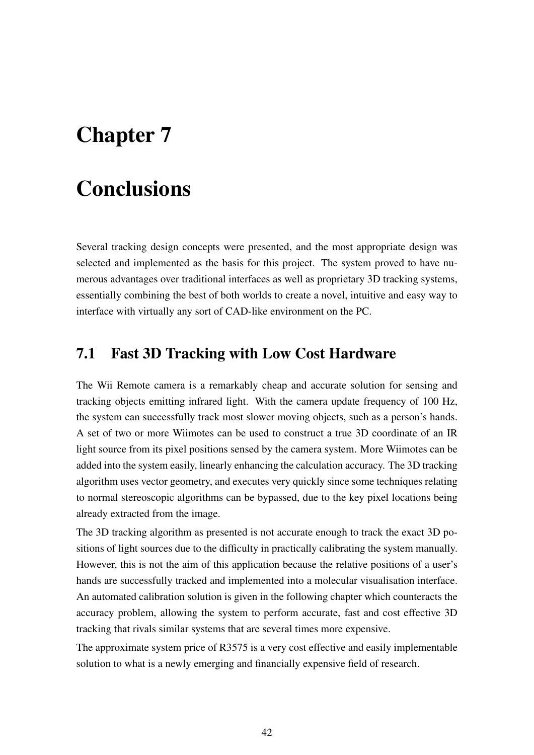# Chapter 7

# Conclusions

Several tracking design concepts were presented, and the most appropriate design was selected and implemented as the basis for this project. The system proved to have numerous advantages over traditional interfaces as well as proprietary 3D tracking systems, essentially combining the best of both worlds to create a novel, intuitive and easy way to interface with virtually any sort of CAD-like environment on the PC.

## 7.1 Fast 3D Tracking with Low Cost Hardware

The Wii Remote camera is a remarkably cheap and accurate solution for sensing and tracking objects emitting infrared light. With the camera update frequency of 100 Hz, the system can successfully track most slower moving objects, such as a person's hands. A set of two or more Wiimotes can be used to construct a true 3D coordinate of an IR light source from its pixel positions sensed by the camera system. More Wiimotes can be added into the system easily, linearly enhancing the calculation accuracy. The 3D tracking algorithm uses vector geometry, and executes very quickly since some techniques relating to normal stereoscopic algorithms can be bypassed, due to the key pixel locations being already extracted from the image.

The 3D tracking algorithm as presented is not accurate enough to track the exact 3D positions of light sources due to the difficulty in practically calibrating the system manually. However, this is not the aim of this application because the relative positions of a user's hands are successfully tracked and implemented into a molecular visualisation interface. An automated calibration solution is given in the following chapter which counteracts the accuracy problem, allowing the system to perform accurate, fast and cost effective 3D tracking that rivals similar systems that are several times more expensive.

The approximate system price of R3575 is a very cost effective and easily implementable solution to what is a newly emerging and financially expensive field of research.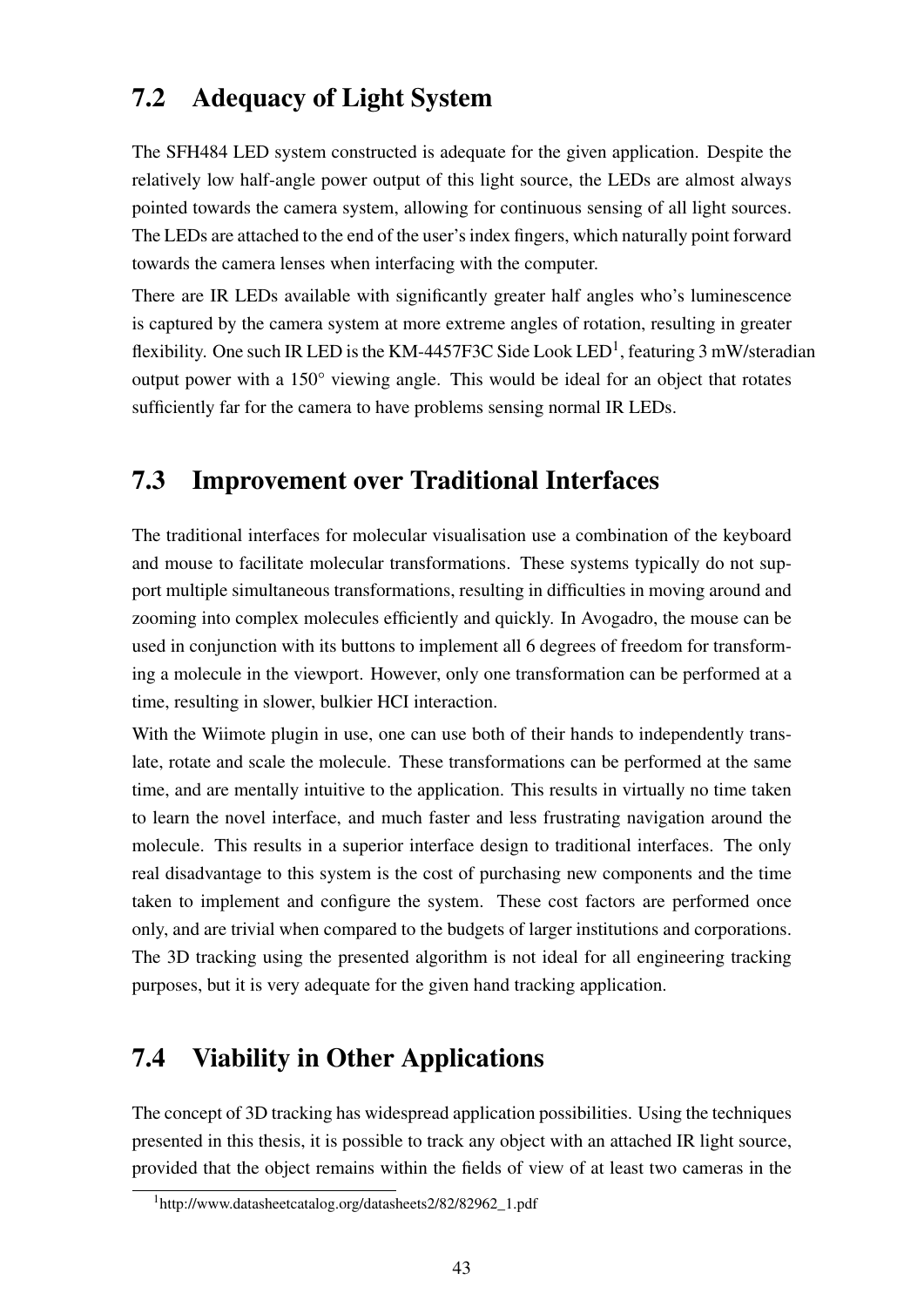## 7.2 Adequacy of Light System

The SFH484 LED system constructed is adequate for the given application. Despite the relatively low half-angle power output of this light source, the LEDs are almost always pointed towards the camera system, allowing for continuous sensing of all light sources. The LEDs are attached to the end of the user's index fingers, which naturally point forward towards the camera lenses when interfacing with the computer.

There are IR LEDs available with significantly greater half angles who's luminescence is captured by the camera system at more extreme angles of rotation, resulting in greater flexibility. One such IR LED is the KM-4457F3C Side Look LED[1], featuring 3 mW/steradian output power with a 150° viewing angle. This would be ideal for an object that rotates sufficiently far for the camera to have problems sensing normal IR LEDs.

## 7.3 Improvement over Traditional Interfaces

The traditional interfaces for molecular visualisation use a combination of the keyboard and mouse to facilitate molecular transformations. These systems typically do not support multiple simultaneous transformations, resulting in difficulties in moving around and zooming into complex molecules efficiently and quickly. In Avogadro, the mouse can be used in conjunction with its buttons to implement all 6 degrees of freedom for transforming a molecule in the viewport. However, only one transformation can be performed at a time, resulting in slower, bulkier HCI interaction.

With the Wiimote plugin in use, one can use both of their hands to independently translate, rotate and scale the molecule. These transformations can be performed at the same time, and are mentally intuitive to the application. This results in virtually no time taken to learn the novel interface, and much faster and less frustrating navigation around the molecule. This results in a superior interface design to traditional interfaces. The only real disadvantage to this system is the cost of purchasing new components and the time taken to implement and configure the system. These cost factors are performed once only, and are trivial when compared to the budgets of larger institutions and corporations. The 3D tracking using the presented algorithm is not ideal for all engineering tracking purposes, but it is very adequate for the given hand tracking application.

## 7.4 Viability in Other Applications

The concept of 3D tracking has widespread application possibilities. Using the techniques presented in this thesis, it is possible to track any object with an attached IR light source, provided that the object remains within the fields of view of at least two cameras in the

[1] http://www.datasheetcatalog.org/datasheets2/82/82962_1.pdf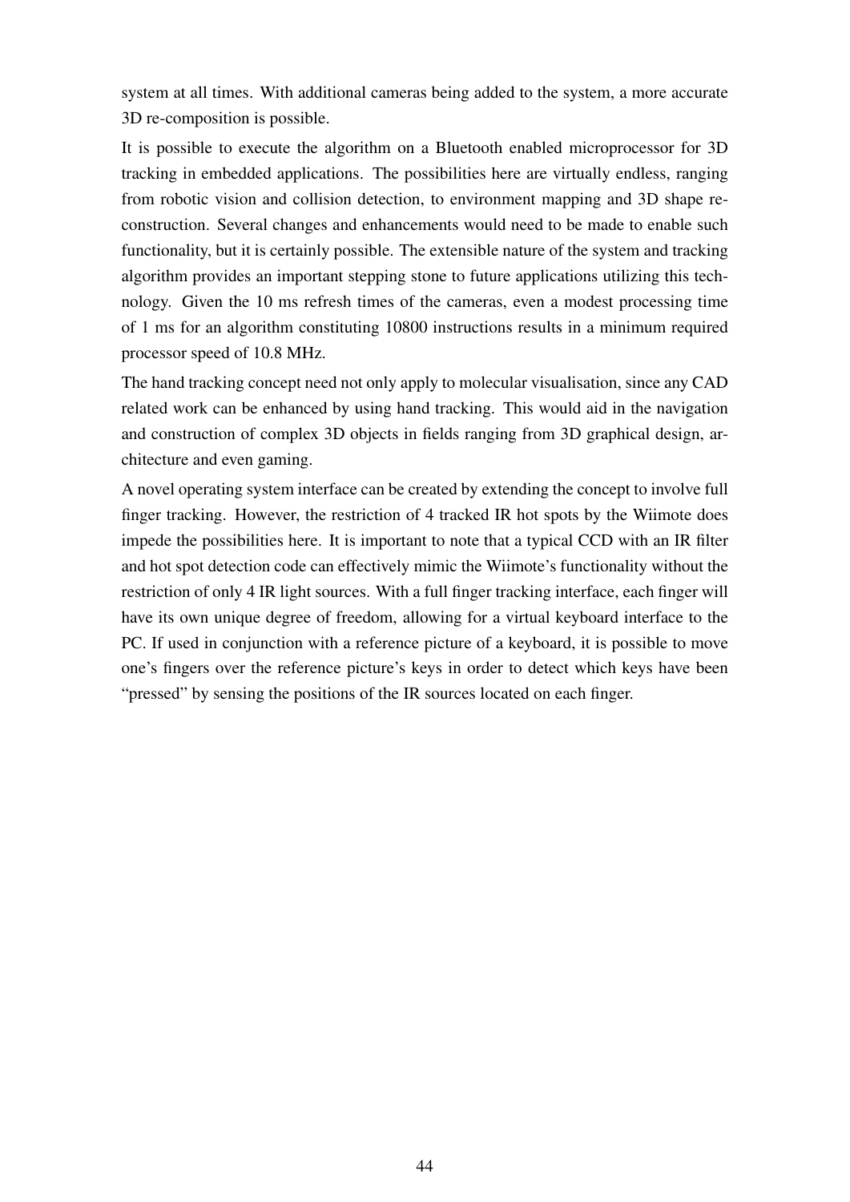system at all times. With additional cameras being added to the system, a more accurate 3D re-composition is possible.

It is possible to execute the algorithm on a Bluetooth enabled microprocessor for 3D tracking in embedded applications. The possibilities here are virtually endless, ranging from robotic vision and collision detection, to environment mapping and 3D shape reconstruction. Several changes and enhancements would need to be made to enable such functionality, but it is certainly possible. The extensible nature of the system and tracking algorithm provides an important stepping stone to future applications utilizing this technology. Given the 10 ms refresh times of the cameras, even a modest processing time of 1 ms for an algorithm constituting 10800 instructions results in a minimum required processor speed of 10.8 MHz.

The hand tracking concept need not only apply to molecular visualisation, since any CAD related work can be enhanced by using hand tracking. This would aid in the navigation and construction of complex 3D objects in fields ranging from 3D graphical design, architecture and even gaming.

A novel operating system interface can be created by extending the concept to involve full finger tracking. However, the restriction of 4 tracked IR hot spots by the Wiimote does impede the possibilities here. It is important to note that a typical CCD with an IR filter and hot spot detection code can effectively mimic the Wiimote's functionality without the restriction of only 4 IR light sources. With a full finger tracking interface, each finger will have its own unique degree of freedom, allowing for a virtual keyboard interface to the PC. If used in conjunction with a reference picture of a keyboard, it is possible to move one's fingers over the reference picture's keys in order to detect which keys have been "pressed" by sensing the positions of the IR sources located on each finger.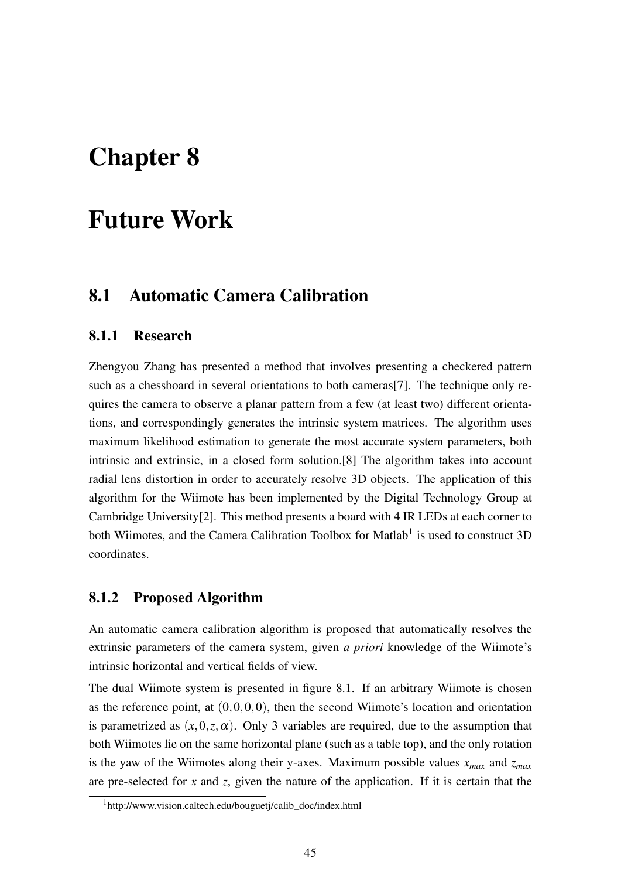# Chapter 8

# Future Work

## 8.1 Automatic Camera Calibration

### 8.1.1 Research

Zhengyou Zhang has presented a method that involves presenting a checkered pattern such as a chessboard in several orientations to both cameras[7]. The technique only requires the camera to observe a planar pattern from a few (at least two) different orientations, and correspondingly generates the intrinsic system matrices. The algorithm uses maximum likelihood estimation to generate the most accurate system parameters, both intrinsic and extrinsic, in a closed form solution.[8] The algorithm takes into account radial lens distortion in order to accurately resolve 3D objects. The application of this algorithm for the Wiimote has been implemented by the Digital Technology Group at Cambridge University[2]. This method presents a board with 4 IR LEDs at each corner to both Wiimotes, and the Camera Calibration Toolbox for Matlab[1] is used to construct 3D coordinates.

### 8.1.2 Proposed Algorithm

An automatic camera calibration algorithm is proposed that automatically resolves the extrinsic parameters of the camera system, given *a priori* knowledge of the Wiimote's intrinsic horizontal and vertical fields of view.

The dual Wiimote system is presented in figure 8.1. If an arbitrary Wiimote is chosen as the reference point, at $(0,0,0,0)$, then the second Wiimote's location and orientation is parametrized as $(x,0,z,\alpha)$. Only 3 variables are required, due to the assumption that both Wiimotes lie on the same horizontal plane (such as a table top), and the only rotation is the yaw of the Wiimotes along their y-axes. Maximum possible values $x_{max}$ and $z_{max}$ are pre-selected for $x$ and $z$, given the nature of the application. If it is certain that the

[1] http://www.vision.caltech.edu/bouguetj/calib_doc/index.html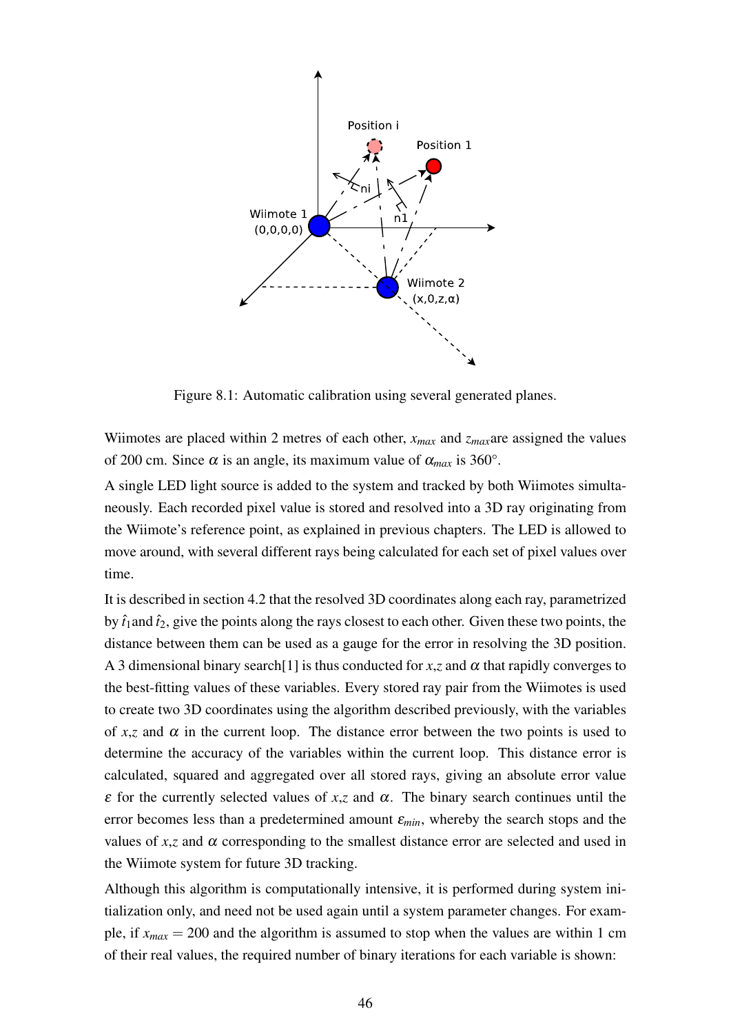Figure 8.1: Automatic calibration using several generated planes.

Wiimotes are placed within 2 metres of each other, $x_{max}$ and $z_{max}$are assigned the values of 200 cm. Since $\alpha$ is an angle, its maximum value of $\alpha_{max}$ is 360°.

A single LED light source is added to the system and tracked by both Wiimotes simultaneously. Each recorded pixel value is stored and resolved into a 3D ray originating from the Wiimote's reference point, as explained in previous chapters. The LED is allowed to move around, with several different rays being calculated for each set of pixel values over time.

It is described in section 4.2 that the resolved 3D coordinates along each ray, parametrized by $\hat{t}_1$and $\hat{t}_2$, give the points along the rays closest to each other. Given these two points, the distance between them can be used as a gauge for the error in resolving the 3D position. A 3 dimensional binary search[1] is thus conducted for $x$,$z$ and $\alpha$ that rapidly converges to the best-fitting values of these variables. Every stored ray pair from the Wiimotes is used to create two 3D coordinates using the algorithm described previously, with the variables of $x$,$z$ and $\alpha$ in the current loop. The distance error between the two points is used to determine the accuracy of the variables within the current loop. This distance error is calculated, squared and aggregated over all stored rays, giving an absolute error value $\varepsilon$ for the currently selected values of $x$,$z$ and $\alpha$. The binary search continues until the error becomes less than a predetermined amount $\varepsilon_{min}$, whereby the search stops and the values of $x$,$z$ and $\alpha$ corresponding to the smallest distance error are selected and used in the Wiimote system for future 3D tracking.

Although this algorithm is computationally intensive, it is performed during system initialization only, and need not be used again until a system parameter changes. For example, if $x_{max} = 200$ and the algorithm is assumed to stop when the values are within 1 cm of their real values, the required number of binary iterations for each variable is shown: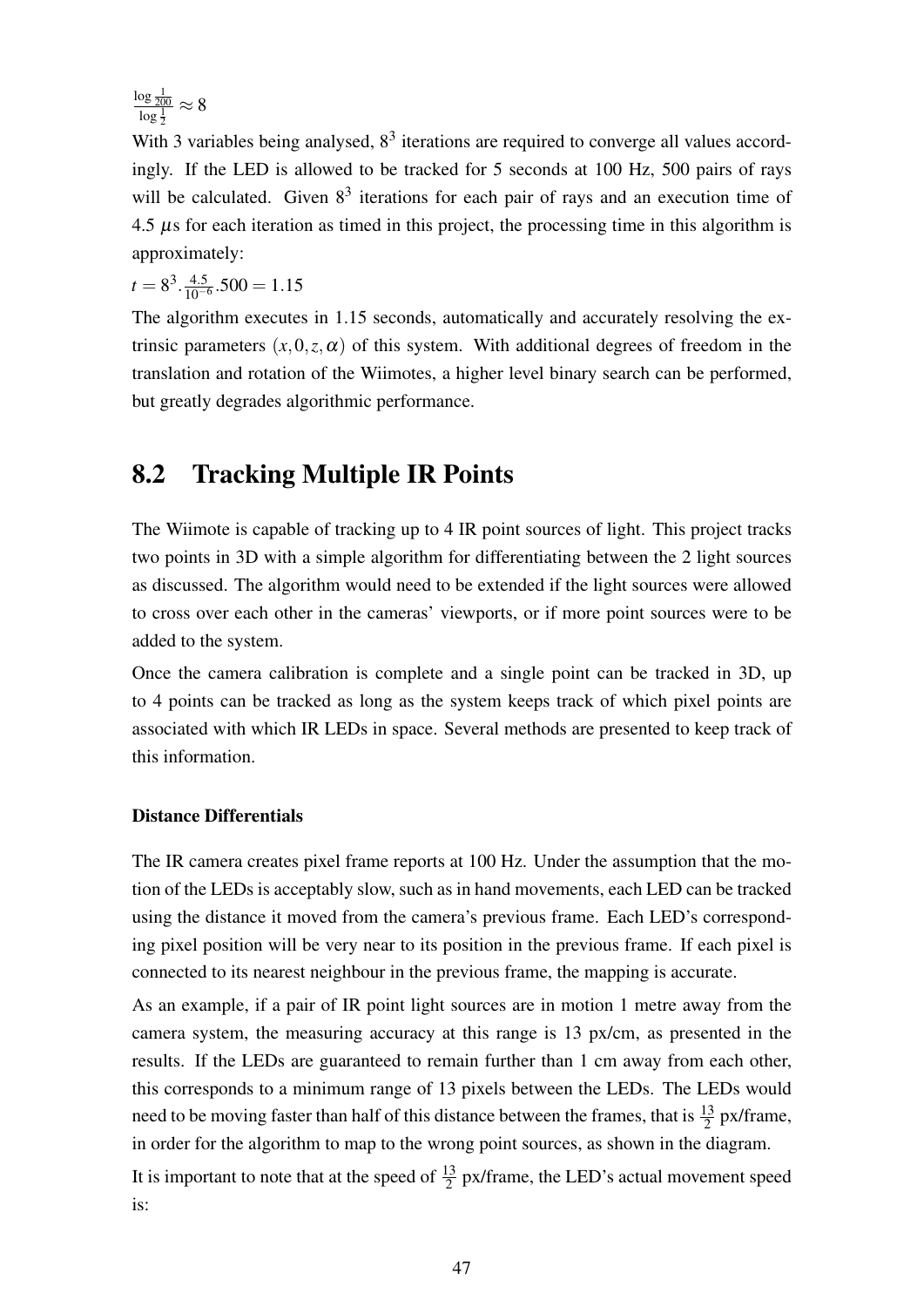$\frac{\log \frac{1}{200}}{\log \frac{1}{2}} \approx 8$

With 3 variables being analysed, $8^3$ iterations are required to converge all values accordingly. If the LED is allowed to be tracked for 5 seconds at 100 Hz, 500 pairs of rays will be calculated. Given $8^3$ iterations for each pair of rays and an execution time of 4.5 $\mu$s for each iteration as timed in this project, the processing time in this algorithm is approximately:

$t = 8^3 . \frac{4.5}{10^{-6}} .500 = 1.15$

The algorithm executes in 1.15 seconds, automatically and accurately resolving the extrinsic parameters $(x, 0, z, \alpha)$ of this system. With additional degrees of freedom in the translation and rotation of the Wiimotes, a higher level binary search can be performed, but greatly degrades algorithmic performance.

## 8.2 Tracking Multiple IR Points

The Wiimote is capable of tracking up to 4 IR point sources of light. This project tracks two points in 3D with a simple algorithm for differentiating between the 2 light sources as discussed. The algorithm would need to be extended if the light sources were allowed to cross over each other in the cameras' viewports, or if more point sources were to be added to the system.

Once the camera calibration is complete and a single point can be tracked in 3D, up to 4 points can be tracked as long as the system keeps track of which pixel points are associated with which IR LEDs in space. Several methods are presented to keep track of this information.

#### Distance Differentials

The IR camera creates pixel frame reports at 100 Hz. Under the assumption that the motion of the LEDs is acceptably slow, such as in hand movements, each LED can be tracked using the distance it moved from the camera's previous frame. Each LED's corresponding pixel position will be very near to its position in the previous frame. If each pixel is connected to its nearest neighbour in the previous frame, the mapping is accurate.

As an example, if a pair of IR point light sources are in motion 1 metre away from the camera system, the measuring accuracy at this range is 13 px/cm, as presented in the results. If the LEDs are guaranteed to remain further than 1 cm away from each other, this corresponds to a minimum range of 13 pixels between the LEDs. The LEDs would need to be moving faster than half of this distance between the frames, that is $\frac{13}{2}$ px/frame, in order for the algorithm to map to the wrong point sources, as shown in the diagram.

It is important to note that at the speed of $\frac{13}{2}$ px/frame, the LED's actual movement speed is: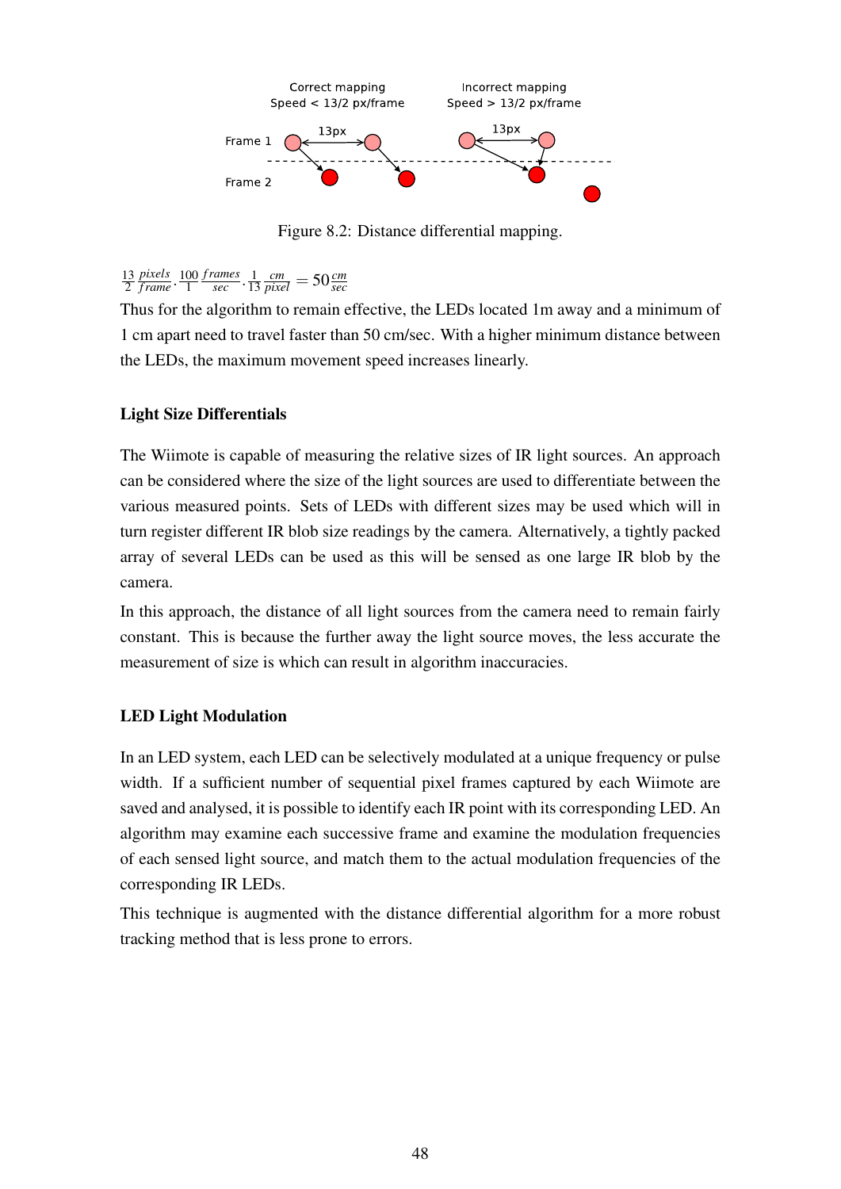Correct mapping
Speed < 13/2 px/frame

Incorrect mapping
Speed > 13/2 px/frame

Figure 8.2: Distance differential mapping.

$$\frac{13}{2}\frac{pixels}{frame}\cdot\frac{100}{1}\frac{frames}{sec}\cdot\frac{1}{13}\frac{cm}{pixel} = 50\frac{cm}{sec}$$

Thus for the algorithm to remain effective, the LEDs located 1m away and a minimum of 1 cm apart need to travel faster than 50 cm/sec. With a higher minimum distance between the LEDs, the maximum movement speed increases linearly.

### Light Size Differentials

The Wiimote is capable of measuring the relative sizes of IR light sources. An approach can be considered where the size of the light sources are used to differentiate between the various measured points. Sets of LEDs with different sizes may be used which will in turn register different IR blob size readings by the camera. Alternatively, a tightly packed array of several LEDs can be used as this will be sensed as one large IR blob by the camera.

In this approach, the distance of all light sources from the camera need to remain fairly constant. This is because the further away the light source moves, the less accurate the measurement of size is which can result in algorithm inaccuracies.

### LED Light Modulation

In an LED system, each LED can be selectively modulated at a unique frequency or pulse width. If a sufficient number of sequential pixel frames captured by each Wiimote are saved and analysed, it is possible to identify each IR point with its corresponding LED. An algorithm may examine each successive frame and examine the modulation frequencies of each sensed light source, and match them to the actual modulation frequencies of the corresponding IR LEDs.

This technique is augmented with the distance differential algorithm for a more robust tracking method that is less prone to errors.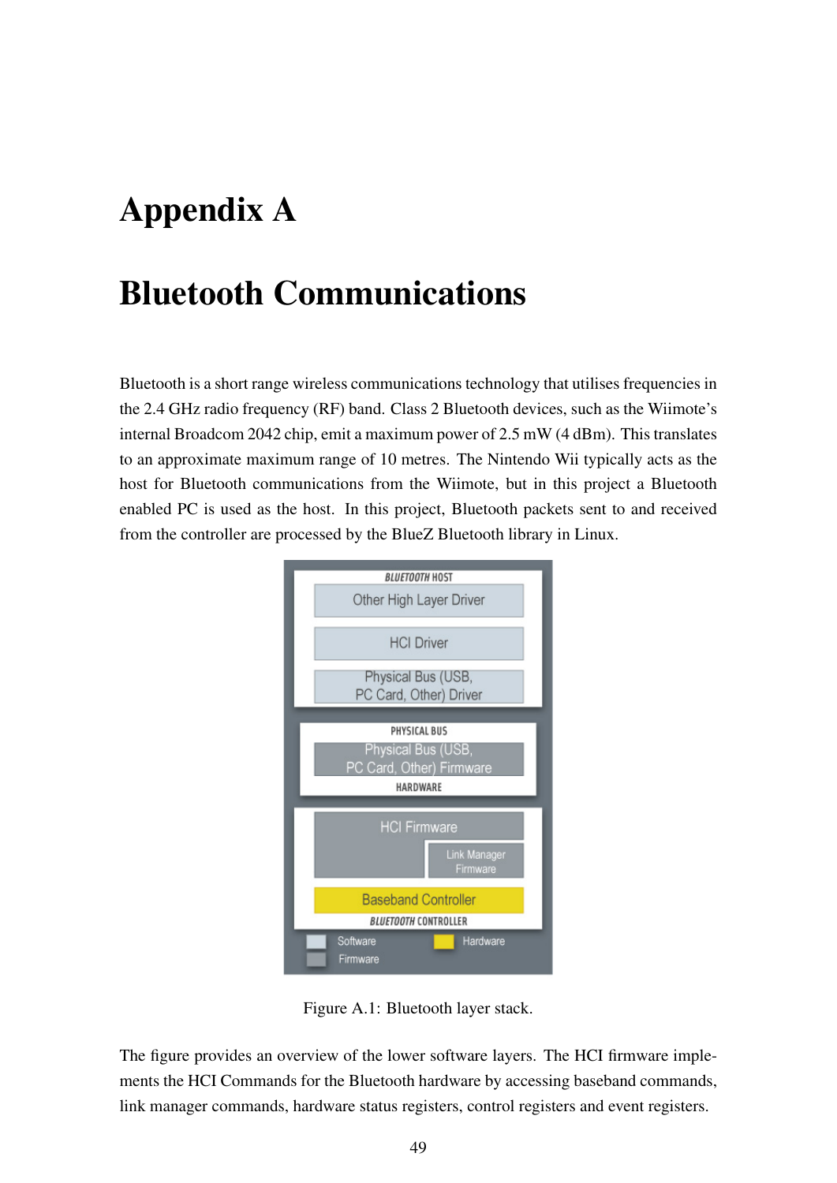# Appendix A

# Bluetooth Communications

Bluetooth is a short range wireless communications technology that utilises frequencies in the 2.4 GHz radio frequency (RF) band. Class 2 Bluetooth devices, such as the Wiimote's internal Broadcom 2042 chip, emit a maximum power of 2.5 mW (4 dBm). This translates to an approximate maximum range of 10 metres. The Nintendo Wii typically acts as the host for Bluetooth communications from the Wiimote, but in this project a Bluetooth enabled PC is used as the host. In this project, Bluetooth packets sent to and received from the controller are processed by the BlueZ Bluetooth library in Linux.

Figure A.1: Bluetooth layer stack.

The figure provides an overview of the lower software layers. The HCI firmware implements the HCI Commands for the Bluetooth hardware by accessing baseband commands, link manager commands, hardware status registers, control registers and event registers.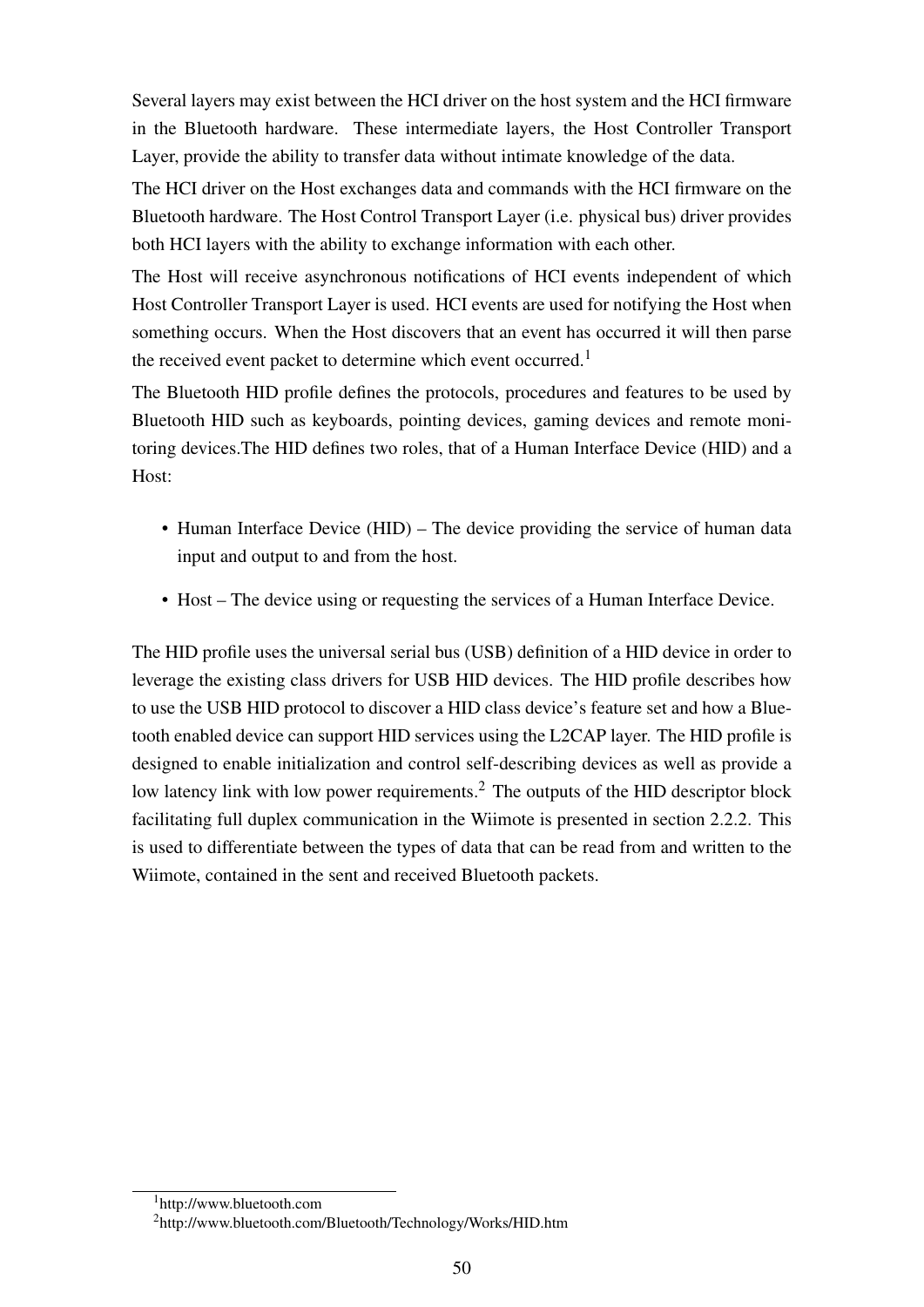Several layers may exist between the HCI driver on the host system and the HCI firmware in the Bluetooth hardware. These intermediate layers, the Host Controller Transport Layer, provide the ability to transfer data without intimate knowledge of the data.

The HCI driver on the Host exchanges data and commands with the HCI firmware on the Bluetooth hardware. The Host Control Transport Layer (i.e. physical bus) driver provides both HCI layers with the ability to exchange information with each other.

The Host will receive asynchronous notifications of HCI events independent of which Host Controller Transport Layer is used. HCI events are used for notifying the Host when something occurs. When the Host discovers that an event has occurred it will then parse the received event packet to determine which event occurred.[1]

The Bluetooth HID profile defines the protocols, procedures and features to be used by Bluetooth HID such as keyboards, pointing devices, gaming devices and remote monitoring devices.The HID defines two roles, that of a Human Interface Device (HID) and a Host:

- Human Interface Device (HID) – The device providing the service of human data input and output to and from the host.
- Host – The device using or requesting the services of a Human Interface Device.

The HID profile uses the universal serial bus (USB) definition of a HID device in order to leverage the existing class drivers for USB HID devices. The HID profile describes how to use the USB HID protocol to discover a HID class device's feature set and how a Bluetooth enabled device can support HID services using the L2CAP layer. The HID profile is designed to enable initialization and control self-describing devices as well as provide a low latency link with low power requirements.[2] The outputs of the HID descriptor block facilitating full duplex communication in the Wiimote is presented in section 2.2.2. This is used to differentiate between the types of data that can be read from and written to the Wiimote, contained in the sent and received Bluetooth packets.

[1] http://www.bluetooth.com

[2] http://www.bluetooth.com/Bluetooth/Technology/Works/HID.htm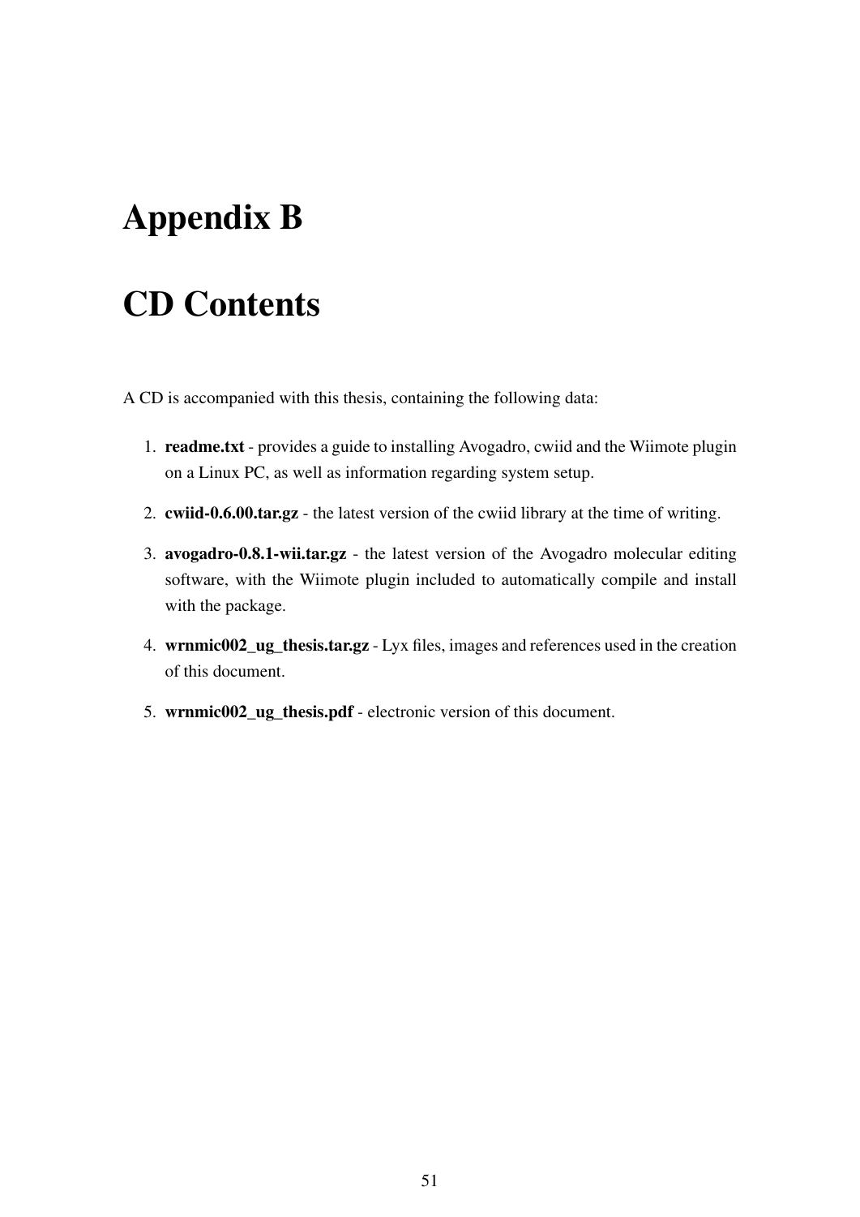# Appendix B

# CD Contents

A CD is accompanied with this thesis, containing the following data:

1. **readme.txt** - provides a guide to installing Avogadro, cwiid and the Wiimote plugin on a Linux PC, as well as information regarding system setup.
2. **cwiid-0.6.00.tar.gz** - the latest version of the cwiid library at the time of writing.
3. **avogadro-0.8.1-wii.tar.gz** - the latest version of the Avogadro molecular editing software, with the Wiimote plugin included to automatically compile and install with the package.
4. **wrnmic002_ug_thesis.tar.gz** - Lyx files, images and references used in the creation of this document.
5. **wrnmic002_ug_thesis.pdf** - electronic version of this document.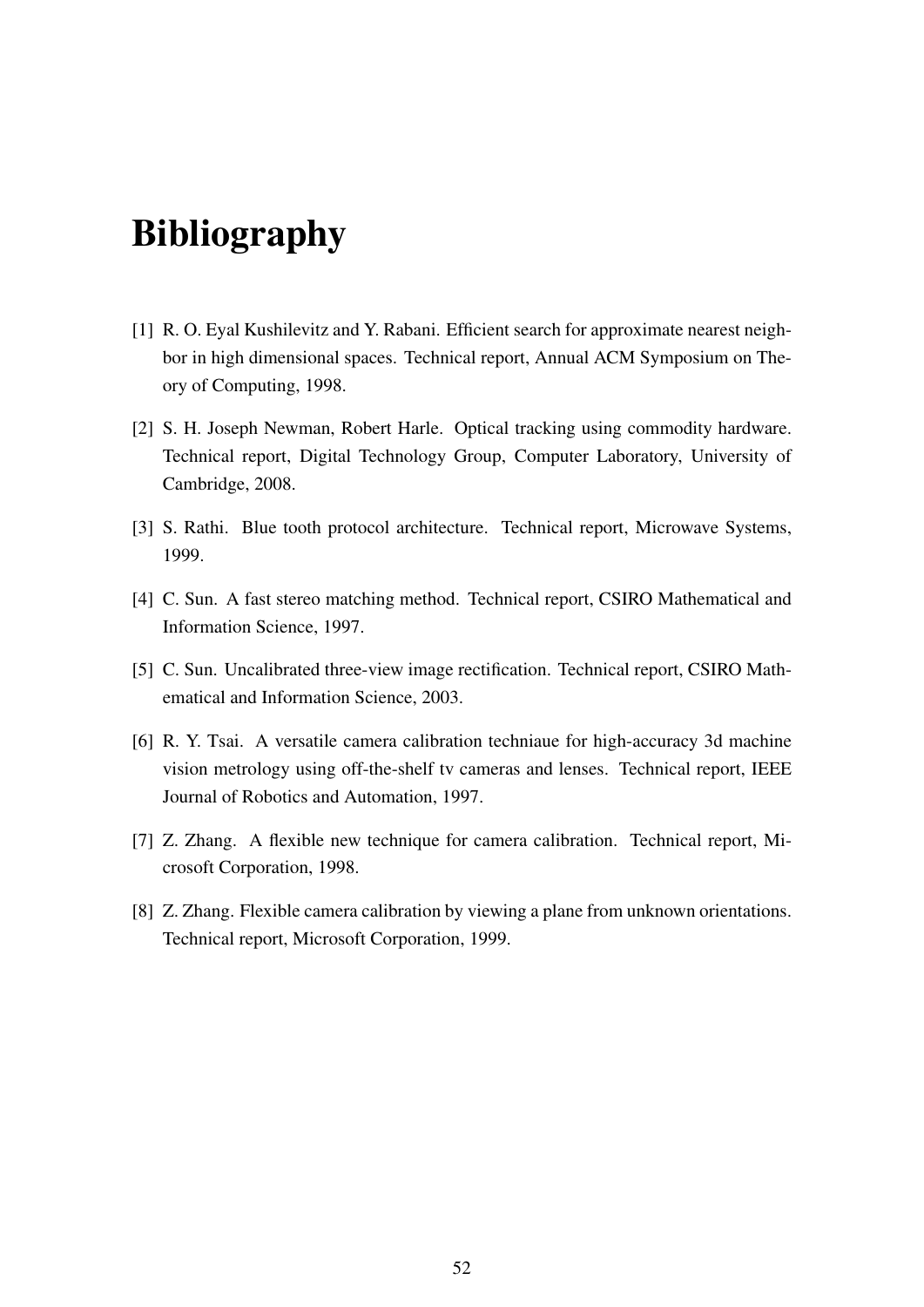# Bibliography

[1] R. O. Eyal Kushilevitz and Y. Rabani. Efficient search for approximate nearest neighbor in high dimensional spaces. Technical report, Annual ACM Symposium on Theory of Computing, 1998.

[2] S. H. Joseph Newman, Robert Harle. Optical tracking using commodity hardware. Technical report, Digital Technology Group, Computer Laboratory, University of Cambridge, 2008.

[3] S. Rathi. Blue tooth protocol architecture. Technical report, Microwave Systems, 1999.

[4] C. Sun. A fast stereo matching method. Technical report, CSIRO Mathematical and Information Science, 1997.

[5] C. Sun. Uncalibrated three-view image rectification. Technical report, CSIRO Mathematical and Information Science, 2003.

[6] R. Y. Tsai. A versatile camera calibration techniaue for high-accuracy 3d machine vision metrology using off-the-shelf tv cameras and lenses. Technical report, IEEE Journal of Robotics and Automation, 1997.

[7] Z. Zhang. A flexible new technique for camera calibration. Technical report, Microsoft Corporation, 1998.

[8] Z. Zhang. Flexible camera calibration by viewing a plane from unknown orientations. Technical report, Microsoft Corporation, 1999.